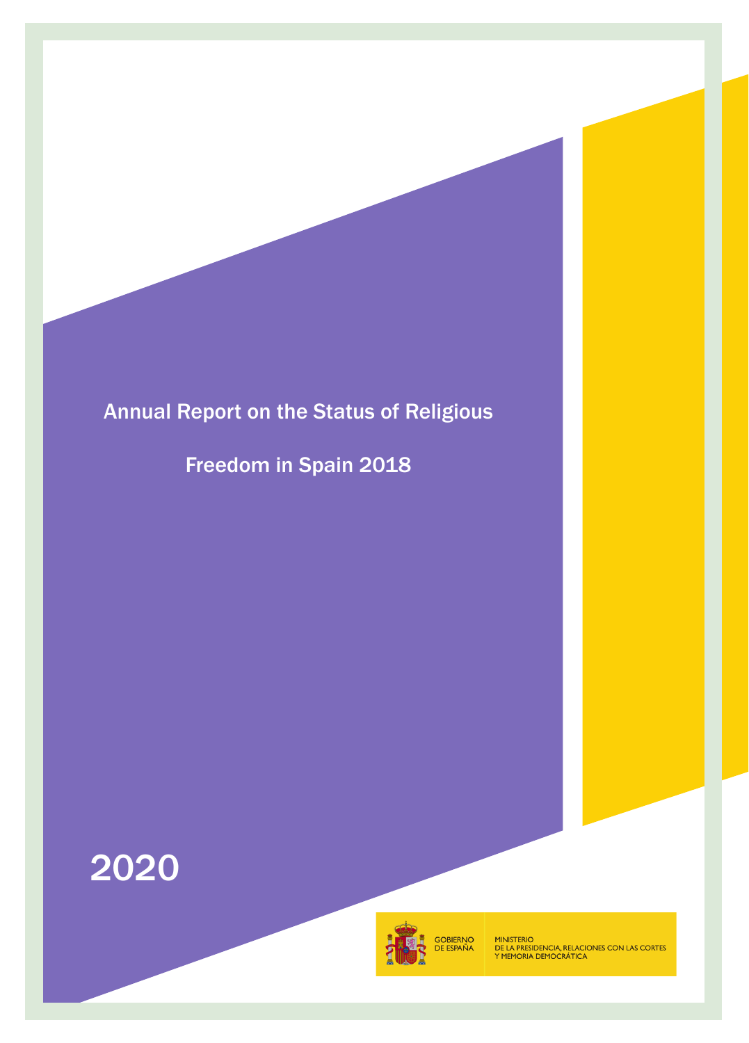# Annual Report on the Status of Religious Freedom in Spain 2018

2020

GOBIERNO DE ESPAÑA

MINISTERIO DE LA PRESIDENCIA, RELACIONES CON LAS CORTES Y MEMORIA DEMOCRÁTICA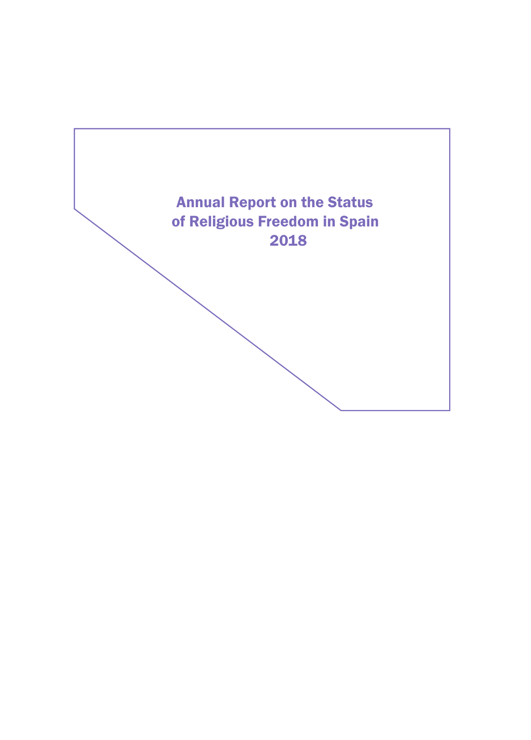# Annual Report on the Status of Religious Freedom in Spain 2018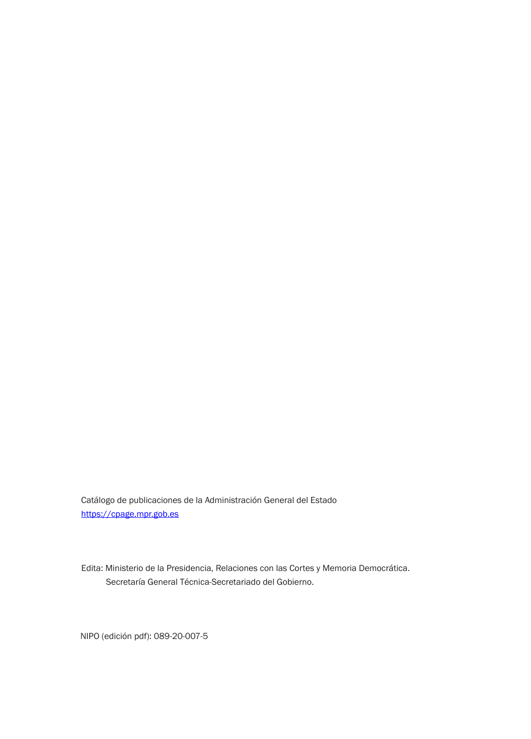Catálogo de publicaciones de la Administración General del Estado
https://cpage.mpr.gob.es

Edita: Ministerio de la Presidencia, Relaciones con las Cortes y Memoria Democrática.
Secretaría General Técnica-Secretariado del Gobierno.

NIPO (edición pdf): 089-20-007-5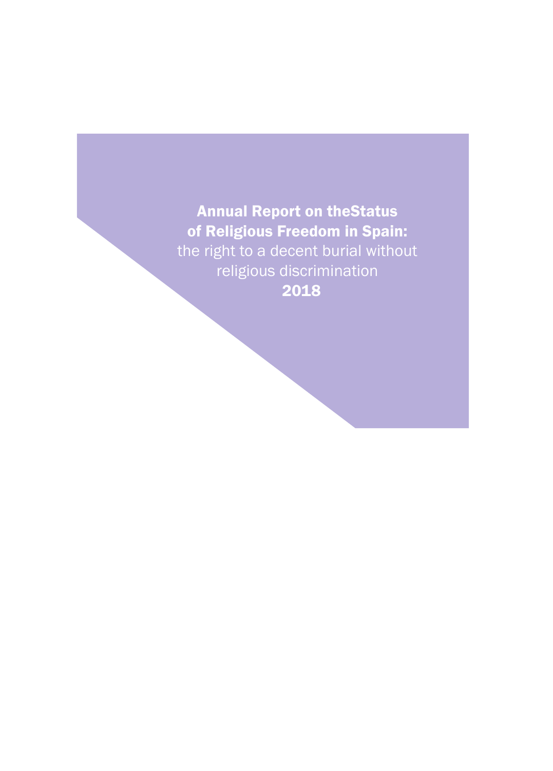# Annual Report on theStatus of Religious Freedom in Spain:

the right to a decent burial without religious discrimination

**2018**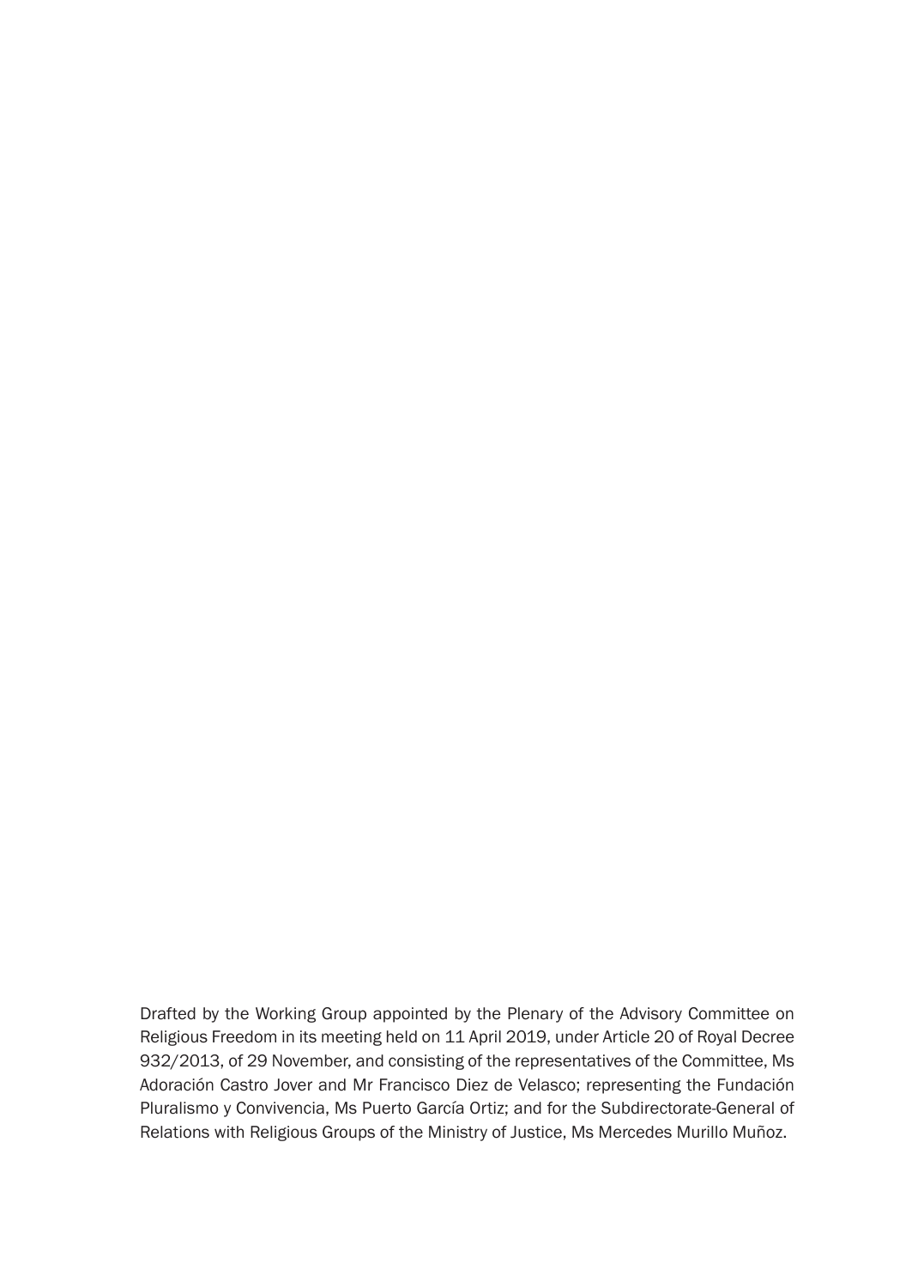Drafted by the Working Group appointed by the Plenary of the Advisory Committee on Religious Freedom in its meeting held on 11 April 2019, under Article 20 of Royal Decree 932/2013, of 29 November, and consisting of the representatives of the Committee, Ms Adoración Castro Jover and Mr Francisco Diez de Velasco; representing the Fundación Pluralismo y Convivencia, Ms Puerto García Ortiz; and for the Subdirectorate-General of Relations with Religious Groups of the Ministry of Justice, Ms Mercedes Murillo Muñoz.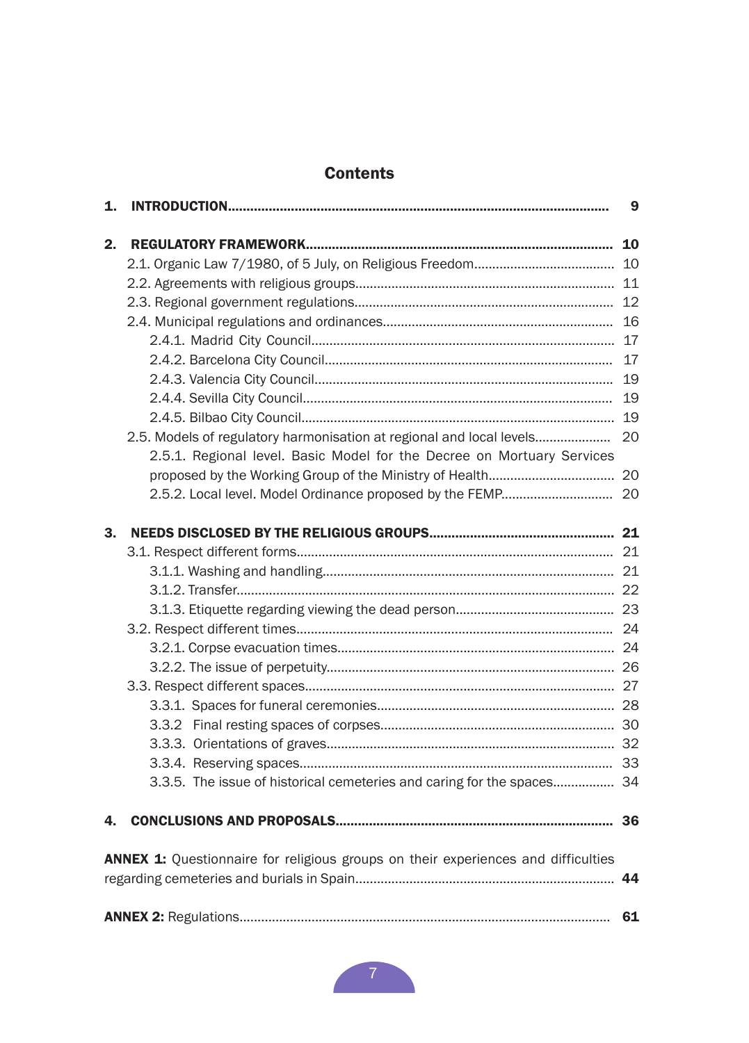# Contents

| | |
|---|---|
| **1. INTRODUCTION** | **9** |
| **2. REGULATORY FRAMEWORK** | **10** |
| 2.1. Organic Law 7/1980, of 5 July, on Religious Freedom | 10 |
| 2.2. Agreements with religious groups | 11 |
| 2.3. Regional government regulations | 12 |
| 2.4. Municipal regulations and ordinances | 16 |
| 2.4.1. Madrid City Council | 17 |
| 2.4.2. Barcelona City Council | 17 |
| 2.4.3. Valencia City Council | 19 |
| 2.4.4. Sevilla City Council | 19 |
| 2.4.5. Bilbao City Council | 19 |
| 2.5. Models of regulatory harmonisation at regional and local levels | 20 |
| 2.5.1. Regional level. Basic Model for the Decree on Mortuary Services proposed by the Working Group of the Ministry of Health | 20 |
| 2.5.2. Local level. Model Ordinance proposed by the FEMP | 20 |
| **3. NEEDS DISCLOSED BY THE RELIGIOUS GROUPS** | **21** |
| 3.1. Respect different forms | 21 |
| 3.1.1. Washing and handling | 21 |
| 3.1.2. Transfer | 22 |
| 3.1.3. Etiquette regarding viewing the dead person | 23 |
| 3.2. Respect different times | 24 |
| 3.2.1. Corpse evacuation times | 24 |
| 3.2.2. The issue of perpetuity | 26 |
| 3.3. Respect different spaces | 27 |
| 3.3.1. Spaces for funeral ceremonies | 28 |
| 3.3.2 Final resting spaces of corpses | 30 |
| 3.3.3. Orientations of graves | 32 |
| 3.3.4. Reserving spaces | 33 |
| 3.3.5. The issue of historical cemeteries and caring for the spaces | 34 |
| **4. CONCLUSIONS AND PROPOSALS** | **36** |
| **ANNEX 1:** Questionnaire for religious groups on their experiences and difficulties regarding cemeteries and burials in Spain | **44** |
| **ANNEX 2:** Regulations | **61** |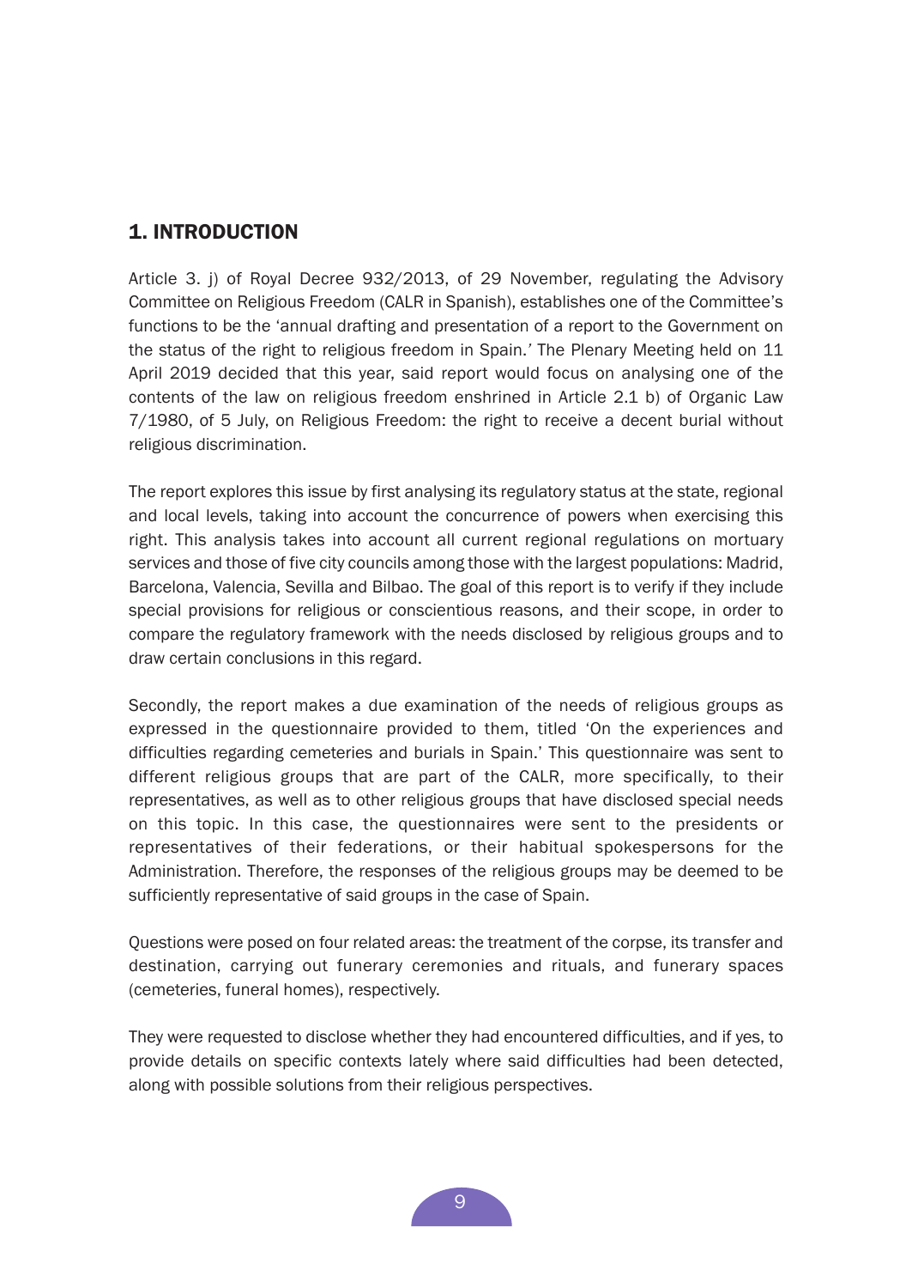## 1. INTRODUCTION

Article 3. j) of Royal Decree 932/2013, of 29 November, regulating the Advisory Committee on Religious Freedom (CALR in Spanish), establishes one of the Committee's functions to be the 'annual drafting and presentation of a report to the Government on the status of the right to religious freedom in Spain.' The Plenary Meeting held on 11 April 2019 decided that this year, said report would focus on analysing one of the contents of the law on religious freedom enshrined in Article 2.1 b) of Organic Law 7/1980, of 5 July, on Religious Freedom: the right to receive a decent burial without religious discrimination.

The report explores this issue by first analysing its regulatory status at the state, regional and local levels, taking into account the concurrence of powers when exercising this right. This analysis takes into account all current regional regulations on mortuary services and those of five city councils among those with the largest populations: Madrid, Barcelona, Valencia, Sevilla and Bilbao. The goal of this report is to verify if they include special provisions for religious or conscientious reasons, and their scope, in order to compare the regulatory framework with the needs disclosed by religious groups and to draw certain conclusions in this regard.

Secondly, the report makes a due examination of the needs of religious groups as expressed in the questionnaire provided to them, titled 'On the experiences and difficulties regarding cemeteries and burials in Spain.' This questionnaire was sent to different religious groups that are part of the CALR, more specifically, to their representatives, as well as to other religious groups that have disclosed special needs on this topic. In this case, the questionnaires were sent to the presidents or representatives of their federations, or their habitual spokespersons for the Administration. Therefore, the responses of the religious groups may be deemed to be sufficiently representative of said groups in the case of Spain.

Questions were posed on four related areas: the treatment of the corpse, its transfer and destination, carrying out funerary ceremonies and rituals, and funerary spaces (cemeteries, funeral homes), respectively.

They were requested to disclose whether they had encountered difficulties, and if yes, to provide details on specific contexts lately where said difficulties had been detected, along with possible solutions from their religious perspectives.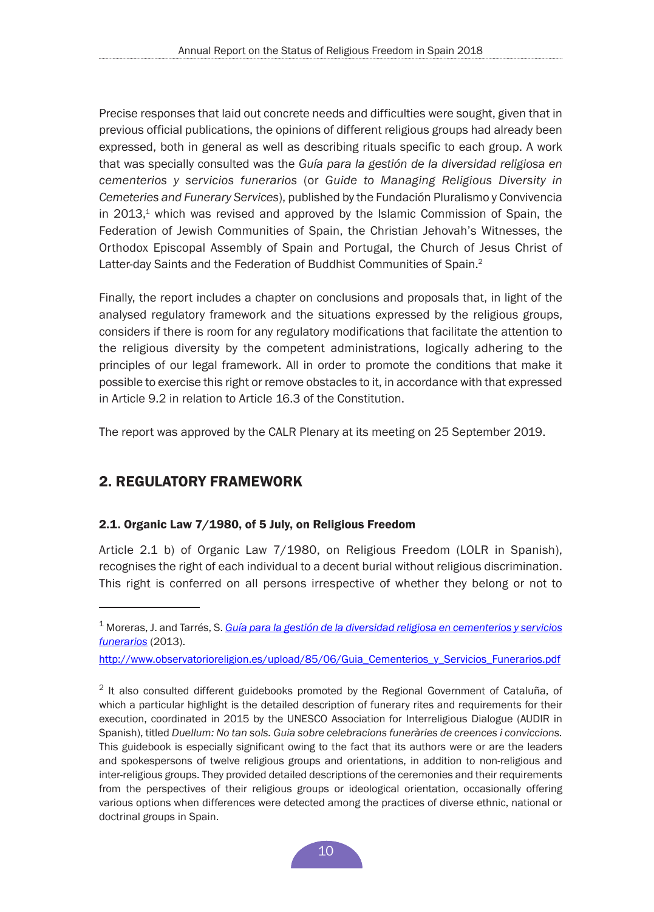Precise responses that laid out concrete needs and difficulties were sought, given that in previous official publications, the opinions of different religious groups had already been expressed, both in general as well as describing rituals specific to each group. A work that was specially consulted was the *Guía para la gestión de la diversidad religiosa en cementerios y servicios funerarios* (or *Guide to Managing Religious Diversity in Cemeteries and Funerary Services*), published by the Fundación Pluralismo y Convivencia in 2013,[1] which was revised and approved by the Islamic Commission of Spain, the Federation of Jewish Communities of Spain, the Christian Jehovah's Witnesses, the Orthodox Episcopal Assembly of Spain and Portugal, the Church of Jesus Christ of Latter-day Saints and the Federation of Buddhist Communities of Spain.[2]

Finally, the report includes a chapter on conclusions and proposals that, in light of the analysed regulatory framework and the situations expressed by the religious groups, considers if there is room for any regulatory modifications that facilitate the attention to the religious diversity by the competent administrations, logically adhering to the principles of our legal framework. All in order to promote the conditions that make it possible to exercise this right or remove obstacles to it, in accordance with that expressed in Article 9.2 in relation to Article 16.3 of the Constitution.

The report was approved by the CALR Plenary at its meeting on 25 September 2019.

## 2. REGULATORY FRAMEWORK

### 2.1. Organic Law 7/1980, of 5 July, on Religious Freedom

Article 2.1 b) of Organic Law 7/1980, on Religious Freedom (LOLR in Spanish), recognises the right of each individual to a decent burial without religious discrimination. This right is conferred on all persons irrespective of whether they belong or not to

---

[1] Moreras, J. and Tarrés, S. *Guía para la gestión de la diversidad religiosa en cementerios y servicios funerarios* (2013).

http://www.observatorioreligion.es/upload/85/06/Guia_Cementerios_y_Servicios_Funerarios.pdf

[2] It also consulted different guidebooks promoted by the Regional Government of Cataluña, of which a particular highlight is the detailed description of funerary rites and requirements for their execution, coordinated in 2015 by the UNESCO Association for Interreligious Dialogue (AUDIR in Spanish), titled *Duellum: No tan sols. Guia sobre celebracions funeràries de creences i conviccions.* This guidebook is especially significant owing to the fact that its authors were or are the leaders and spokespersons of twelve religious groups and orientations, in addition to non-religious and inter-religious groups. They provided detailed descriptions of the ceremonies and their requirements from the perspectives of their religious groups or ideological orientation, occasionally offering various options when differences were detected among the practices of diverse ethnic, national or doctrinal groups in Spain.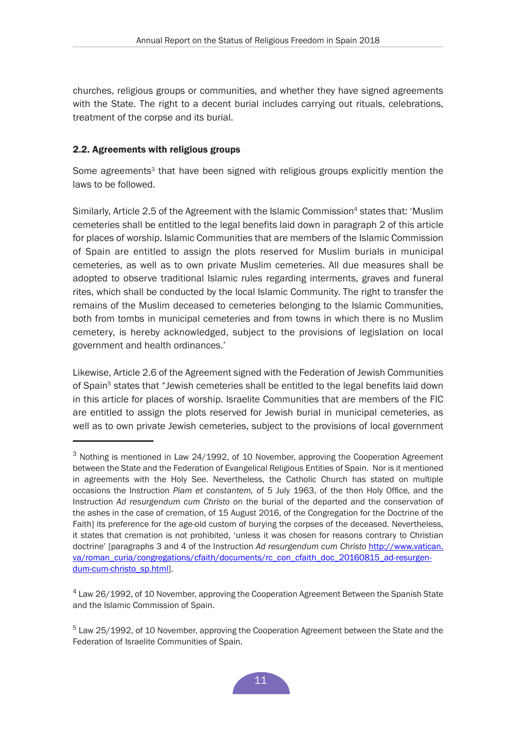churches, religious groups or communities, and whether they have signed agreements with the State. The right to a decent burial includes carrying out rituals, celebrations, treatment of the corpse and its burial.

### 2.2. Agreements with religious groups

Some agreements[3] that have been signed with religious groups explicitly mention the laws to be followed.

Similarly, Article 2.5 of the Agreement with the Islamic Commission[4] states that: 'Muslim cemeteries shall be entitled to the legal benefits laid down in paragraph 2 of this article for places of worship. Islamic Communities that are members of the Islamic Commission of Spain are entitled to assign the plots reserved for Muslim burials in municipal cemeteries, as well as to own private Muslim cemeteries. All due measures shall be adopted to observe traditional Islamic rules regarding interments, graves and funeral rites, which shall be conducted by the local Islamic Community. The right to transfer the remains of the Muslim deceased to cemeteries belonging to the Islamic Communities, both from tombs in municipal cemeteries and from towns in which there is no Muslim cemetery, is hereby acknowledged, subject to the provisions of legislation on local government and health ordinances.'

Likewise, Article 2.6 of the Agreement signed with the Federation of Jewish Communities of Spain[5] states that "Jewish cemeteries shall be entitled to the legal benefits laid down in this article for places of worship. Israelite Communities that are members of the FIC are entitled to assign the plots reserved for Jewish burial in municipal cemeteries, as well as to own private Jewish cemeteries, subject to the provisions of local government

---

[3] Nothing is mentioned in Law 24/1992, of 10 November, approving the Cooperation Agreement between the State and the Federation of Evangelical Religious Entities of Spain. Nor is it mentioned in agreements with the Holy See. Nevertheless, the Catholic Church has stated on multiple occasions the Instruction *Piam et constantem,* of 5 July 1963, of the then Holy Office, and the Instruction *Ad resurgendum cum Christo* on the burial of the departed and the conservation of the ashes in the case of cremation, of 15 August 2016, of the Congregation for the Doctrine of the Faith] its preference for the age-old custom of burying the corpses of the deceased. Nevertheless, it states that cremation is not prohibited, 'unless it was chosen for reasons contrary to Christian doctrine' [paragraphs 3 and 4 of the Instruction *Ad resurgendum cum Christo* http://www.vatican.va/roman_curia/congregations/cfaith/documents/rc_con_cfaith_doc_20160815_ad-resurgendum-cum-christo_sp.html].

[4] Law 26/1992, of 10 November, approving the Cooperation Agreement Between the Spanish State and the Islamic Commission of Spain.

[5] Law 25/1992, of 10 November, approving the Cooperation Agreement between the State and the Federation of Israelite Communities of Spain.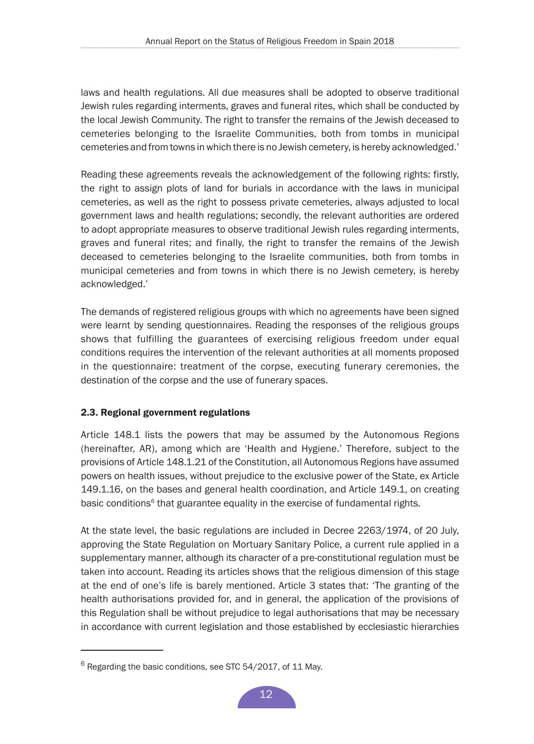laws and health regulations. All due measures shall be adopted to observe traditional Jewish rules regarding interments, graves and funeral rites, which shall be conducted by the local Jewish Community. The right to transfer the remains of the Jewish deceased to cemeteries belonging to the Israelite Communities, both from tombs in municipal cemeteries and from towns in which there is no Jewish cemetery, is hereby acknowledged.'

Reading these agreements reveals the acknowledgement of the following rights: firstly, the right to assign plots of land for burials in accordance with the laws in municipal cemeteries, as well as the right to possess private cemeteries, always adjusted to local government laws and health regulations; secondly, the relevant authorities are ordered to adopt appropriate measures to observe traditional Jewish rules regarding interments, graves and funeral rites; and finally, the right to transfer the remains of the Jewish deceased to cemeteries belonging to the Israelite communities, both from tombs in municipal cemeteries and from towns in which there is no Jewish cemetery, is hereby acknowledged.'

The demands of registered religious groups with which no agreements have been signed were learnt by sending questionnaires. Reading the responses of the religious groups shows that fulfilling the guarantees of exercising religious freedom under equal conditions requires the intervention of the relevant authorities at all moments proposed in the questionnaire: treatment of the corpse, executing funerary ceremonies, the destination of the corpse and the use of funerary spaces.

### 2.3. Regional government regulations

Article 148.1 lists the powers that may be assumed by the Autonomous Regions (hereinafter, AR), among which are 'Health and Hygiene.' Therefore, subject to the provisions of Article 148.1.21 of the Constitution, all Autonomous Regions have assumed powers on health issues, without prejudice to the exclusive power of the State, ex Article 149.1.16, on the bases and general health coordination, and Article 149.1, on creating basic conditions[6] that guarantee equality in the exercise of fundamental rights.

At the state level, the basic regulations are included in Decree 2263/1974, of 20 July, approving the State Regulation on Mortuary Sanitary Police, a current rule applied in a supplementary manner, although its character of a pre-constitutional regulation must be taken into account. Reading its articles shows that the religious dimension of this stage at the end of one's life is barely mentioned. Article 3 states that: 'The granting of the health authorisations provided for, and in general, the application of the provisions of this Regulation shall be without prejudice to legal authorisations that may be necessary in accordance with current legislation and those established by ecclesiastic hierarchies

[6] Regarding the basic conditions, see STC 54/2017, of 11 May.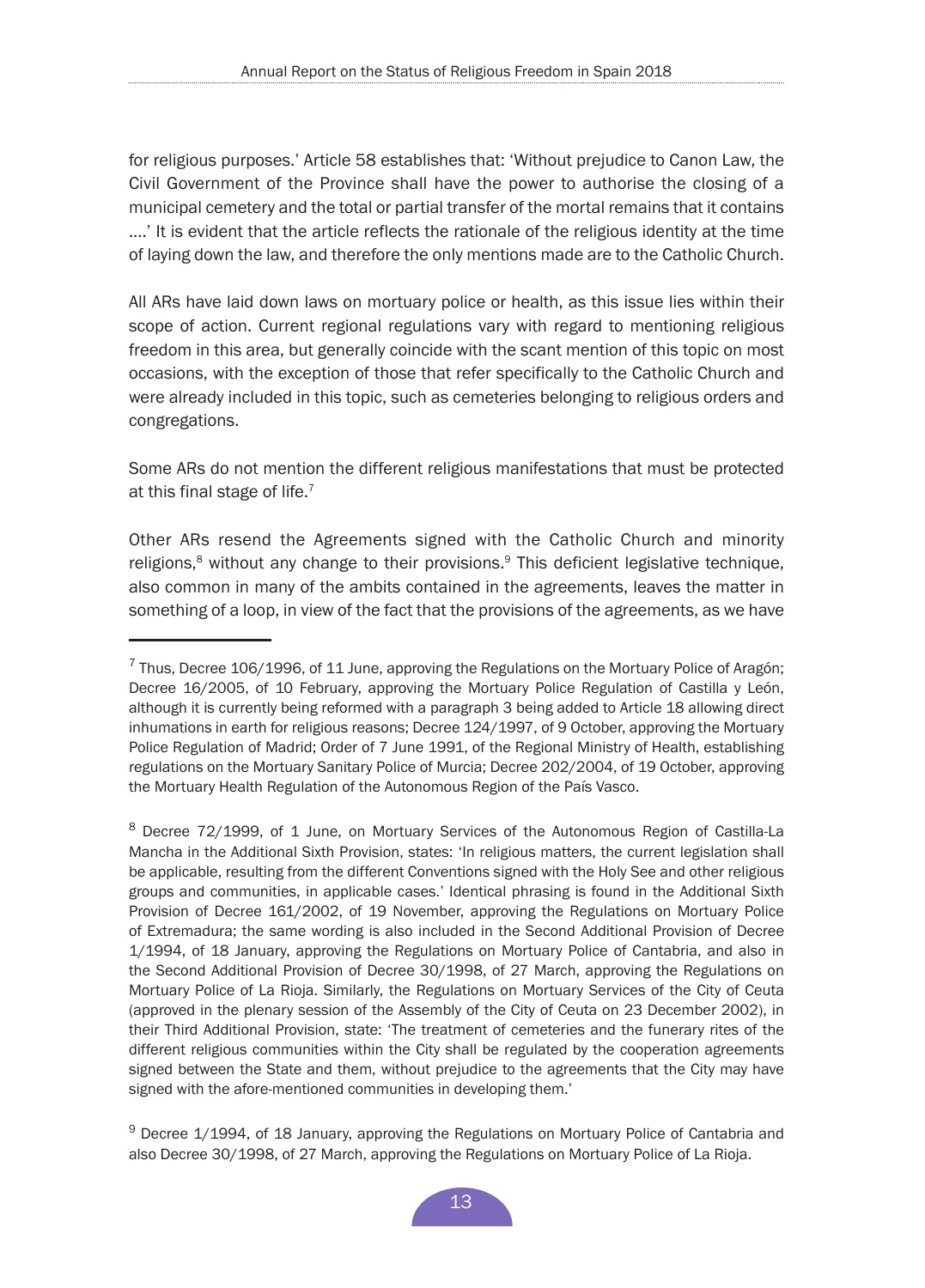for religious purposes.' Article 58 establishes that: 'Without prejudice to Canon Law, the Civil Government of the Province shall have the power to authorise the closing of a municipal cemetery and the total or partial transfer of the mortal remains that it contains ….' It is evident that the article reflects the rationale of the religious identity at the time of laying down the law, and therefore the only mentions made are to the Catholic Church.

All ARs have laid down laws on mortuary police or health, as this issue lies within their scope of action. Current regional regulations vary with regard to mentioning religious freedom in this area, but generally coincide with the scant mention of this topic on most occasions, with the exception of those that refer specifically to the Catholic Church and were already included in this topic, such as cemeteries belonging to religious orders and congregations.

Some ARs do not mention the different religious manifestations that must be protected at this final stage of life.[7]

Other ARs resend the Agreements signed with the Catholic Church and minority religions,[8] without any change to their provisions.[9] This deficient legislative technique, also common in many of the ambits contained in the agreements, leaves the matter in something of a loop, in view of the fact that the provisions of the agreements, as we have

---

[7] Thus, Decree 106/1996, of 11 June, approving the Regulations on the Mortuary Police of Aragón; Decree 16/2005, of 10 February, approving the Mortuary Police Regulation of Castilla y León, although it is currently being reformed with a paragraph 3 being added to Article 18 allowing direct inhumations in earth for religious reasons; Decree 124/1997, of 9 October, approving the Mortuary Police Regulation of Madrid; Order of 7 June 1991, of the Regional Ministry of Health, establishing regulations on the Mortuary Sanitary Police of Murcia; Decree 202/2004, of 19 October, approving the Mortuary Health Regulation of the Autonomous Region of the País Vasco.

[8] Decree 72/1999, of 1 June, on Mortuary Services of the Autonomous Region of Castilla-La Mancha in the Additional Sixth Provision, states: 'In religious matters, the current legislation shall be applicable, resulting from the different Conventions signed with the Holy See and other religious groups and communities, in applicable cases.' Identical phrasing is found in the Additional Sixth Provision of Decree 161/2002, of 19 November, approving the Regulations on Mortuary Police of Extremadura; the same wording is also included in the Second Additional Provision of Decree 1/1994, of 18 January, approving the Regulations on Mortuary Police of Cantabria, and also in the Second Additional Provision of Decree 30/1998, of 27 March, approving the Regulations on Mortuary Police of La Rioja. Similarly, the Regulations on Mortuary Services of the City of Ceuta (approved in the plenary session of the Assembly of the City of Ceuta on 23 December 2002), in their Third Additional Provision, state: 'The treatment of cemeteries and the funerary rites of the different religious communities within the City shall be regulated by the cooperation agreements signed between the State and them, without prejudice to the agreements that the City may have signed with the afore-mentioned communities in developing them.'

[9] Decree 1/1994, of 18 January, approving the Regulations on Mortuary Police of Cantabria and also Decree 30/1998, of 27 March, approving the Regulations on Mortuary Police of La Rioja.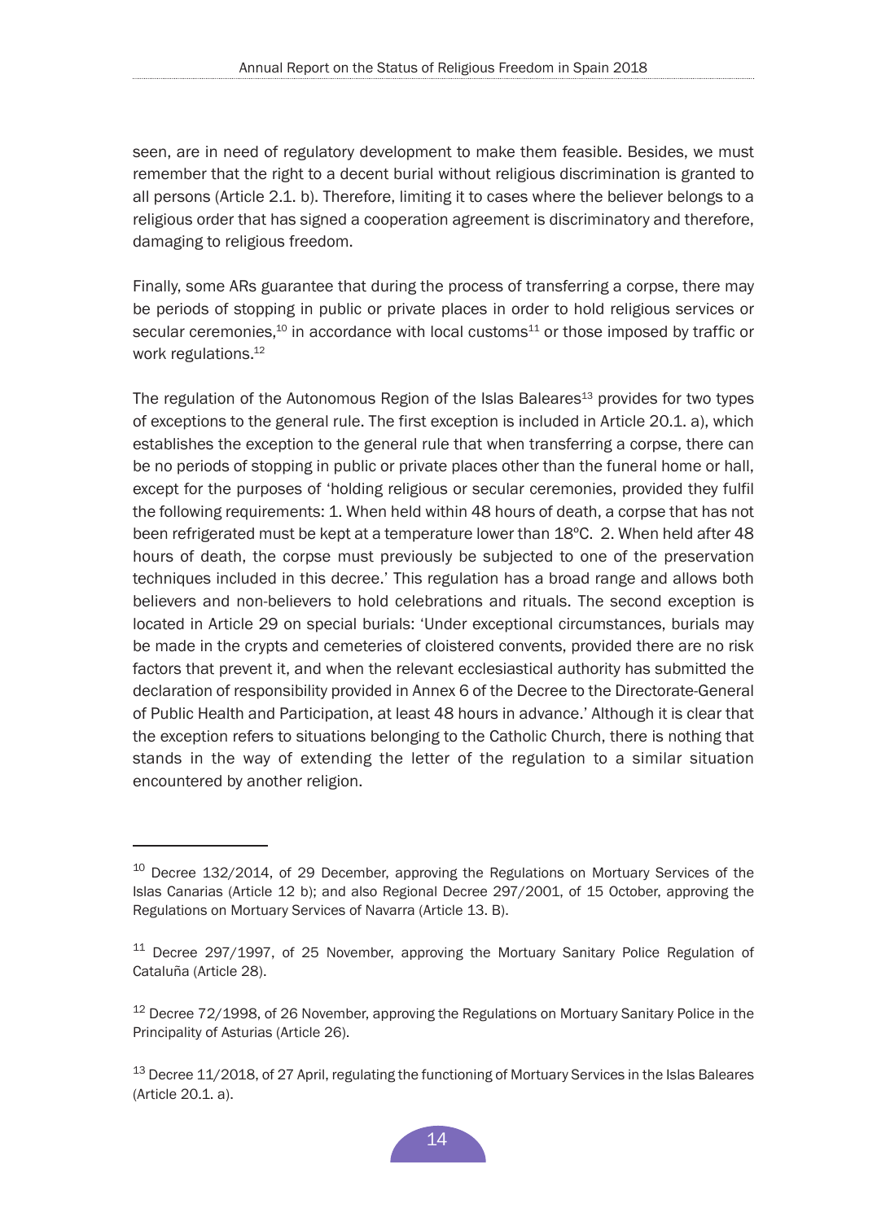seen, are in need of regulatory development to make them feasible. Besides, we must remember that the right to a decent burial without religious discrimination is granted to all persons (Article 2.1. b). Therefore, limiting it to cases where the believer belongs to a religious order that has signed a cooperation agreement is discriminatory and therefore, damaging to religious freedom.

Finally, some ARs guarantee that during the process of transferring a corpse, there may be periods of stopping in public or private places in order to hold religious services or secular ceremonies,[10] in accordance with local customs[11] or those imposed by traffic or work regulations.[12]

The regulation of the Autonomous Region of the Islas Baleares[13] provides for two types of exceptions to the general rule. The first exception is included in Article 20.1. a), which establishes the exception to the general rule that when transferring a corpse, there can be no periods of stopping in public or private places other than the funeral home or hall, except for the purposes of 'holding religious or secular ceremonies, provided they fulfil the following requirements: 1. When held within 48 hours of death, a corpse that has not been refrigerated must be kept at a temperature lower than 18ºC. 2. When held after 48 hours of death, the corpse must previously be subjected to one of the preservation techniques included in this decree.' This regulation has a broad range and allows both believers and non-believers to hold celebrations and rituals. The second exception is located in Article 29 on special burials: 'Under exceptional circumstances, burials may be made in the crypts and cemeteries of cloistered convents, provided there are no risk factors that prevent it, and when the relevant ecclesiastical authority has submitted the declaration of responsibility provided in Annex 6 of the Decree to the Directorate-General of Public Health and Participation, at least 48 hours in advance.' Although it is clear that the exception refers to situations belonging to the Catholic Church, there is nothing that stands in the way of extending the letter of the regulation to a similar situation encountered by another religion.

---

[10] Decree 132/2014, of 29 December, approving the Regulations on Mortuary Services of the Islas Canarias (Article 12 b); and also Regional Decree 297/2001, of 15 October, approving the Regulations on Mortuary Services of Navarra (Article 13. B).

[11] Decree 297/1997, of 25 November, approving the Mortuary Sanitary Police Regulation of Cataluña (Article 28).

[12] Decree 72/1998, of 26 November, approving the Regulations on Mortuary Sanitary Police in the Principality of Asturias (Article 26).

[13] Decree 11/2018, of 27 April, regulating the functioning of Mortuary Services in the Islas Baleares (Article 20.1. a).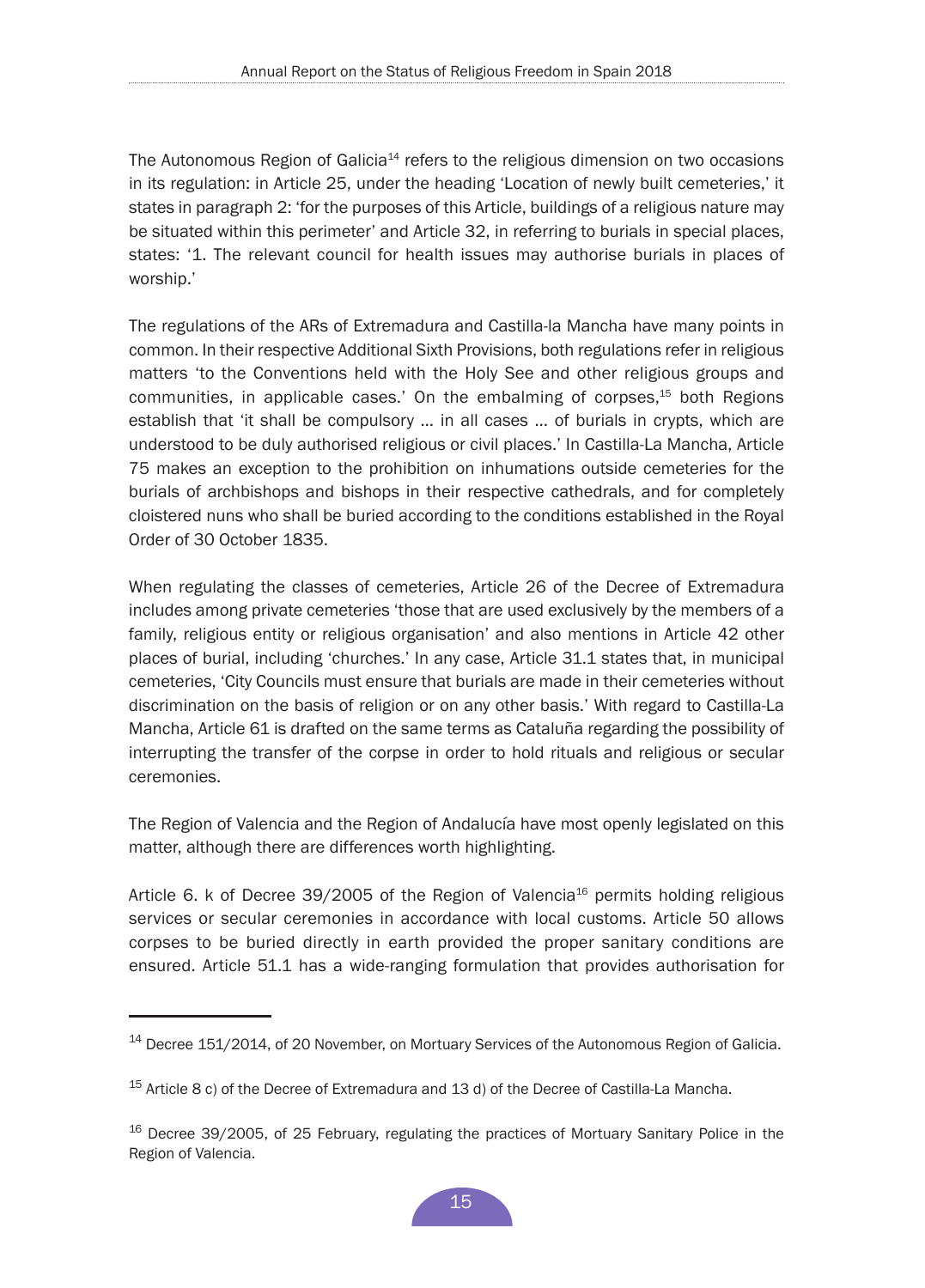The Autonomous Region of Galicia[14] refers to the religious dimension on two occasions in its regulation: in Article 25, under the heading 'Location of newly built cemeteries,' it states in paragraph 2: 'for the purposes of this Article, buildings of a religious nature may be situated within this perimeter' and Article 32, in referring to burials in special places, states: '1. The relevant council for health issues may authorise burials in places of worship.'

The regulations of the ARs of Extremadura and Castilla-la Mancha have many points in common. In their respective Additional Sixth Provisions, both regulations refer in religious matters 'to the Conventions held with the Holy See and other religious groups and communities, in applicable cases.' On the embalming of corpses,[15] both Regions establish that 'it shall be compulsory … in all cases … of burials in crypts, which are understood to be duly authorised religious or civil places.' In Castilla-La Mancha, Article 75 makes an exception to the prohibition on inhumations outside cemeteries for the burials of archbishops and bishops in their respective cathedrals, and for completely cloistered nuns who shall be buried according to the conditions established in the Royal Order of 30 October 1835.

When regulating the classes of cemeteries, Article 26 of the Decree of Extremadura includes among private cemeteries 'those that are used exclusively by the members of a family, religious entity or religious organisation' and also mentions in Article 42 other places of burial, including 'churches.' In any case, Article 31.1 states that, in municipal cemeteries, 'City Councils must ensure that burials are made in their cemeteries without discrimination on the basis of religion or on any other basis.' With regard to Castilla-La Mancha, Article 61 is drafted on the same terms as Cataluña regarding the possibility of interrupting the transfer of the corpse in order to hold rituals and religious or secular ceremonies.

The Region of Valencia and the Region of Andalucía have most openly legislated on this matter, although there are differences worth highlighting.

Article 6. k of Decree 39/2005 of the Region of Valencia[16] permits holding religious services or secular ceremonies in accordance with local customs. Article 50 allows corpses to be buried directly in earth provided the proper sanitary conditions are ensured. Article 51.1 has a wide-ranging formulation that provides authorisation for

---

[14] Decree 151/2014, of 20 November, on Mortuary Services of the Autonomous Region of Galicia.

[15] Article 8 c) of the Decree of Extremadura and 13 d) of the Decree of Castilla-La Mancha.

[16] Decree 39/2005, of 25 February, regulating the practices of Mortuary Sanitary Police in the Region of Valencia.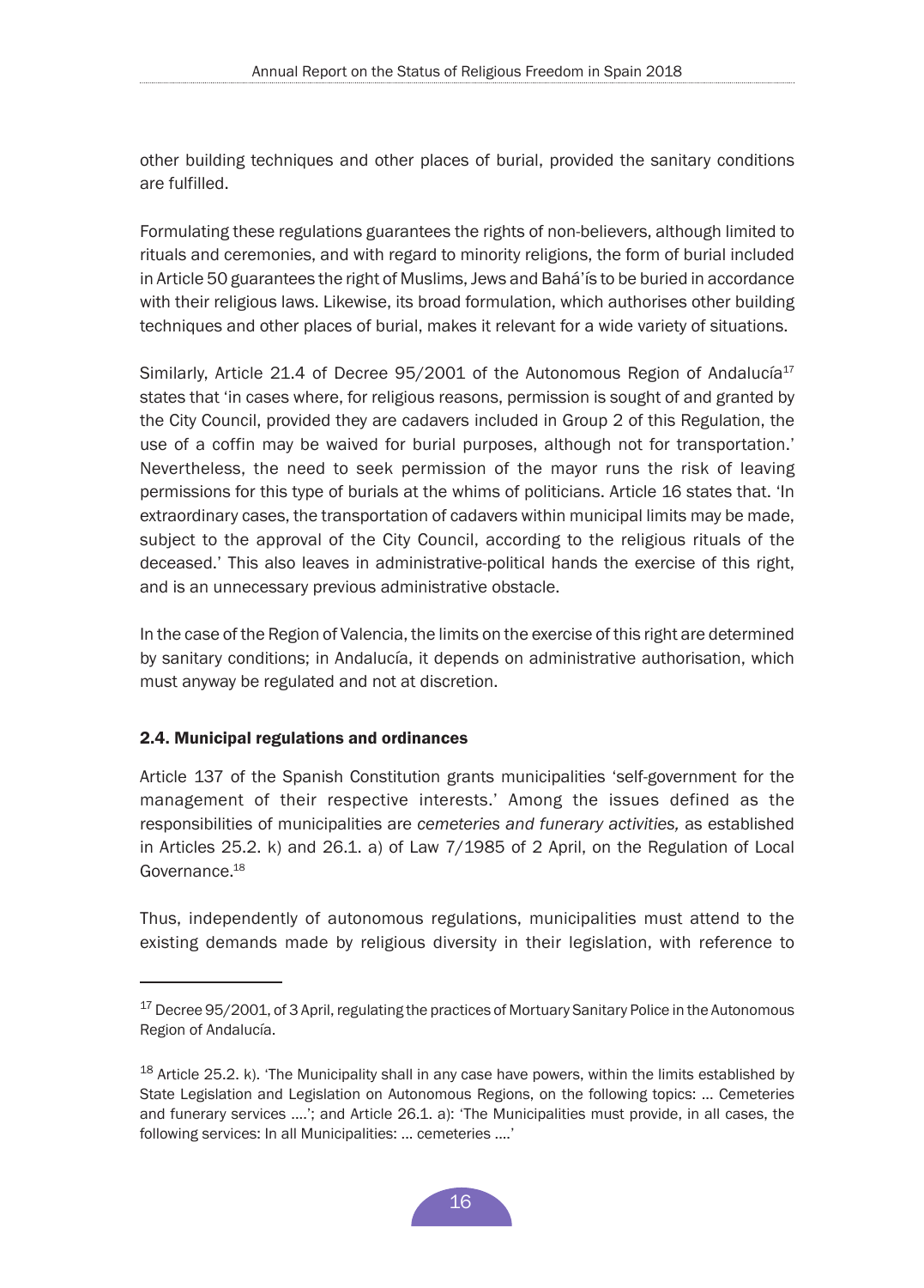other building techniques and other places of burial, provided the sanitary conditions are fulfilled.

Formulating these regulations guarantees the rights of non-believers, although limited to rituals and ceremonies, and with regard to minority religions, the form of burial included in Article 50 guarantees the right of Muslims, Jews and Bahá'ís to be buried in accordance with their religious laws. Likewise, its broad formulation, which authorises other building techniques and other places of burial, makes it relevant for a wide variety of situations.

Similarly, Article 21.4 of Decree 95/2001 of the Autonomous Region of Andalucía[17] states that 'in cases where, for religious reasons, permission is sought of and granted by the City Council, provided they are cadavers included in Group 2 of this Regulation, the use of a coffin may be waived for burial purposes, although not for transportation.' Nevertheless, the need to seek permission of the mayor runs the risk of leaving permissions for this type of burials at the whims of politicians. Article 16 states that. 'In extraordinary cases, the transportation of cadavers within municipal limits may be made, subject to the approval of the City Council, according to the religious rituals of the deceased.' This also leaves in administrative-political hands the exercise of this right, and is an unnecessary previous administrative obstacle.

In the case of the Region of Valencia, the limits on the exercise of this right are determined by sanitary conditions; in Andalucía, it depends on administrative authorisation, which must anyway be regulated and not at discretion.

### 2.4. Municipal regulations and ordinances

Article 137 of the Spanish Constitution grants municipalities 'self-government for the management of their respective interests.' Among the issues defined as the responsibilities of municipalities are *cemeteries and funerary activities,* as established in Articles 25.2. k) and 26.1. a) of Law 7/1985 of 2 April, on the Regulation of Local Governance.[18]

Thus, independently of autonomous regulations, municipalities must attend to the existing demands made by religious diversity in their legislation, with reference to

---

[17] Decree 95/2001, of 3 April, regulating the practices of Mortuary Sanitary Police in the Autonomous Region of Andalucía.

[18] Article 25.2. k). 'The Municipality shall in any case have powers, within the limits established by State Legislation and Legislation on Autonomous Regions, on the following topics: ... Cemeteries and funerary services ....'; and Article 26.1. a): 'The Municipalities must provide, in all cases, the following services: In all Municipalities: ... cemeteries ....'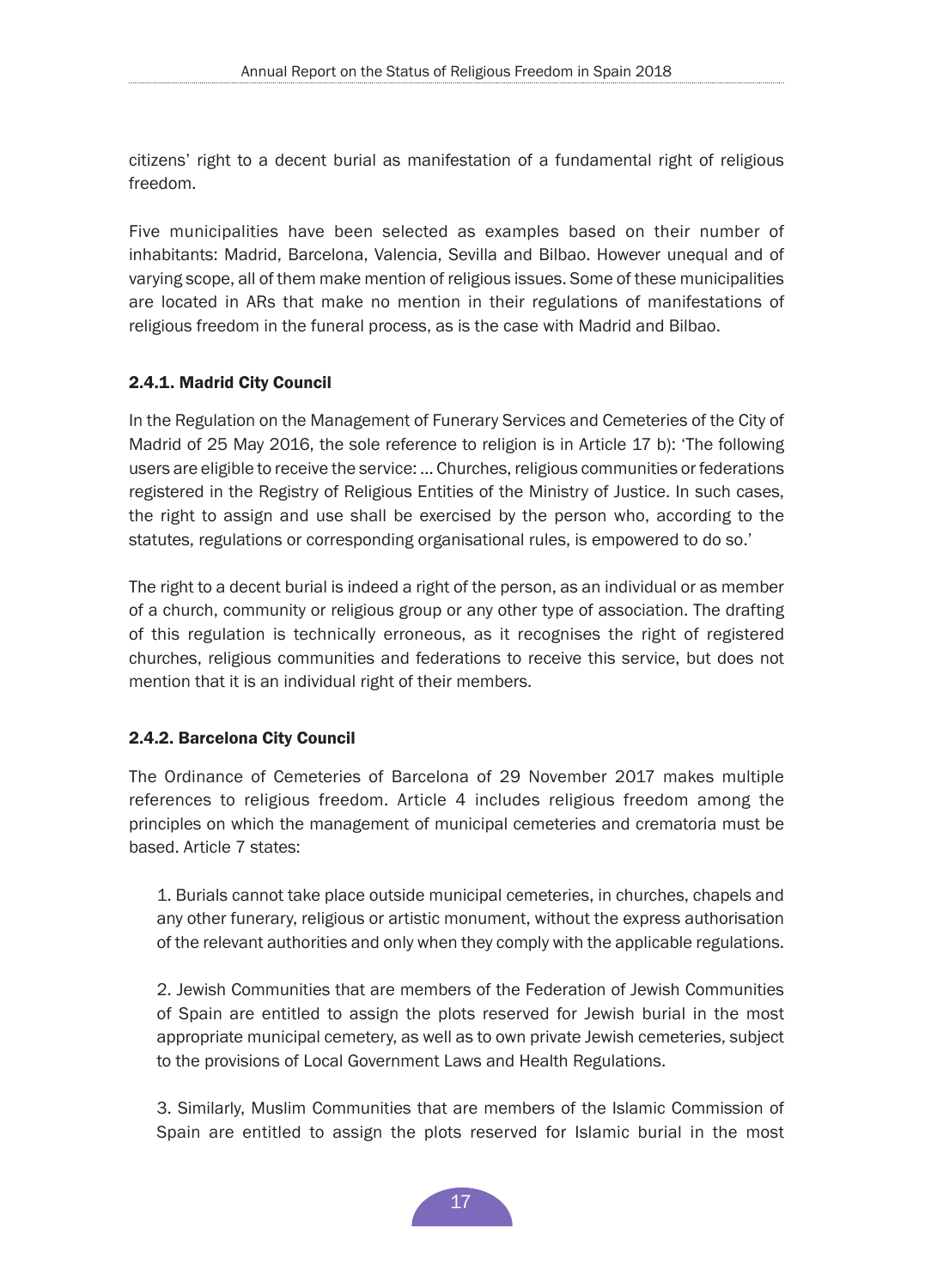citizens' right to a decent burial as manifestation of a fundamental right of religious freedom.

Five municipalities have been selected as examples based on their number of inhabitants: Madrid, Barcelona, Valencia, Sevilla and Bilbao. However unequal and of varying scope, all of them make mention of religious issues. Some of these municipalities are located in ARs that make no mention in their regulations of manifestations of religious freedom in the funeral process, as is the case with Madrid and Bilbao.

#### 2.4.1. Madrid City Council

In the Regulation on the Management of Funerary Services and Cemeteries of the City of Madrid of 25 May 2016, the sole reference to religion is in Article 17 b): 'The following users are eligible to receive the service: … Churches, religious communities or federations registered in the Registry of Religious Entities of the Ministry of Justice. In such cases, the right to assign and use shall be exercised by the person who, according to the statutes, regulations or corresponding organisational rules, is empowered to do so.'

The right to a decent burial is indeed a right of the person, as an individual or as member of a church, community or religious group or any other type of association. The drafting of this regulation is technically erroneous, as it recognises the right of registered churches, religious communities and federations to receive this service, but does not mention that it is an individual right of their members.

#### 2.4.2. Barcelona City Council

The Ordinance of Cemeteries of Barcelona of 29 November 2017 makes multiple references to religious freedom. Article 4 includes religious freedom among the principles on which the management of municipal cemeteries and crematoria must be based. Article 7 states:

> 1. Burials cannot take place outside municipal cemeteries, in churches, chapels and any other funerary, religious or artistic monument, without the express authorisation of the relevant authorities and only when they comply with the applicable regulations.
>
> 2. Jewish Communities that are members of the Federation of Jewish Communities of Spain are entitled to assign the plots reserved for Jewish burial in the most appropriate municipal cemetery, as well as to own private Jewish cemeteries, subject to the provisions of Local Government Laws and Health Regulations.
>
> 3. Similarly, Muslim Communities that are members of the Islamic Commission of Spain are entitled to assign the plots reserved for Islamic burial in the most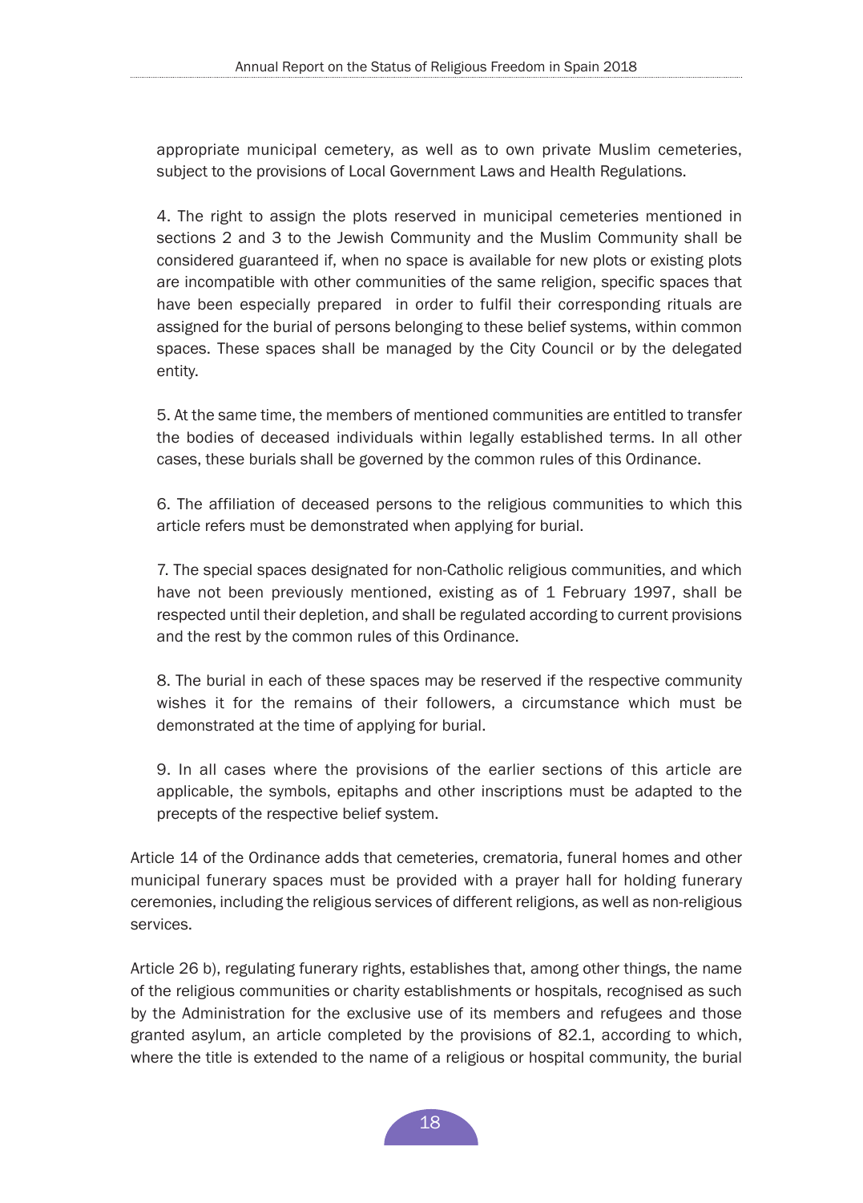appropriate municipal cemetery, as well as to own private Muslim cemeteries, subject to the provisions of Local Government Laws and Health Regulations.

4. The right to assign the plots reserved in municipal cemeteries mentioned in sections 2 and 3 to the Jewish Community and the Muslim Community shall be considered guaranteed if, when no space is available for new plots or existing plots are incompatible with other communities of the same religion, specific spaces that have been especially prepared in order to fulfil their corresponding rituals are assigned for the burial of persons belonging to these belief systems, within common spaces. These spaces shall be managed by the City Council or by the delegated entity.

5. At the same time, the members of mentioned communities are entitled to transfer the bodies of deceased individuals within legally established terms. In all other cases, these burials shall be governed by the common rules of this Ordinance.

6. The affiliation of deceased persons to the religious communities to which this article refers must be demonstrated when applying for burial.

7. The special spaces designated for non-Catholic religious communities, and which have not been previously mentioned, existing as of 1 February 1997, shall be respected until their depletion, and shall be regulated according to current provisions and the rest by the common rules of this Ordinance.

8. The burial in each of these spaces may be reserved if the respective community wishes it for the remains of their followers, a circumstance which must be demonstrated at the time of applying for burial.

9. In all cases where the provisions of the earlier sections of this article are applicable, the symbols, epitaphs and other inscriptions must be adapted to the precepts of the respective belief system.

Article 14 of the Ordinance adds that cemeteries, crematoria, funeral homes and other municipal funerary spaces must be provided with a prayer hall for holding funerary ceremonies, including the religious services of different religions, as well as non-religious services.

Article 26 b), regulating funerary rights, establishes that, among other things, the name of the religious communities or charity establishments or hospitals, recognised as such by the Administration for the exclusive use of its members and refugees and those granted asylum, an article completed by the provisions of 82.1, according to which, where the title is extended to the name of a religious or hospital community, the burial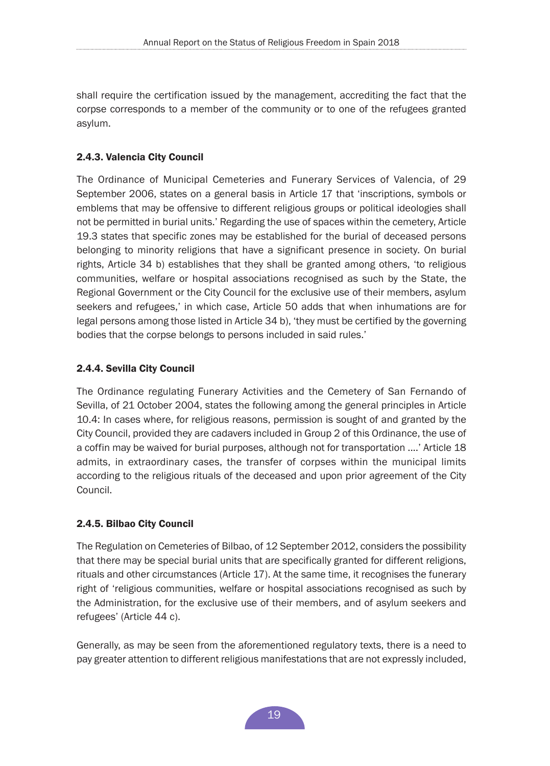shall require the certification issued by the management, accrediting the fact that the corpse corresponds to a member of the community or to one of the refugees granted asylum.

#### 2.4.3. Valencia City Council

The Ordinance of Municipal Cemeteries and Funerary Services of Valencia, of 29 September 2006, states on a general basis in Article 17 that 'inscriptions, symbols or emblems that may be offensive to different religious groups or political ideologies shall not be permitted in burial units.' Regarding the use of spaces within the cemetery, Article 19.3 states that specific zones may be established for the burial of deceased persons belonging to minority religions that have a significant presence in society. On burial rights, Article 34 b) establishes that they shall be granted among others, 'to religious communities, welfare or hospital associations recognised as such by the State, the Regional Government or the City Council for the exclusive use of their members, asylum seekers and refugees,' in which case, Article 50 adds that when inhumations are for legal persons among those listed in Article 34 b), 'they must be certified by the governing bodies that the corpse belongs to persons included in said rules.'

#### 2.4.4. Sevilla City Council

The Ordinance regulating Funerary Activities and the Cemetery of San Fernando of Sevilla, of 21 October 2004, states the following among the general principles in Article 10.4: In cases where, for religious reasons, permission is sought of and granted by the City Council, provided they are cadavers included in Group 2 of this Ordinance, the use of a coffin may be waived for burial purposes, although not for transportation ....' Article 18 admits, in extraordinary cases, the transfer of corpses within the municipal limits according to the religious rituals of the deceased and upon prior agreement of the City Council.

#### 2.4.5. Bilbao City Council

The Regulation on Cemeteries of Bilbao, of 12 September 2012, considers the possibility that there may be special burial units that are specifically granted for different religions, rituals and other circumstances (Article 17). At the same time, it recognises the funerary right of 'religious communities, welfare or hospital associations recognised as such by the Administration, for the exclusive use of their members, and of asylum seekers and refugees' (Article 44 c).

Generally, as may be seen from the aforementioned regulatory texts, there is a need to pay greater attention to different religious manifestations that are not expressly included,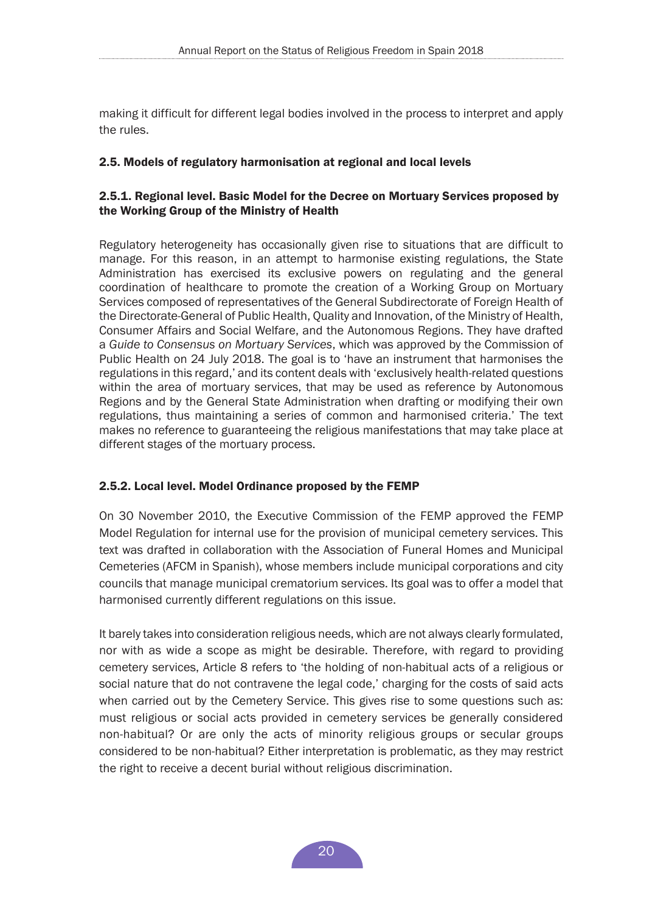making it difficult for different legal bodies involved in the process to interpret and apply the rules.

### 2.5. Models of regulatory harmonisation at regional and local levels

#### 2.5.1. Regional level. Basic Model for the Decree on Mortuary Services proposed by the Working Group of the Ministry of Health

Regulatory heterogeneity has occasionally given rise to situations that are difficult to manage. For this reason, in an attempt to harmonise existing regulations, the State Administration has exercised its exclusive powers on regulating and the general coordination of healthcare to promote the creation of a Working Group on Mortuary Services composed of representatives of the General Subdirectorate of Foreign Health of the Directorate-General of Public Health, Quality and Innovation, of the Ministry of Health, Consumer Affairs and Social Welfare, and the Autonomous Regions. They have drafted a *Guide to Consensus on Mortuary Services*, which was approved by the Commission of Public Health on 24 July 2018. The goal is to 'have an instrument that harmonises the regulations in this regard,' and its content deals with 'exclusively health-related questions within the area of mortuary services, that may be used as reference by Autonomous Regions and by the General State Administration when drafting or modifying their own regulations, thus maintaining a series of common and harmonised criteria.' The text makes no reference to guaranteeing the religious manifestations that may take place at different stages of the mortuary process.

#### 2.5.2. Local level. Model Ordinance proposed by the FEMP

On 30 November 2010, the Executive Commission of the FEMP approved the FEMP Model Regulation for internal use for the provision of municipal cemetery services. This text was drafted in collaboration with the Association of Funeral Homes and Municipal Cemeteries (AFCM in Spanish), whose members include municipal corporations and city councils that manage municipal crematorium services. Its goal was to offer a model that harmonised currently different regulations on this issue.

It barely takes into consideration religious needs, which are not always clearly formulated, nor with as wide a scope as might be desirable. Therefore, with regard to providing cemetery services, Article 8 refers to 'the holding of non-habitual acts of a religious or social nature that do not contravene the legal code,' charging for the costs of said acts when carried out by the Cemetery Service. This gives rise to some questions such as: must religious or social acts provided in cemetery services be generally considered non-habitual? Or are only the acts of minority religious groups or secular groups considered to be non-habitual? Either interpretation is problematic, as they may restrict the right to receive a decent burial without religious discrimination.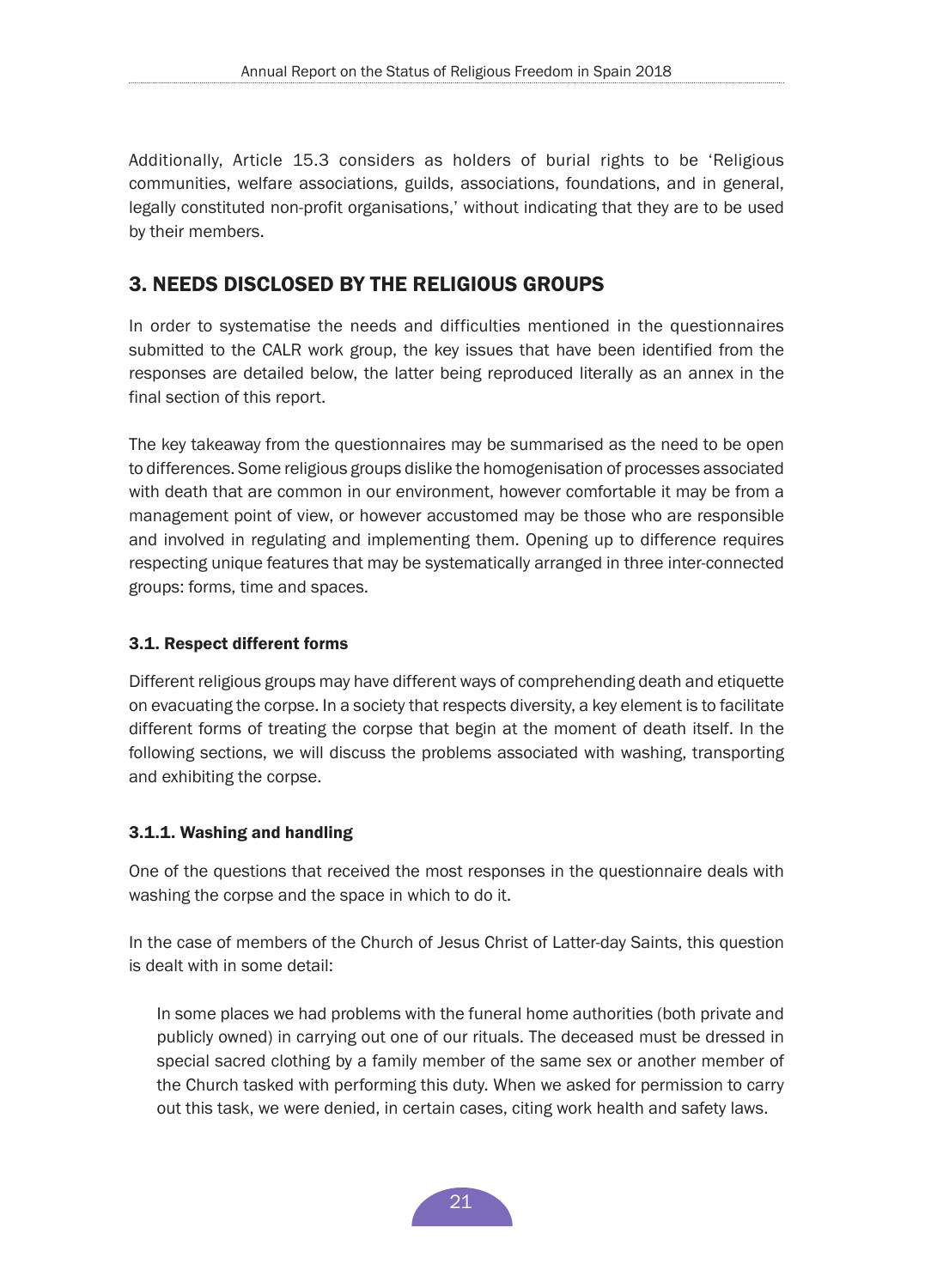Additionally, Article 15.3 considers as holders of burial rights to be 'Religious communities, welfare associations, guilds, associations, foundations, and in general, legally constituted non-profit organisations,' without indicating that they are to be used by their members.

## 3. NEEDS DISCLOSED BY THE RELIGIOUS GROUPS

In order to systematise the needs and difficulties mentioned in the questionnaires submitted to the CALR work group, the key issues that have been identified from the responses are detailed below, the latter being reproduced literally as an annex in the final section of this report.

The key takeaway from the questionnaires may be summarised as the need to be open to differences. Some religious groups dislike the homogenisation of processes associated with death that are common in our environment, however comfortable it may be from a management point of view, or however accustomed may be those who are responsible and involved in regulating and implementing them. Opening up to difference requires respecting unique features that may be systematically arranged in three inter-connected groups: forms, time and spaces.

### 3.1. Respect different forms

Different religious groups may have different ways of comprehending death and etiquette on evacuating the corpse. In a society that respects diversity, a key element is to facilitate different forms of treating the corpse that begin at the moment of death itself. In the following sections, we will discuss the problems associated with washing, transporting and exhibiting the corpse.

#### 3.1.1. Washing and handling

One of the questions that received the most responses in the questionnaire deals with washing the corpse and the space in which to do it.

In the case of members of the Church of Jesus Christ of Latter-day Saints, this question is dealt with in some detail:

> In some places we had problems with the funeral home authorities (both private and publicly owned) in carrying out one of our rituals. The deceased must be dressed in special sacred clothing by a family member of the same sex or another member of the Church tasked with performing this duty. When we asked for permission to carry out this task, we were denied, in certain cases, citing work health and safety laws.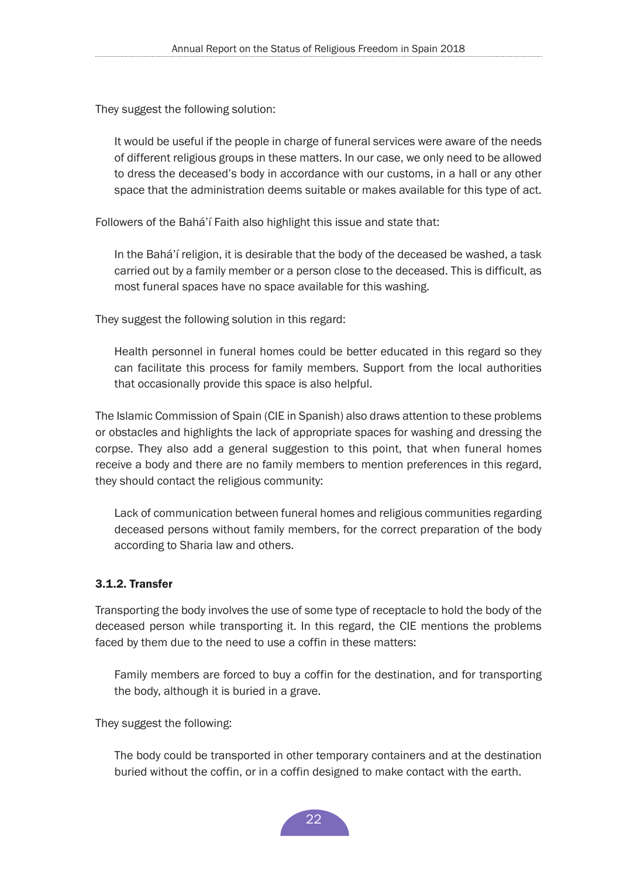They suggest the following solution:

> It would be useful if the people in charge of funeral services were aware of the needs of different religious groups in these matters. In our case, we only need to be allowed to dress the deceased's body in accordance with our customs, in a hall or any other space that the administration deems suitable or makes available for this type of act.

Followers of the Bahá'í Faith also highlight this issue and state that:

> In the Bahá'í religion, it is desirable that the body of the deceased be washed, a task carried out by a family member or a person close to the deceased. This is difficult, as most funeral spaces have no space available for this washing.

They suggest the following solution in this regard:

> Health personnel in funeral homes could be better educated in this regard so they can facilitate this process for family members. Support from the local authorities that occasionally provide this space is also helpful.

The Islamic Commission of Spain (CIE in Spanish) also draws attention to these problems or obstacles and highlights the lack of appropriate spaces for washing and dressing the corpse. They also add a general suggestion to this point, that when funeral homes receive a body and there are no family members to mention preferences in this regard, they should contact the religious community:

> Lack of communication between funeral homes and religious communities regarding deceased persons without family members, for the correct preparation of the body according to Sharia law and others.

#### 3.1.2. Transfer

Transporting the body involves the use of some type of receptacle to hold the body of the deceased person while transporting it. In this regard, the CIE mentions the problems faced by them due to the need to use a coffin in these matters:

> Family members are forced to buy a coffin for the destination, and for transporting the body, although it is buried in a grave.

They suggest the following:

> The body could be transported in other temporary containers and at the destination buried without the coffin, or in a coffin designed to make contact with the earth.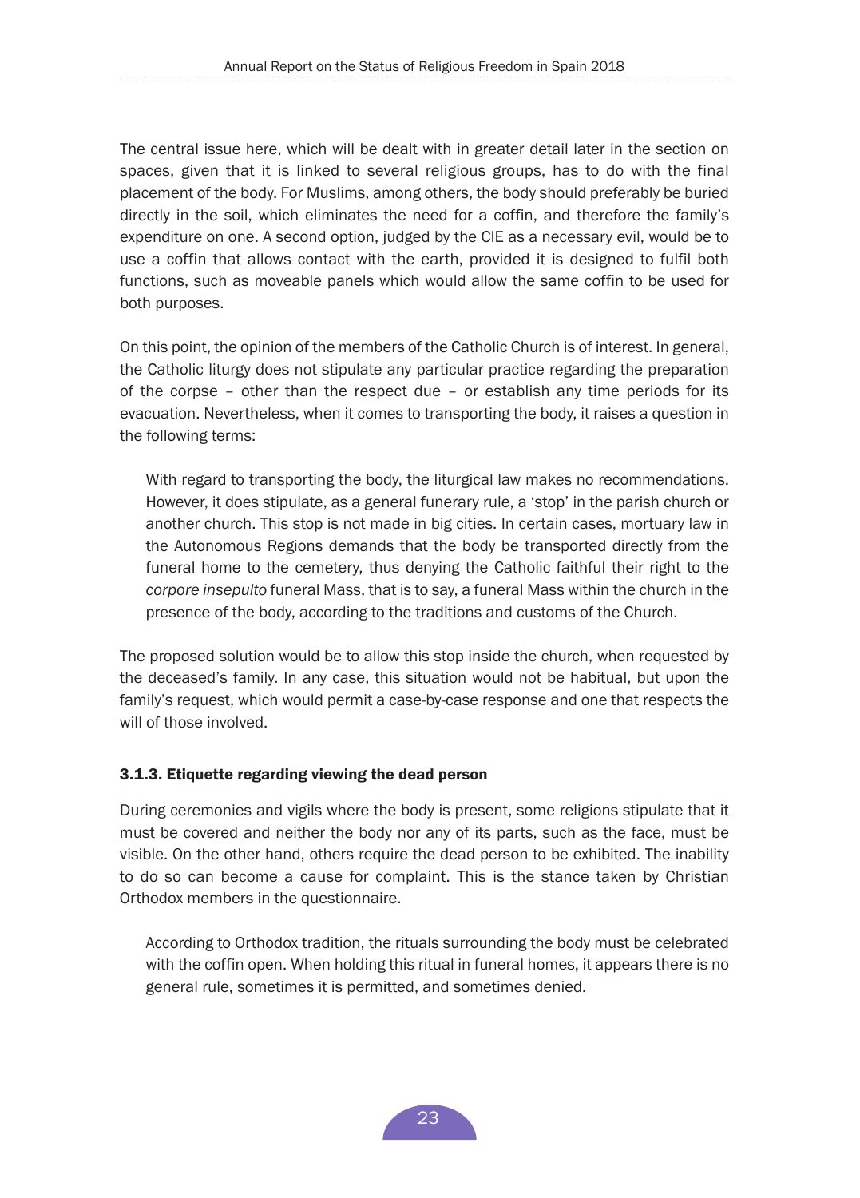The central issue here, which will be dealt with in greater detail later in the section on spaces, given that it is linked to several religious groups, has to do with the final placement of the body. For Muslims, among others, the body should preferably be buried directly in the soil, which eliminates the need for a coffin, and therefore the family's expenditure on one. A second option, judged by the CIE as a necessary evil, would be to use a coffin that allows contact with the earth, provided it is designed to fulfil both functions, such as moveable panels which would allow the same coffin to be used for both purposes.

On this point, the opinion of the members of the Catholic Church is of interest. In general, the Catholic liturgy does not stipulate any particular practice regarding the preparation of the corpse – other than the respect due – or establish any time periods for its evacuation. Nevertheless, when it comes to transporting the body, it raises a question in the following terms:

> With regard to transporting the body, the liturgical law makes no recommendations. However, it does stipulate, as a general funerary rule, a 'stop' in the parish church or another church. This stop is not made in big cities. In certain cases, mortuary law in the Autonomous Regions demands that the body be transported directly from the funeral home to the cemetery, thus denying the Catholic faithful their right to the *corpore insepulto* funeral Mass, that is to say, a funeral Mass within the church in the presence of the body, according to the traditions and customs of the Church.

The proposed solution would be to allow this stop inside the church, when requested by the deceased's family. In any case, this situation would not be habitual, but upon the family's request, which would permit a case-by-case response and one that respects the will of those involved.

### 3.1.3. Etiquette regarding viewing the dead person

During ceremonies and vigils where the body is present, some religions stipulate that it must be covered and neither the body nor any of its parts, such as the face, must be visible. On the other hand, others require the dead person to be exhibited. The inability to do so can become a cause for complaint. This is the stance taken by Christian Orthodox members in the questionnaire.

> According to Orthodox tradition, the rituals surrounding the body must be celebrated with the coffin open. When holding this ritual in funeral homes, it appears there is no general rule, sometimes it is permitted, and sometimes denied.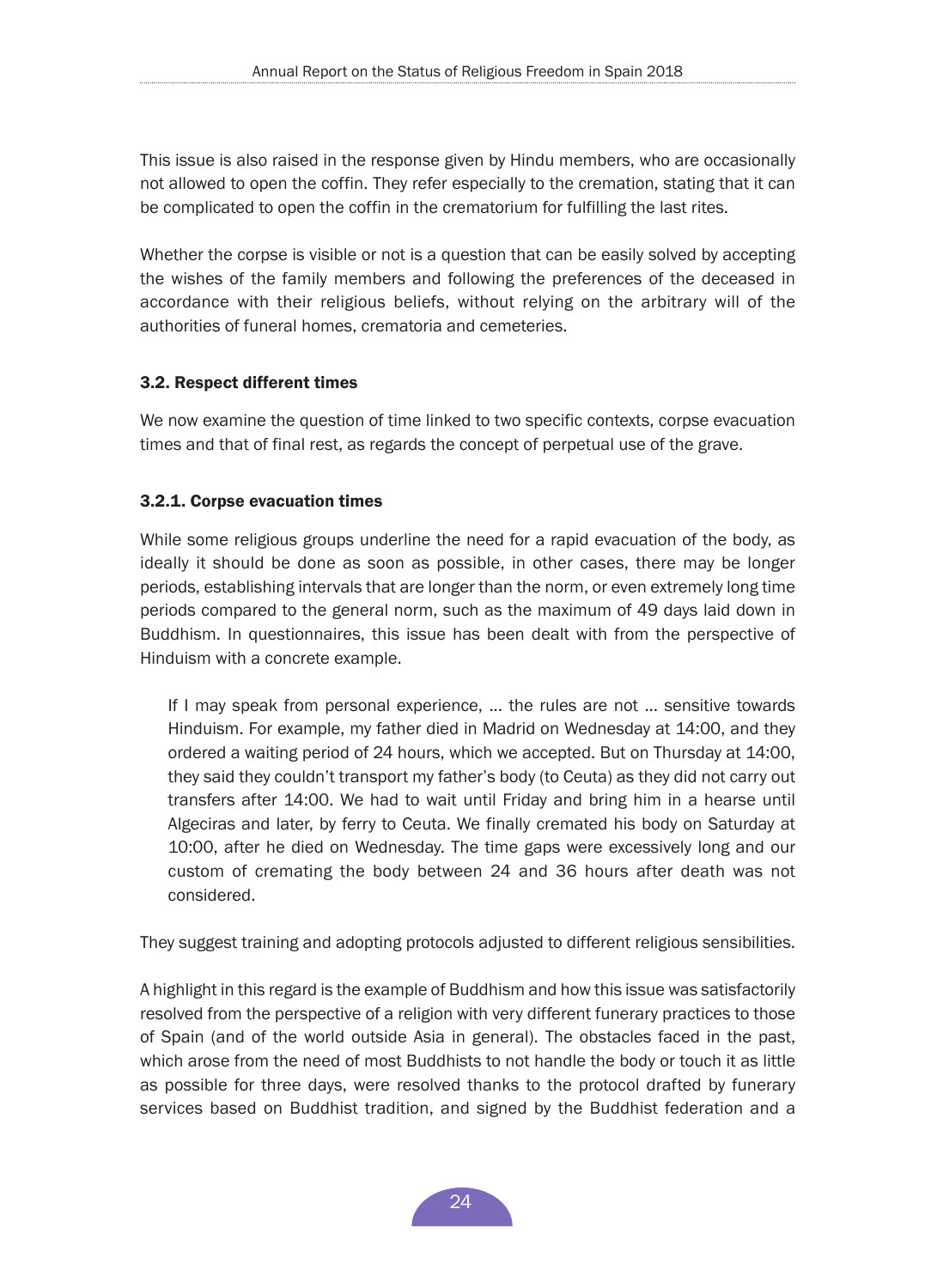This issue is also raised in the response given by Hindu members, who are occasionally not allowed to open the coffin. They refer especially to the cremation, stating that it can be complicated to open the coffin in the crematorium for fulfilling the last rites.

Whether the corpse is visible or not is a question that can be easily solved by accepting the wishes of the family members and following the preferences of the deceased in accordance with their religious beliefs, without relying on the arbitrary will of the authorities of funeral homes, crematoria and cemeteries.

### 3.2. Respect different times

We now examine the question of time linked to two specific contexts, corpse evacuation times and that of final rest, as regards the concept of perpetual use of the grave.

#### 3.2.1. Corpse evacuation times

While some religious groups underline the need for a rapid evacuation of the body, as ideally it should be done as soon as possible, in other cases, there may be longer periods, establishing intervals that are longer than the norm, or even extremely long time periods compared to the general norm, such as the maximum of 49 days laid down in Buddhism. In questionnaires, this issue has been dealt with from the perspective of Hinduism with a concrete example.

> If I may speak from personal experience, … the rules are not … sensitive towards Hinduism. For example, my father died in Madrid on Wednesday at 14:00, and they ordered a waiting period of 24 hours, which we accepted. But on Thursday at 14:00, they said they couldn't transport my father's body (to Ceuta) as they did not carry out transfers after 14:00. We had to wait until Friday and bring him in a hearse until Algeciras and later, by ferry to Ceuta. We finally cremated his body on Saturday at 10:00, after he died on Wednesday. The time gaps were excessively long and our custom of cremating the body between 24 and 36 hours after death was not considered.

They suggest training and adopting protocols adjusted to different religious sensibilities.

A highlight in this regard is the example of Buddhism and how this issue was satisfactorily resolved from the perspective of a religion with very different funerary practices to those of Spain (and of the world outside Asia in general). The obstacles faced in the past, which arose from the need of most Buddhists to not handle the body or touch it as little as possible for three days, were resolved thanks to the protocol drafted by funerary services based on Buddhist tradition, and signed by the Buddhist federation and a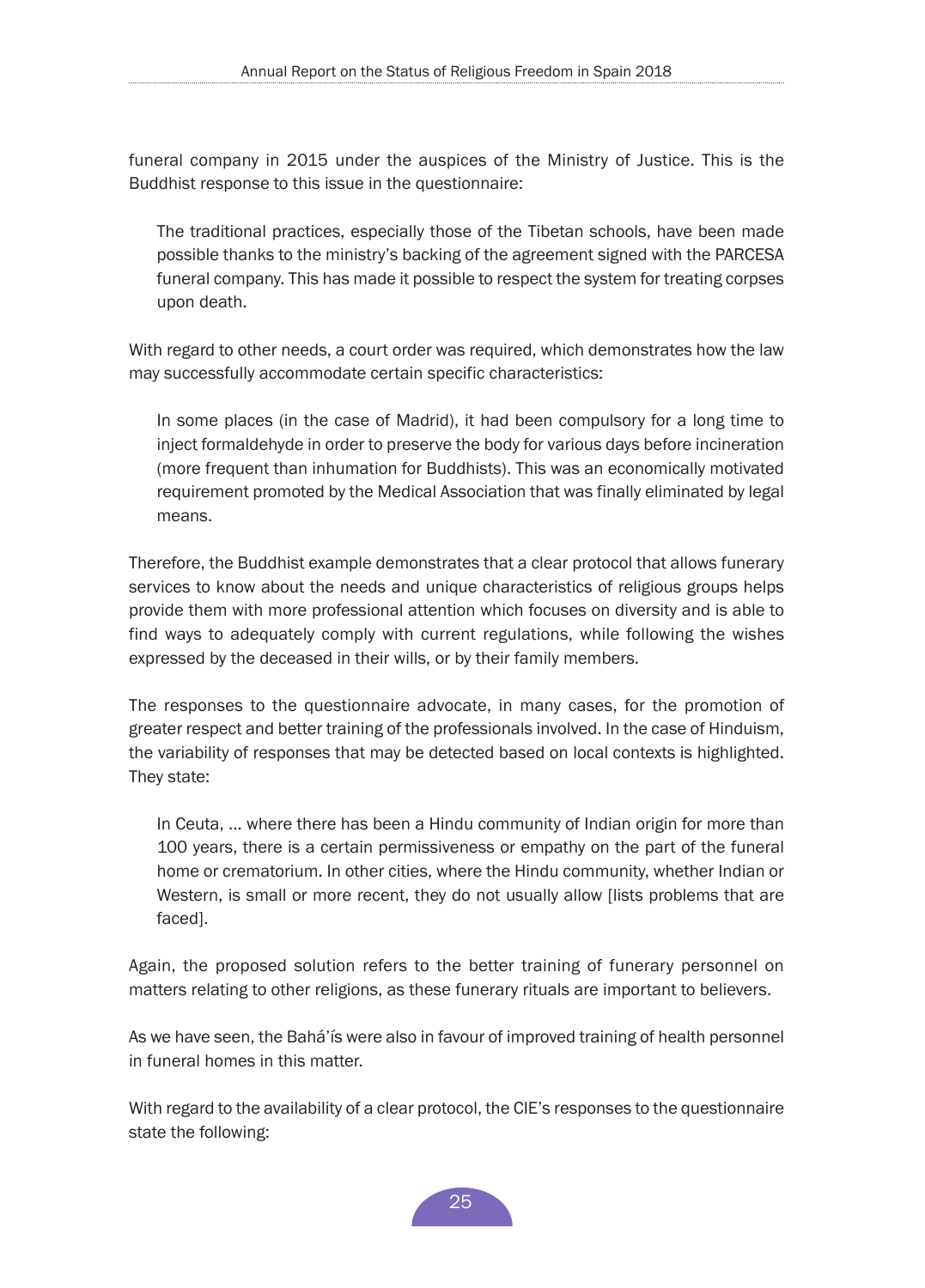funeral company in 2015 under the auspices of the Ministry of Justice. This is the Buddhist response to this issue in the questionnaire:

> The traditional practices, especially those of the Tibetan schools, have been made possible thanks to the ministry's backing of the agreement signed with the PARCESA funeral company. This has made it possible to respect the system for treating corpses upon death.

With regard to other needs, a court order was required, which demonstrates how the law may successfully accommodate certain specific characteristics:

> In some places (in the case of Madrid), it had been compulsory for a long time to inject formaldehyde in order to preserve the body for various days before incineration (more frequent than inhumation for Buddhists). This was an economically motivated requirement promoted by the Medical Association that was finally eliminated by legal means.

Therefore, the Buddhist example demonstrates that a clear protocol that allows funerary services to know about the needs and unique characteristics of religious groups helps provide them with more professional attention which focuses on diversity and is able to find ways to adequately comply with current regulations, while following the wishes expressed by the deceased in their wills, or by their family members.

The responses to the questionnaire advocate, in many cases, for the promotion of greater respect and better training of the professionals involved. In the case of Hinduism, the variability of responses that may be detected based on local contexts is highlighted. They state:

> In Ceuta, ... where there has been a Hindu community of Indian origin for more than 100 years, there is a certain permissiveness or empathy on the part of the funeral home or crematorium. In other cities, where the Hindu community, whether Indian or Western, is small or more recent, they do not usually allow [lists problems that are faced].

Again, the proposed solution refers to the better training of funerary personnel on matters relating to other religions, as these funerary rituals are important to believers.

As we have seen, the Bahá'ís were also in favour of improved training of health personnel in funeral homes in this matter.

With regard to the availability of a clear protocol, the CIE's responses to the questionnaire state the following: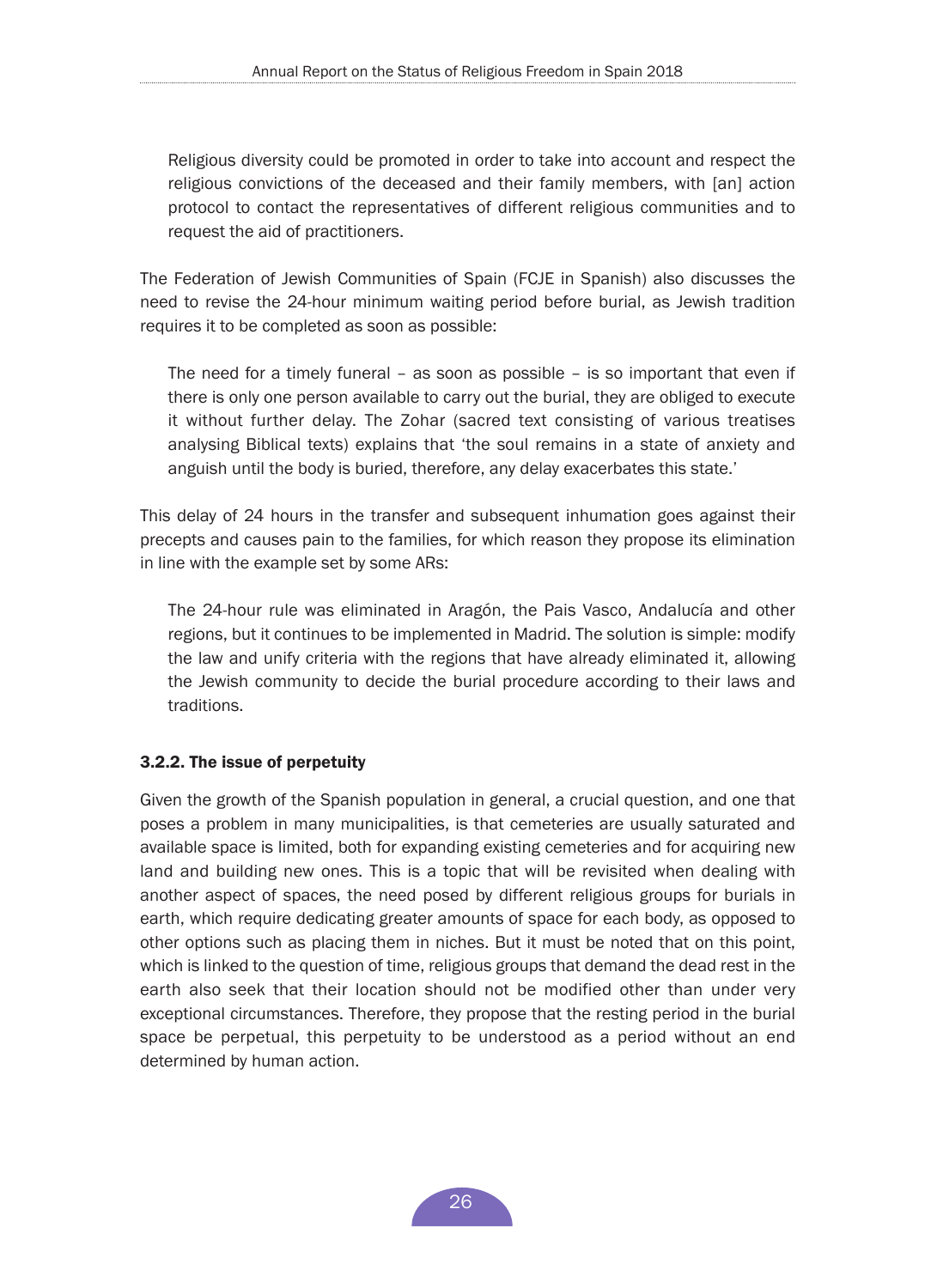> Religious diversity could be promoted in order to take into account and respect the religious convictions of the deceased and their family members, with [an] action protocol to contact the representatives of different religious communities and to request the aid of practitioners.

The Federation of Jewish Communities of Spain (FCJE in Spanish) also discusses the need to revise the 24-hour minimum waiting period before burial, as Jewish tradition requires it to be completed as soon as possible:

> The need for a timely funeral – as soon as possible – is so important that even if there is only one person available to carry out the burial, they are obliged to execute it without further delay. The Zohar (sacred text consisting of various treatises analysing Biblical texts) explains that 'the soul remains in a state of anxiety and anguish until the body is buried, therefore, any delay exacerbates this state.'

This delay of 24 hours in the transfer and subsequent inhumation goes against their precepts and causes pain to the families, for which reason they propose its elimination in line with the example set by some ARs:

> The 24-hour rule was eliminated in Aragón, the Pais Vasco, Andalucía and other regions, but it continues to be implemented in Madrid. The solution is simple: modify the law and unify criteria with the regions that have already eliminated it, allowing the Jewish community to decide the burial procedure according to their laws and traditions.

### 3.2.2. The issue of perpetuity

Given the growth of the Spanish population in general, a crucial question, and one that poses a problem in many municipalities, is that cemeteries are usually saturated and available space is limited, both for expanding existing cemeteries and for acquiring new land and building new ones. This is a topic that will be revisited when dealing with another aspect of spaces, the need posed by different religious groups for burials in earth, which require dedicating greater amounts of space for each body, as opposed to other options such as placing them in niches. But it must be noted that on this point, which is linked to the question of time, religious groups that demand the dead rest in the earth also seek that their location should not be modified other than under very exceptional circumstances. Therefore, they propose that the resting period in the burial space be perpetual, this perpetuity to be understood as a period without an end determined by human action.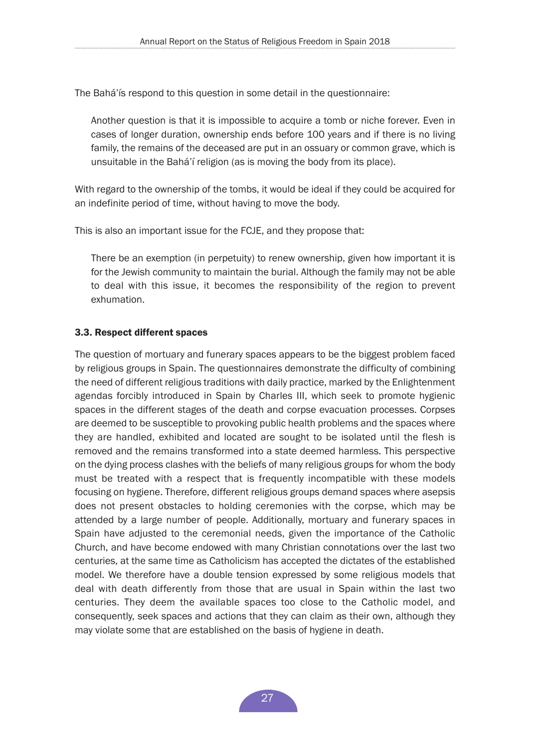The Bahá'ís respond to this question in some detail in the questionnaire:

> Another question is that it is impossible to acquire a tomb or niche forever. Even in cases of longer duration, ownership ends before 100 years and if there is no living family, the remains of the deceased are put in an ossuary or common grave, which is unsuitable in the Bahá'í religion (as is moving the body from its place).

With regard to the ownership of the tombs, it would be ideal if they could be acquired for an indefinite period of time, without having to move the body.

This is also an important issue for the FCJE, and they propose that:

> There be an exemption (in perpetuity) to renew ownership, given how important it is for the Jewish community to maintain the burial. Although the family may not be able to deal with this issue, it becomes the responsibility of the region to prevent exhumation.

### 3.3. Respect different spaces

The question of mortuary and funerary spaces appears to be the biggest problem faced by religious groups in Spain. The questionnaires demonstrate the difficulty of combining the need of different religious traditions with daily practice, marked by the Enlightenment agendas forcibly introduced in Spain by Charles III, which seek to promote hygienic spaces in the different stages of the death and corpse evacuation processes. Corpses are deemed to be susceptible to provoking public health problems and the spaces where they are handled, exhibited and located are sought to be isolated until the flesh is removed and the remains transformed into a state deemed harmless. This perspective on the dying process clashes with the beliefs of many religious groups for whom the body must be treated with a respect that is frequently incompatible with these models focusing on hygiene. Therefore, different religious groups demand spaces where asepsis does not present obstacles to holding ceremonies with the corpse, which may be attended by a large number of people. Additionally, mortuary and funerary spaces in Spain have adjusted to the ceremonial needs, given the importance of the Catholic Church, and have become endowed with many Christian connotations over the last two centuries, at the same time as Catholicism has accepted the dictates of the established model. We therefore have a double tension expressed by some religious models that deal with death differently from those that are usual in Spain within the last two centuries. They deem the available spaces too close to the Catholic model, and consequently, seek spaces and actions that they can claim as their own, although they may violate some that are established on the basis of hygiene in death.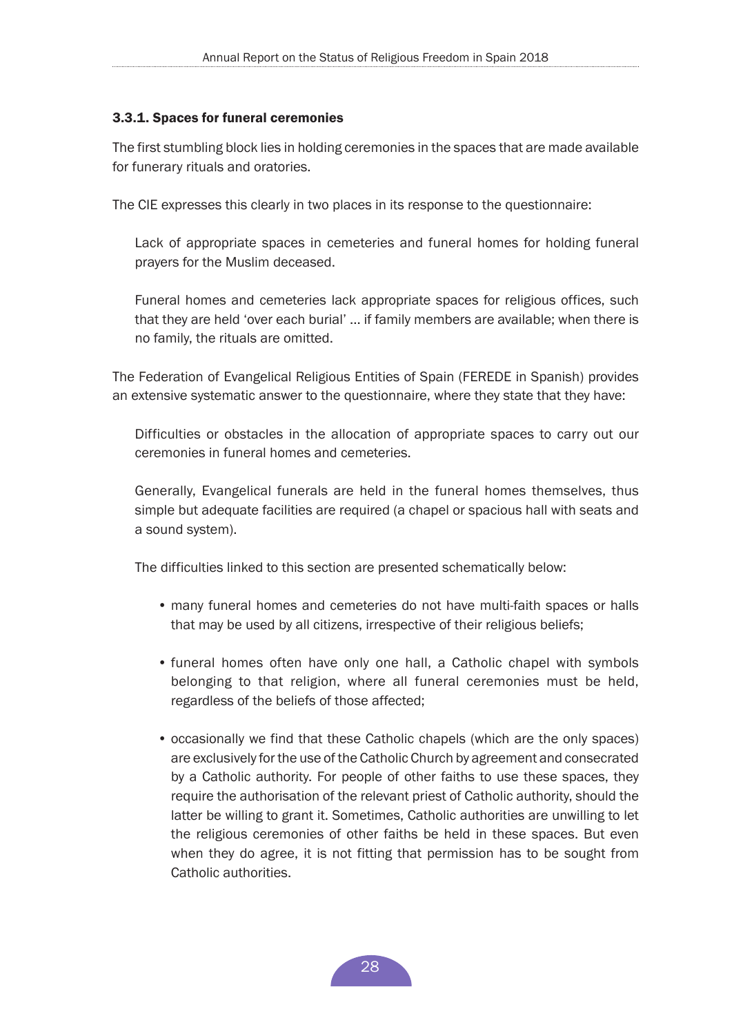### 3.3.1. Spaces for funeral ceremonies

The first stumbling block lies in holding ceremonies in the spaces that are made available for funerary rituals and oratories.

The CIE expresses this clearly in two places in its response to the questionnaire:

> Lack of appropriate spaces in cemeteries and funeral homes for holding funeral prayers for the Muslim deceased.
>
> Funeral homes and cemeteries lack appropriate spaces for religious offices, such that they are held 'over each burial' ... if family members are available; when there is no family, the rituals are omitted.

The Federation of Evangelical Religious Entities of Spain (FEREDE in Spanish) provides an extensive systematic answer to the questionnaire, where they state that they have:

> Difficulties or obstacles in the allocation of appropriate spaces to carry out our ceremonies in funeral homes and cemeteries.
>
> Generally, Evangelical funerals are held in the funeral homes themselves, thus simple but adequate facilities are required (a chapel or spacious hall with seats and a sound system).
>
> The difficulties linked to this section are presented schematically below:
>
> - many funeral homes and cemeteries do not have multi-faith spaces or halls that may be used by all citizens, irrespective of their religious beliefs;
> - funeral homes often have only one hall, a Catholic chapel with symbols belonging to that religion, where all funeral ceremonies must be held, regardless of the beliefs of those affected;
> - occasionally we find that these Catholic chapels (which are the only spaces) are exclusively for the use of the Catholic Church by agreement and consecrated by a Catholic authority. For people of other faiths to use these spaces, they require the authorisation of the relevant priest of Catholic authority, should the latter be willing to grant it. Sometimes, Catholic authorities are unwilling to let the religious ceremonies of other faiths be held in these spaces. But even when they do agree, it is not fitting that permission has to be sought from Catholic authorities.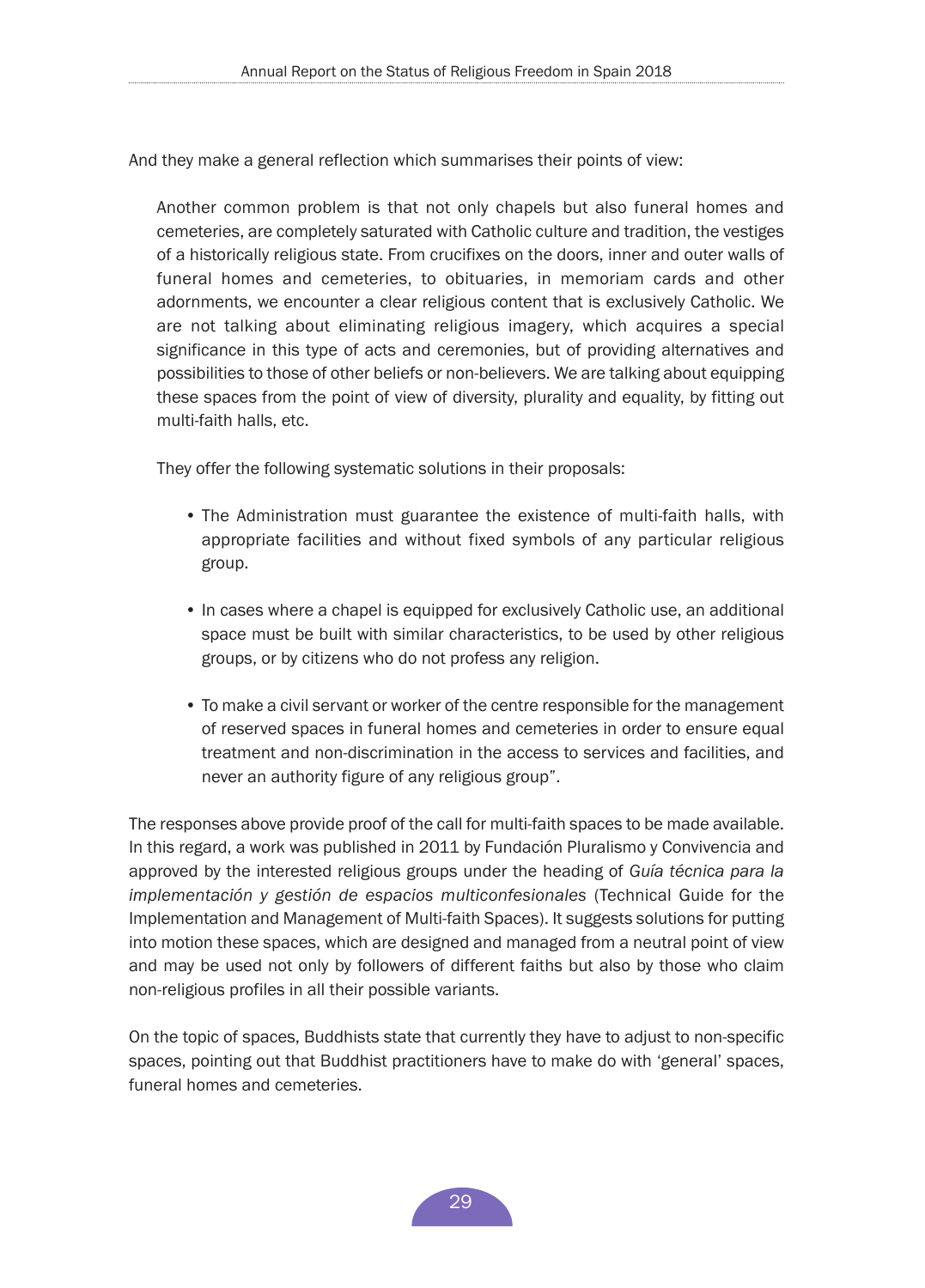And they make a general reflection which summarises their points of view:

> Another common problem is that not only chapels but also funeral homes and cemeteries, are completely saturated with Catholic culture and tradition, the vestiges of a historically religious state. From crucifixes on the doors, inner and outer walls of funeral homes and cemeteries, to obituaries, in memoriam cards and other adornments, we encounter a clear religious content that is exclusively Catholic. We are not talking about eliminating religious imagery, which acquires a special significance in this type of acts and ceremonies, but of providing alternatives and possibilities to those of other beliefs or non-believers. We are talking about equipping these spaces from the point of view of diversity, plurality and equality, by fitting out multi-faith halls, etc.
>
> They offer the following systematic solutions in their proposals:
>
> - The Administration must guarantee the existence of multi-faith halls, with appropriate facilities and without fixed symbols of any particular religious group.
> - In cases where a chapel is equipped for exclusively Catholic use, an additional space must be built with similar characteristics, to be used by other religious groups, or by citizens who do not profess any religion.
> - To make a civil servant or worker of the centre responsible for the management of reserved spaces in funeral homes and cemeteries in order to ensure equal treatment and non-discrimination in the access to services and facilities, and never an authority figure of any religious group".

The responses above provide proof of the call for multi-faith spaces to be made available. In this regard, a work was published in 2011 by Fundación Pluralismo y Convivencia and approved by the interested religious groups under the heading of *Guía técnica para la implementación y gestión de espacios multiconfesionales* (Technical Guide for the Implementation and Management of Multi-faith Spaces). It suggests solutions for putting into motion these spaces, which are designed and managed from a neutral point of view and may be used not only by followers of different faiths but also by those who claim non-religious profiles in all their possible variants.

On the topic of spaces, Buddhists state that currently they have to adjust to non-specific spaces, pointing out that Buddhist practitioners have to make do with 'general' spaces, funeral homes and cemeteries.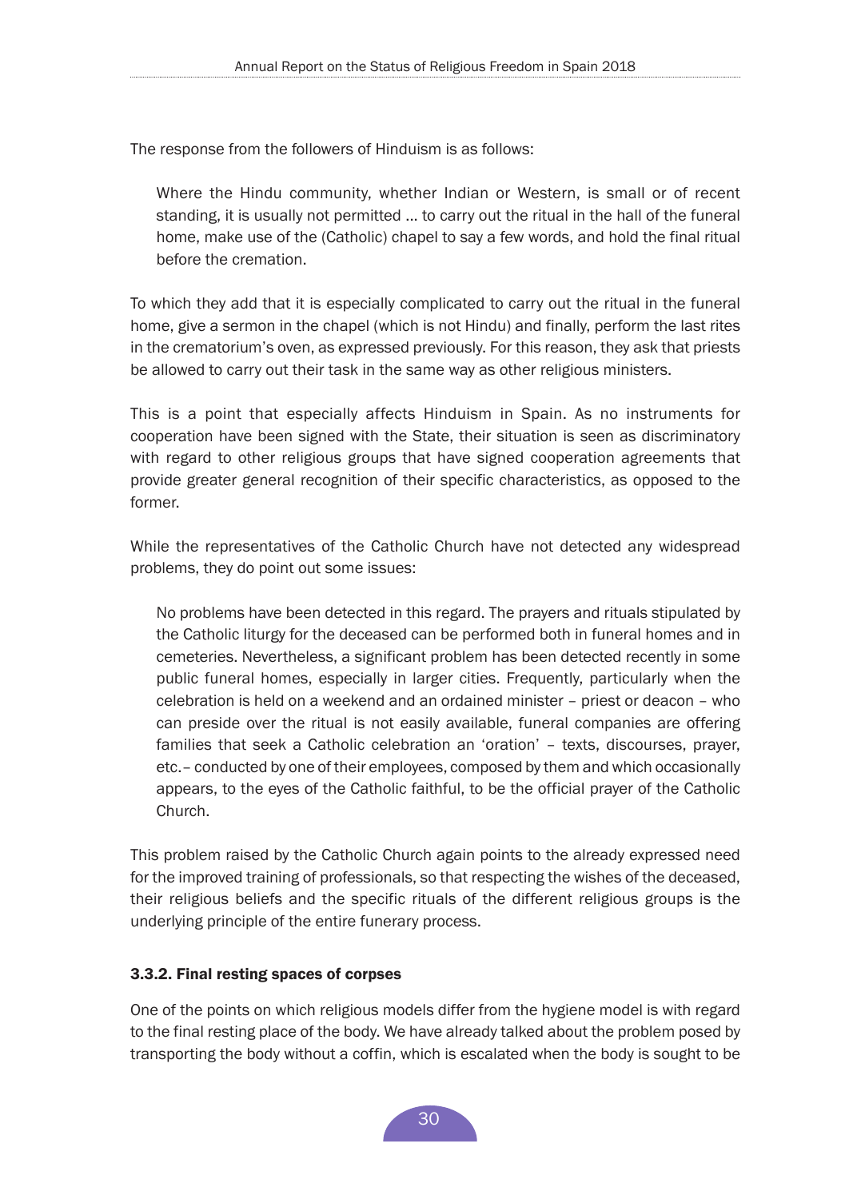The response from the followers of Hinduism is as follows:

> Where the Hindu community, whether Indian or Western, is small or of recent standing, it is usually not permitted ... to carry out the ritual in the hall of the funeral home, make use of the (Catholic) chapel to say a few words, and hold the final ritual before the cremation.

To which they add that it is especially complicated to carry out the ritual in the funeral home, give a sermon in the chapel (which is not Hindu) and finally, perform the last rites in the crematorium's oven, as expressed previously. For this reason, they ask that priests be allowed to carry out their task in the same way as other religious ministers.

This is a point that especially affects Hinduism in Spain. As no instruments for cooperation have been signed with the State, their situation is seen as discriminatory with regard to other religious groups that have signed cooperation agreements that provide greater general recognition of their specific characteristics, as opposed to the former.

While the representatives of the Catholic Church have not detected any widespread problems, they do point out some issues:

> No problems have been detected in this regard. The prayers and rituals stipulated by the Catholic liturgy for the deceased can be performed both in funeral homes and in cemeteries. Nevertheless, a significant problem has been detected recently in some public funeral homes, especially in larger cities. Frequently, particularly when the celebration is held on a weekend and an ordained minister – priest or deacon – who can preside over the ritual is not easily available, funeral companies are offering families that seek a Catholic celebration an 'oration' – texts, discourses, prayer, etc.– conducted by one of their employees, composed by them and which occasionally appears, to the eyes of the Catholic faithful, to be the official prayer of the Catholic Church.

This problem raised by the Catholic Church again points to the already expressed need for the improved training of professionals, so that respecting the wishes of the deceased, their religious beliefs and the specific rituals of the different religious groups is the underlying principle of the entire funerary process.

### 3.3.2. Final resting spaces of corpses

One of the points on which religious models differ from the hygiene model is with regard to the final resting place of the body. We have already talked about the problem posed by transporting the body without a coffin, which is escalated when the body is sought to be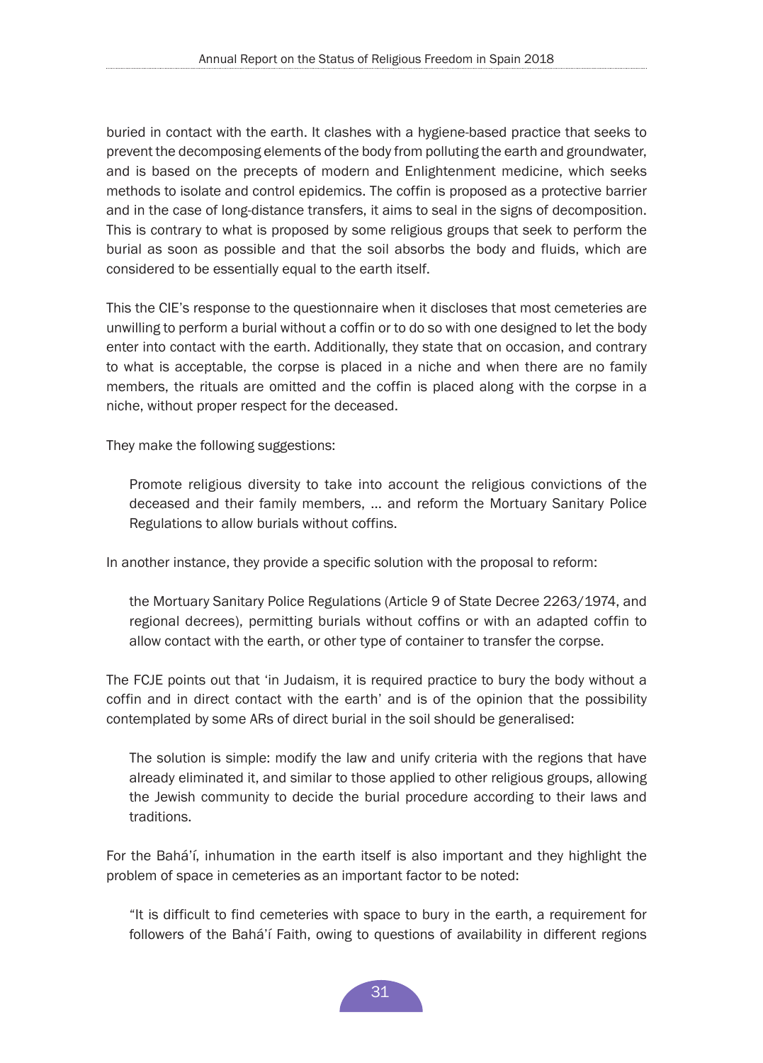buried in contact with the earth. It clashes with a hygiene-based practice that seeks to prevent the decomposing elements of the body from polluting the earth and groundwater, and is based on the precepts of modern and Enlightenment medicine, which seeks methods to isolate and control epidemics. The coffin is proposed as a protective barrier and in the case of long-distance transfers, it aims to seal in the signs of decomposition. This is contrary to what is proposed by some religious groups that seek to perform the burial as soon as possible and that the soil absorbs the body and fluids, which are considered to be essentially equal to the earth itself.

This the CIE's response to the questionnaire when it discloses that most cemeteries are unwilling to perform a burial without a coffin or to do so with one designed to let the body enter into contact with the earth. Additionally, they state that on occasion, and contrary to what is acceptable, the corpse is placed in a niche and when there are no family members, the rituals are omitted and the coffin is placed along with the corpse in a niche, without proper respect for the deceased.

They make the following suggestions:

> Promote religious diversity to take into account the religious convictions of the deceased and their family members, ... and reform the Mortuary Sanitary Police Regulations to allow burials without coffins.

In another instance, they provide a specific solution with the proposal to reform:

> the Mortuary Sanitary Police Regulations (Article 9 of State Decree 2263/1974, and regional decrees), permitting burials without coffins or with an adapted coffin to allow contact with the earth, or other type of container to transfer the corpse.

The FCJE points out that 'in Judaism, it is required practice to bury the body without a coffin and in direct contact with the earth' and is of the opinion that the possibility contemplated by some ARs of direct burial in the soil should be generalised:

> The solution is simple: modify the law and unify criteria with the regions that have already eliminated it, and similar to those applied to other religious groups, allowing the Jewish community to decide the burial procedure according to their laws and traditions.

For the Bahá'í, inhumation in the earth itself is also important and they highlight the problem of space in cemeteries as an important factor to be noted:

> "It is difficult to find cemeteries with space to bury in the earth, a requirement for followers of the Bahá'í Faith, owing to questions of availability in different regions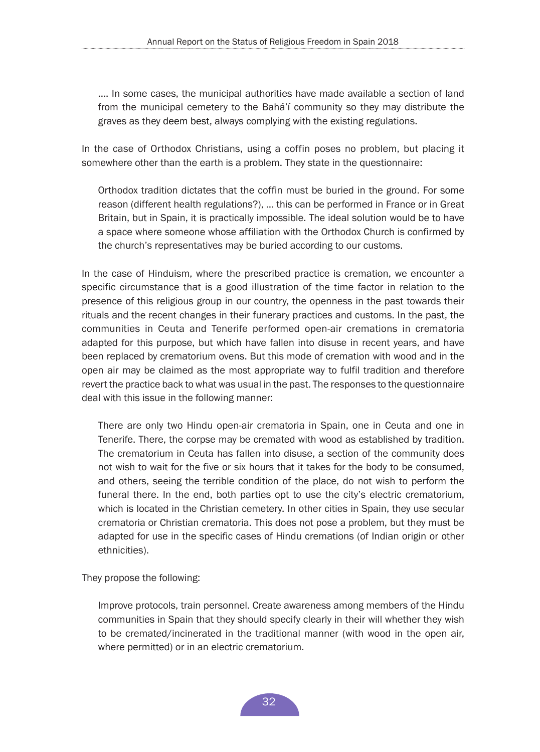…. In some cases, the municipal authorities have made available a section of land from the municipal cemetery to the Bahá'í community so they may distribute the graves as they deem best, always complying with the existing regulations.

In the case of Orthodox Christians, using a coffin poses no problem, but placing it somewhere other than the earth is a problem. They state in the questionnaire:

> Orthodox tradition dictates that the coffin must be buried in the ground. For some reason (different health regulations?), … this can be performed in France or in Great Britain, but in Spain, it is practically impossible. The ideal solution would be to have a space where someone whose affiliation with the Orthodox Church is confirmed by the church's representatives may be buried according to our customs.

In the case of Hinduism, where the prescribed practice is cremation, we encounter a specific circumstance that is a good illustration of the time factor in relation to the presence of this religious group in our country, the openness in the past towards their rituals and the recent changes in their funerary practices and customs. In the past, the communities in Ceuta and Tenerife performed open-air cremations in crematoria adapted for this purpose, but which have fallen into disuse in recent years, and have been replaced by crematorium ovens. But this mode of cremation with wood and in the open air may be claimed as the most appropriate way to fulfil tradition and therefore revert the practice back to what was usual in the past. The responses to the questionnaire deal with this issue in the following manner:

> There are only two Hindu open-air crematoria in Spain, one in Ceuta and one in Tenerife. There, the corpse may be cremated with wood as established by tradition. The crematorium in Ceuta has fallen into disuse, a section of the community does not wish to wait for the five or six hours that it takes for the body to be consumed, and others, seeing the terrible condition of the place, do not wish to perform the funeral there. In the end, both parties opt to use the city's electric crematorium, which is located in the Christian cemetery. In other cities in Spain, they use secular crematoria or Christian crematoria. This does not pose a problem, but they must be adapted for use in the specific cases of Hindu cremations (of Indian origin or other ethnicities).

They propose the following:

> Improve protocols, train personnel. Create awareness among members of the Hindu communities in Spain that they should specify clearly in their will whether they wish to be cremated/incinerated in the traditional manner (with wood in the open air, where permitted) or in an electric crematorium.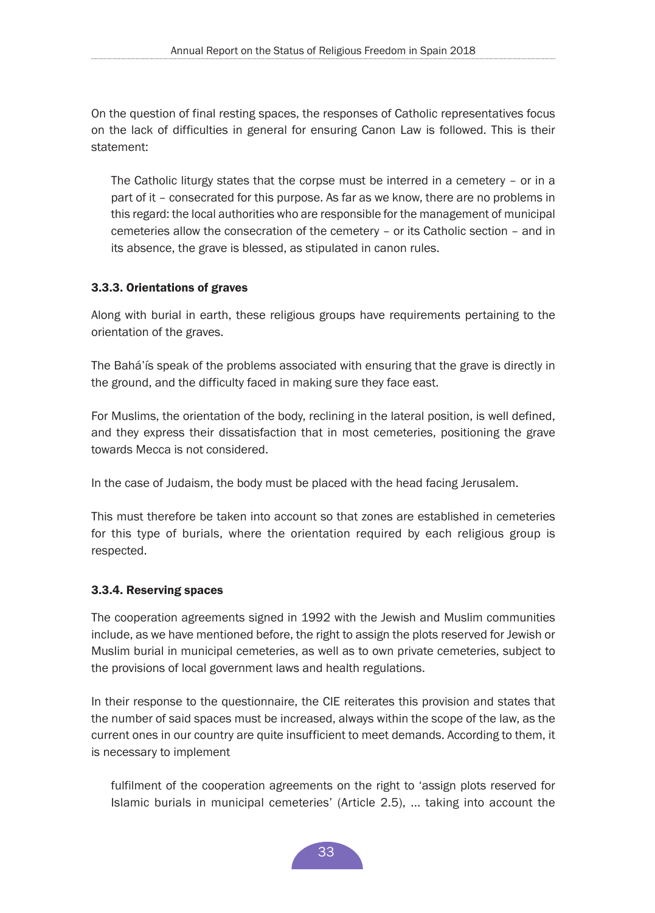On the question of final resting spaces, the responses of Catholic representatives focus on the lack of difficulties in general for ensuring Canon Law is followed. This is their statement:

> The Catholic liturgy states that the corpse must be interred in a cemetery – or in a part of it – consecrated for this purpose. As far as we know, there are no problems in this regard: the local authorities who are responsible for the management of municipal cemeteries allow the consecration of the cemetery – or its Catholic section – and in its absence, the grave is blessed, as stipulated in canon rules.

#### 3.3.3. Orientations of graves

Along with burial in earth, these religious groups have requirements pertaining to the orientation of the graves.

The Bahá'ís speak of the problems associated with ensuring that the grave is directly in the ground, and the difficulty faced in making sure they face east.

For Muslims, the orientation of the body, reclining in the lateral position, is well defined, and they express their dissatisfaction that in most cemeteries, positioning the grave towards Mecca is not considered.

In the case of Judaism, the body must be placed with the head facing Jerusalem.

This must therefore be taken into account so that zones are established in cemeteries for this type of burials, where the orientation required by each religious group is respected.

#### 3.3.4. Reserving spaces

The cooperation agreements signed in 1992 with the Jewish and Muslim communities include, as we have mentioned before, the right to assign the plots reserved for Jewish or Muslim burial in municipal cemeteries, as well as to own private cemeteries, subject to the provisions of local government laws and health regulations.

In their response to the questionnaire, the CIE reiterates this provision and states that the number of said spaces must be increased, always within the scope of the law, as the current ones in our country are quite insufficient to meet demands. According to them, it is necessary to implement

> fulfilment of the cooperation agreements on the right to 'assign plots reserved for Islamic burials in municipal cemeteries' (Article 2.5), ... taking into account the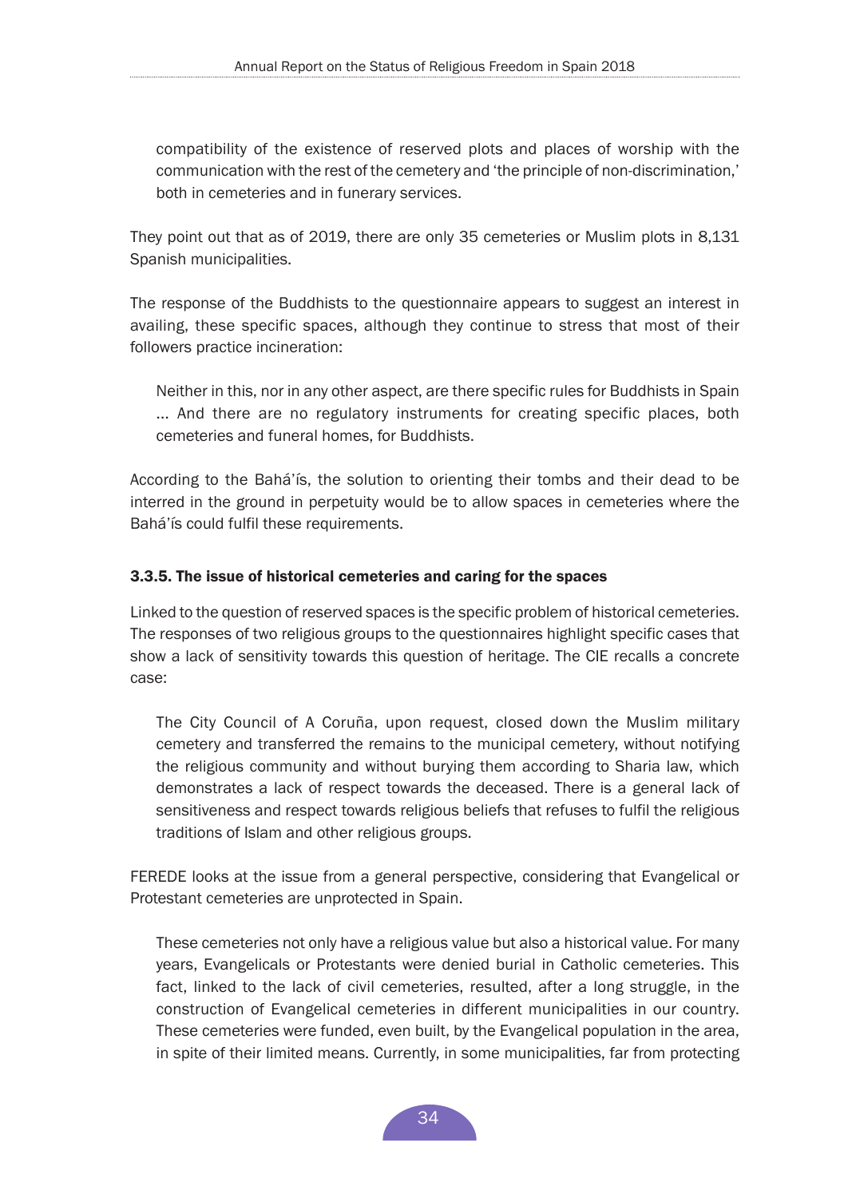> compatibility of the existence of reserved plots and places of worship with the communication with the rest of the cemetery and 'the principle of non-discrimination,' both in cemeteries and in funerary services.

They point out that as of 2019, there are only 35 cemeteries or Muslim plots in 8,131 Spanish municipalities.

The response of the Buddhists to the questionnaire appears to suggest an interest in availing, these specific spaces, although they continue to stress that most of their followers practice incineration:

> Neither in this, nor in any other aspect, are there specific rules for Buddhists in Spain ... And there are no regulatory instruments for creating specific places, both cemeteries and funeral homes, for Buddhists.

According to the Bahá'ís, the solution to orienting their tombs and their dead to be interred in the ground in perpetuity would be to allow spaces in cemeteries where the Bahá'ís could fulfil these requirements.

### 3.3.5. The issue of historical cemeteries and caring for the spaces

Linked to the question of reserved spaces is the specific problem of historical cemeteries. The responses of two religious groups to the questionnaires highlight specific cases that show a lack of sensitivity towards this question of heritage. The CIE recalls a concrete case:

> The City Council of A Coruña, upon request, closed down the Muslim military cemetery and transferred the remains to the municipal cemetery, without notifying the religious community and without burying them according to Sharia law, which demonstrates a lack of respect towards the deceased. There is a general lack of sensitiveness and respect towards religious beliefs that refuses to fulfil the religious traditions of Islam and other religious groups.

FEREDE looks at the issue from a general perspective, considering that Evangelical or Protestant cemeteries are unprotected in Spain.

> These cemeteries not only have a religious value but also a historical value. For many years, Evangelicals or Protestants were denied burial in Catholic cemeteries. This fact, linked to the lack of civil cemeteries, resulted, after a long struggle, in the construction of Evangelical cemeteries in different municipalities in our country. These cemeteries were funded, even built, by the Evangelical population in the area, in spite of their limited means. Currently, in some municipalities, far from protecting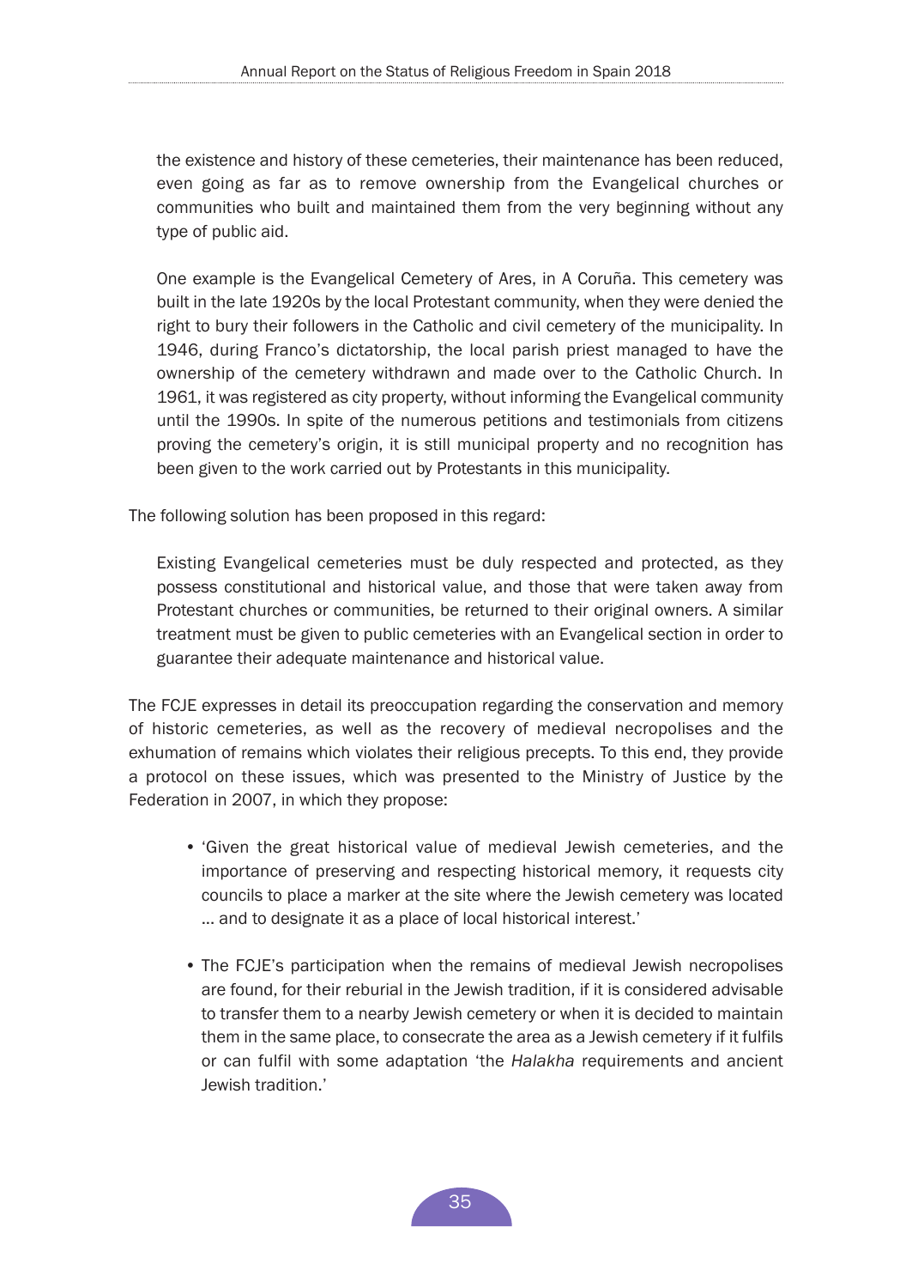the existence and history of these cemeteries, their maintenance has been reduced, even going as far as to remove ownership from the Evangelical churches or communities who built and maintained them from the very beginning without any type of public aid.

> One example is the Evangelical Cemetery of Ares, in A Coruña. This cemetery was built in the late 1920s by the local Protestant community, when they were denied the right to bury their followers in the Catholic and civil cemetery of the municipality. In 1946, during Franco's dictatorship, the local parish priest managed to have the ownership of the cemetery withdrawn and made over to the Catholic Church. In 1961, it was registered as city property, without informing the Evangelical community until the 1990s. In spite of the numerous petitions and testimonials from citizens proving the cemetery's origin, it is still municipal property and no recognition has been given to the work carried out by Protestants in this municipality.

The following solution has been proposed in this regard:

> Existing Evangelical cemeteries must be duly respected and protected, as they possess constitutional and historical value, and those that were taken away from Protestant churches or communities, be returned to their original owners. A similar treatment must be given to public cemeteries with an Evangelical section in order to guarantee their adequate maintenance and historical value.

The FCJE expresses in detail its preoccupation regarding the conservation and memory of historic cemeteries, as well as the recovery of medieval necropolises and the exhumation of remains which violates their religious precepts. To this end, they provide a protocol on these issues, which was presented to the Ministry of Justice by the Federation in 2007, in which they propose:

- 'Given the great historical value of medieval Jewish cemeteries, and the importance of preserving and respecting historical memory, it requests city councils to place a marker at the site where the Jewish cemetery was located ... and to designate it as a place of local historical interest.'
- The FCJE's participation when the remains of medieval Jewish necropolises are found, for their reburial in the Jewish tradition, if it is considered advisable to transfer them to a nearby Jewish cemetery or when it is decided to maintain them in the same place, to consecrate the area as a Jewish cemetery if it fulfils or can fulfil with some adaptation 'the *Halakha* requirements and ancient Jewish tradition.'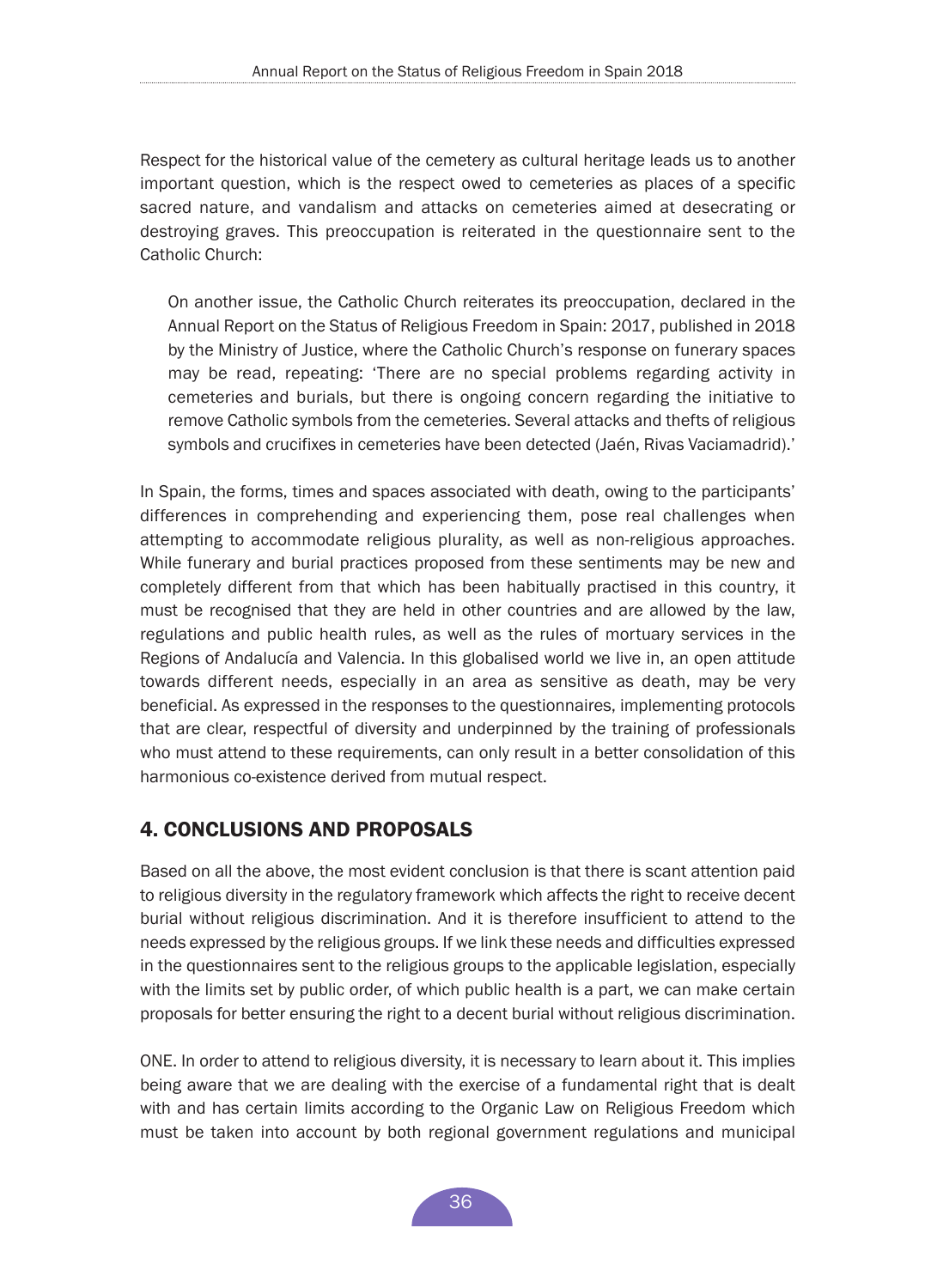Respect for the historical value of the cemetery as cultural heritage leads us to another important question, which is the respect owed to cemeteries as places of a specific sacred nature, and vandalism and attacks on cemeteries aimed at desecrating or destroying graves. This preoccupation is reiterated in the questionnaire sent to the Catholic Church:

> On another issue, the Catholic Church reiterates its preoccupation, declared in the Annual Report on the Status of Religious Freedom in Spain: 2017, published in 2018 by the Ministry of Justice, where the Catholic Church's response on funerary spaces may be read, repeating: 'There are no special problems regarding activity in cemeteries and burials, but there is ongoing concern regarding the initiative to remove Catholic symbols from the cemeteries. Several attacks and thefts of religious symbols and crucifixes in cemeteries have been detected (Jaén, Rivas Vaciamadrid).'

In Spain, the forms, times and spaces associated with death, owing to the participants' differences in comprehending and experiencing them, pose real challenges when attempting to accommodate religious plurality, as well as non-religious approaches. While funerary and burial practices proposed from these sentiments may be new and completely different from that which has been habitually practised in this country, it must be recognised that they are held in other countries and are allowed by the law, regulations and public health rules, as well as the rules of mortuary services in the Regions of Andalucía and Valencia. In this globalised world we live in, an open attitude towards different needs, especially in an area as sensitive as death, may be very beneficial. As expressed in the responses to the questionnaires, implementing protocols that are clear, respectful of diversity and underpinned by the training of professionals who must attend to these requirements, can only result in a better consolidation of this harmonious co-existence derived from mutual respect.

## 4. CONCLUSIONS AND PROPOSALS

Based on all the above, the most evident conclusion is that there is scant attention paid to religious diversity in the regulatory framework which affects the right to receive decent burial without religious discrimination. And it is therefore insufficient to attend to the needs expressed by the religious groups. If we link these needs and difficulties expressed in the questionnaires sent to the religious groups to the applicable legislation, especially with the limits set by public order, of which public health is a part, we can make certain proposals for better ensuring the right to a decent burial without religious discrimination.

ONE. In order to attend to religious diversity, it is necessary to learn about it. This implies being aware that we are dealing with the exercise of a fundamental right that is dealt with and has certain limits according to the Organic Law on Religious Freedom which must be taken into account by both regional government regulations and municipal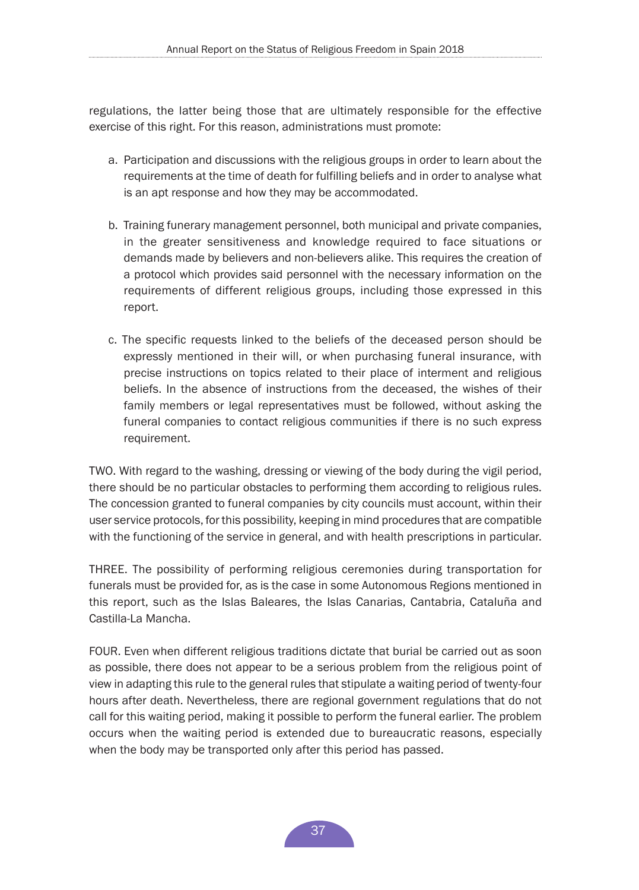regulations, the latter being those that are ultimately responsible for the effective exercise of this right. For this reason, administrations must promote:

a. Participation and discussions with the religious groups in order to learn about the requirements at the time of death for fulfilling beliefs and in order to analyse what is an apt response and how they may be accommodated.

b. Training funerary management personnel, both municipal and private companies, in the greater sensitiveness and knowledge required to face situations or demands made by believers and non-believers alike. This requires the creation of a protocol which provides said personnel with the necessary information on the requirements of different religious groups, including those expressed in this report.

c. The specific requests linked to the beliefs of the deceased person should be expressly mentioned in their will, or when purchasing funeral insurance, with precise instructions on topics related to their place of interment and religious beliefs. In the absence of instructions from the deceased, the wishes of their family members or legal representatives must be followed, without asking the funeral companies to contact religious communities if there is no such express requirement.

TWO. With regard to the washing, dressing or viewing of the body during the vigil period, there should be no particular obstacles to performing them according to religious rules. The concession granted to funeral companies by city councils must account, within their user service protocols, for this possibility, keeping in mind procedures that are compatible with the functioning of the service in general, and with health prescriptions in particular.

THREE. The possibility of performing religious ceremonies during transportation for funerals must be provided for, as is the case in some Autonomous Regions mentioned in this report, such as the Islas Baleares, the Islas Canarias, Cantabria, Cataluña and Castilla-La Mancha.

FOUR. Even when different religious traditions dictate that burial be carried out as soon as possible, there does not appear to be a serious problem from the religious point of view in adapting this rule to the general rules that stipulate a waiting period of twenty-four hours after death. Nevertheless, there are regional government regulations that do not call for this waiting period, making it possible to perform the funeral earlier. The problem occurs when the waiting period is extended due to bureaucratic reasons, especially when the body may be transported only after this period has passed.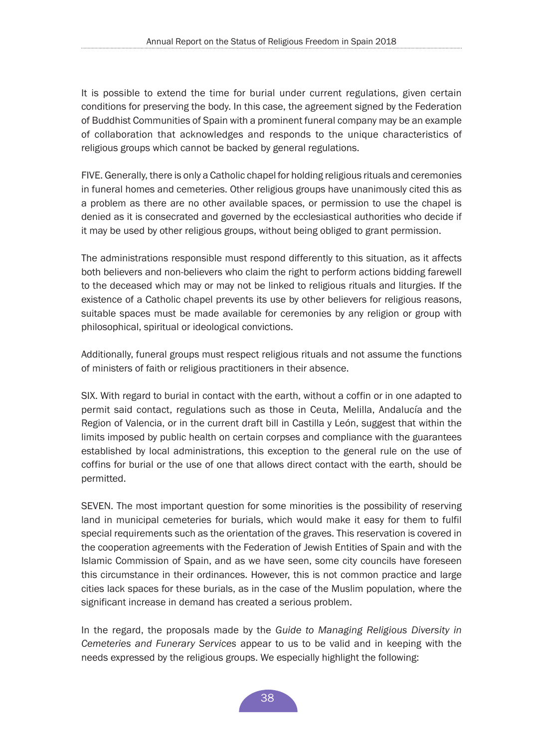It is possible to extend the time for burial under current regulations, given certain conditions for preserving the body. In this case, the agreement signed by the Federation of Buddhist Communities of Spain with a prominent funeral company may be an example of collaboration that acknowledges and responds to the unique characteristics of religious groups which cannot be backed by general regulations.

FIVE. Generally, there is only a Catholic chapel for holding religious rituals and ceremonies in funeral homes and cemeteries. Other religious groups have unanimously cited this as a problem as there are no other available spaces, or permission to use the chapel is denied as it is consecrated and governed by the ecclesiastical authorities who decide if it may be used by other religious groups, without being obliged to grant permission.

The administrations responsible must respond differently to this situation, as it affects both believers and non-believers who claim the right to perform actions bidding farewell to the deceased which may or may not be linked to religious rituals and liturgies. If the existence of a Catholic chapel prevents its use by other believers for religious reasons, suitable spaces must be made available for ceremonies by any religion or group with philosophical, spiritual or ideological convictions.

Additionally, funeral groups must respect religious rituals and not assume the functions of ministers of faith or religious practitioners in their absence.

SIX. With regard to burial in contact with the earth, without a coffin or in one adapted to permit said contact, regulations such as those in Ceuta, Melilla, Andalucía and the Region of Valencia, or in the current draft bill in Castilla y León, suggest that within the limits imposed by public health on certain corpses and compliance with the guarantees established by local administrations, this exception to the general rule on the use of coffins for burial or the use of one that allows direct contact with the earth, should be permitted.

SEVEN. The most important question for some minorities is the possibility of reserving land in municipal cemeteries for burials, which would make it easy for them to fulfil special requirements such as the orientation of the graves. This reservation is covered in the cooperation agreements with the Federation of Jewish Entities of Spain and with the Islamic Commission of Spain, and as we have seen, some city councils have foreseen this circumstance in their ordinances. However, this is not common practice and large cities lack spaces for these burials, as in the case of the Muslim population, where the significant increase in demand has created a serious problem.

In the regard, the proposals made by the *Guide to Managing Religious Diversity in Cemeteries and Funerary Services* appear to us to be valid and in keeping with the needs expressed by the religious groups. We especially highlight the following: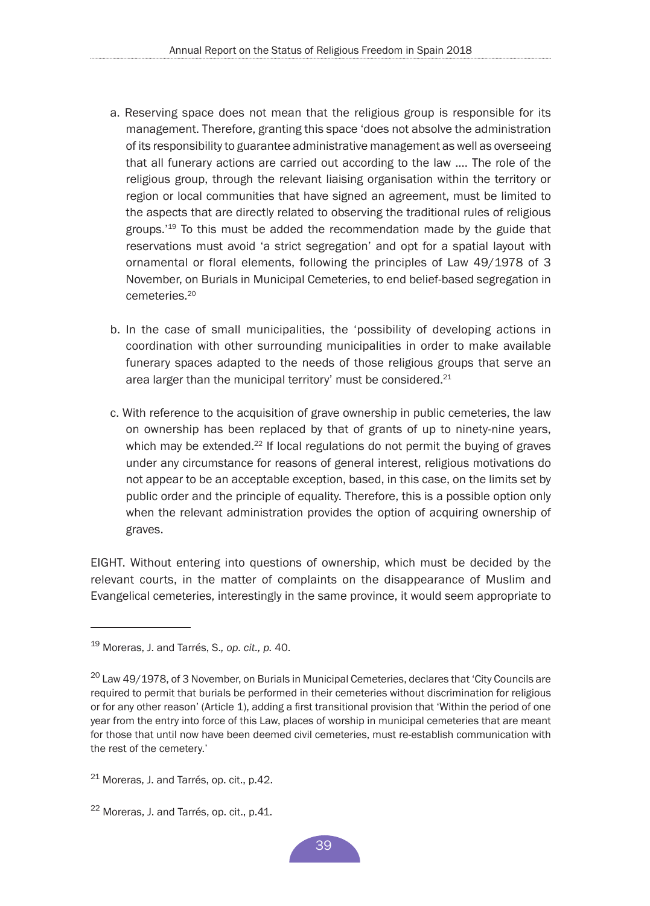a. Reserving space does not mean that the religious group is responsible for its management. Therefore, granting this space 'does not absolve the administration of its responsibility to guarantee administrative management as well as overseeing that all funerary actions are carried out according to the law .... The role of the religious group, through the relevant liaising organisation within the territory or region or local communities that have signed an agreement, must be limited to the aspects that are directly related to observing the traditional rules of religious groups.'[19] To this must be added the recommendation made by the guide that reservations must avoid 'a strict segregation' and opt for a spatial layout with ornamental or floral elements, following the principles of Law 49/1978 of 3 November, on Burials in Municipal Cemeteries, to end belief-based segregation in cemeteries.[20]

b. In the case of small municipalities, the 'possibility of developing actions in coordination with other surrounding municipalities in order to make available funerary spaces adapted to the needs of those religious groups that serve an area larger than the municipal territory' must be considered.[21]

c. With reference to the acquisition of grave ownership in public cemeteries, the law on ownership has been replaced by that of grants of up to ninety-nine years, which may be extended.[22] If local regulations do not permit the buying of graves under any circumstance for reasons of general interest, religious motivations do not appear to be an acceptable exception, based, in this case, on the limits set by public order and the principle of equality. Therefore, this is a possible option only when the relevant administration provides the option of acquiring ownership of graves.

EIGHT. Without entering into questions of ownership, which must be decided by the relevant courts, in the matter of complaints on the disappearance of Muslim and Evangelical cemeteries, interestingly in the same province, it would seem appropriate to

---

[19] Moreras, J. and Tarrés, S*., op. cit., p.* 40.

[20] Law 49/1978, of 3 November, on Burials in Municipal Cemeteries, declares that 'City Councils are required to permit that burials be performed in their cemeteries without discrimination for religious or for any other reason' (Article 1), adding a first transitional provision that 'Within the period of one year from the entry into force of this Law, places of worship in municipal cemeteries that are meant for those that until now have been deemed civil cemeteries, must re-establish communication with the rest of the cemetery.'

[21] Moreras, J. and Tarrés, op. cit., p.42.

[22] Moreras, J. and Tarrés, op. cit., p.41.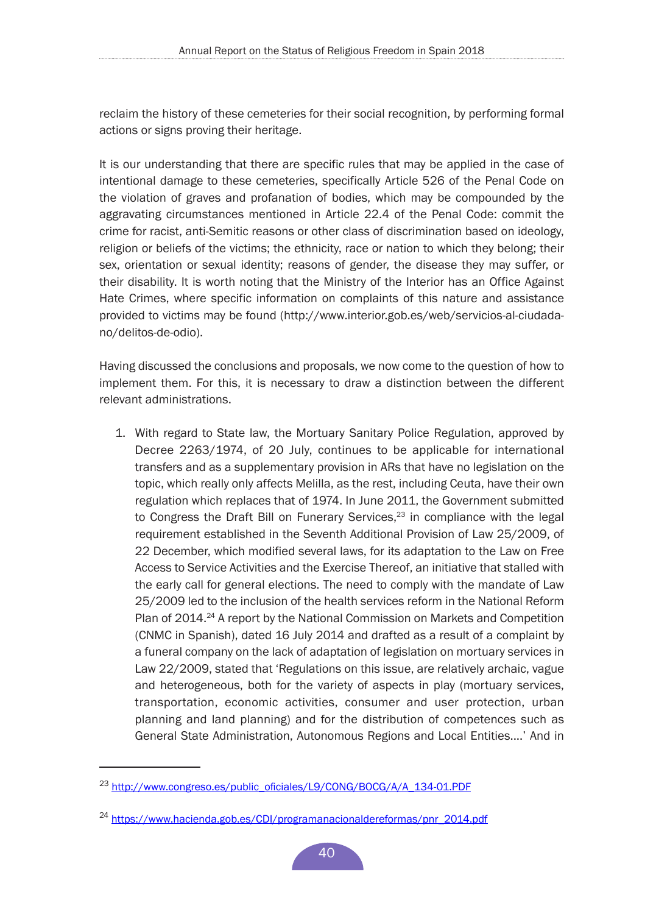reclaim the history of these cemeteries for their social recognition, by performing formal actions or signs proving their heritage.

It is our understanding that there are specific rules that may be applied in the case of intentional damage to these cemeteries, specifically Article 526 of the Penal Code on the violation of graves and profanation of bodies, which may be compounded by the aggravating circumstances mentioned in Article 22.4 of the Penal Code: commit the crime for racist, anti-Semitic reasons or other class of discrimination based on ideology, religion or beliefs of the victims; the ethnicity, race or nation to which they belong; their sex, orientation or sexual identity; reasons of gender, the disease they may suffer, or their disability. It is worth noting that the Ministry of the Interior has an Office Against Hate Crimes, where specific information on complaints of this nature and assistance provided to victims may be found (http://www.interior.gob.es/web/servicios-al-ciudadano/delitos-de-odio).

Having discussed the conclusions and proposals, we now come to the question of how to implement them. For this, it is necessary to draw a distinction between the different relevant administrations.

1. With regard to State law, the Mortuary Sanitary Police Regulation, approved by Decree 2263/1974, of 20 July, continues to be applicable for international transfers and as a supplementary provision in ARs that have no legislation on the topic, which really only affects Melilla, as the rest, including Ceuta, have their own regulation which replaces that of 1974. In June 2011, the Government submitted to Congress the Draft Bill on Funerary Services,[23] in compliance with the legal requirement established in the Seventh Additional Provision of Law 25/2009, of 22 December, which modified several laws, for its adaptation to the Law on Free Access to Service Activities and the Exercise Thereof, an initiative that stalled with the early call for general elections. The need to comply with the mandate of Law 25/2009 led to the inclusion of the health services reform in the National Reform Plan of 2014.[24] A report by the National Commission on Markets and Competition (CNMC in Spanish), dated 16 July 2014 and drafted as a result of a complaint by a funeral company on the lack of adaptation of legislation on mortuary services in Law 22/2009, stated that 'Regulations on this issue, are relatively archaic, vague and heterogeneous, both for the variety of aspects in play (mortuary services, transportation, economic activities, consumer and user protection, urban planning and land planning) and for the distribution of competences such as General State Administration, Autonomous Regions and Local Entities….' And in

---

[23] http://www.congreso.es/public_oficiales/L9/CONG/BOCG/A/A_134-01.PDF

[24] https://www.hacienda.gob.es/CDI/programanacionaldereformas/pnr_2014.pdf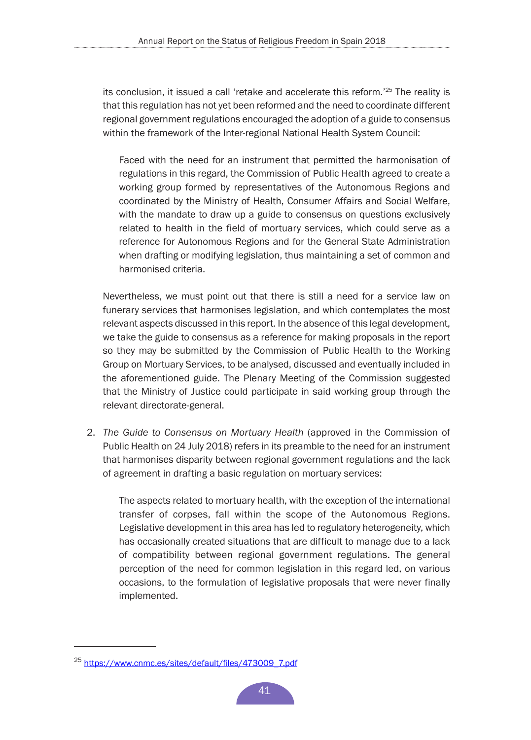its conclusion, it issued a call 'retake and accelerate this reform.'[25] The reality is that this regulation has not yet been reformed and the need to coordinate different regional government regulations encouraged the adoption of a guide to consensus within the framework of the Inter-regional National Health System Council:

> Faced with the need for an instrument that permitted the harmonisation of regulations in this regard, the Commission of Public Health agreed to create a working group formed by representatives of the Autonomous Regions and coordinated by the Ministry of Health, Consumer Affairs and Social Welfare, with the mandate to draw up a guide to consensus on questions exclusively related to health in the field of mortuary services, which could serve as a reference for Autonomous Regions and for the General State Administration when drafting or modifying legislation, thus maintaining a set of common and harmonised criteria.

Nevertheless, we must point out that there is still a need for a service law on funerary services that harmonises legislation, and which contemplates the most relevant aspects discussed in this report. In the absence of this legal development, we take the guide to consensus as a reference for making proposals in the report so they may be submitted by the Commission of Public Health to the Working Group on Mortuary Services, to be analysed, discussed and eventually included in the aforementioned guide. The Plenary Meeting of the Commission suggested that the Ministry of Justice could participate in said working group through the relevant directorate-general.

2. *The Guide to Consensus on Mortuary Health* (approved in the Commission of Public Health on 24 July 2018) refers in its preamble to the need for an instrument that harmonises disparity between regional government regulations and the lack of agreement in drafting a basic regulation on mortuary services:

> The aspects related to mortuary health, with the exception of the international transfer of corpses, fall within the scope of the Autonomous Regions. Legislative development in this area has led to regulatory heterogeneity, which has occasionally created situations that are difficult to manage due to a lack of compatibility between regional government regulations. The general perception of the need for common legislation in this regard led, on various occasions, to the formulation of legislative proposals that were never finally implemented.

---

[25] https://www.cnmc.es/sites/default/files/473009_7.pdf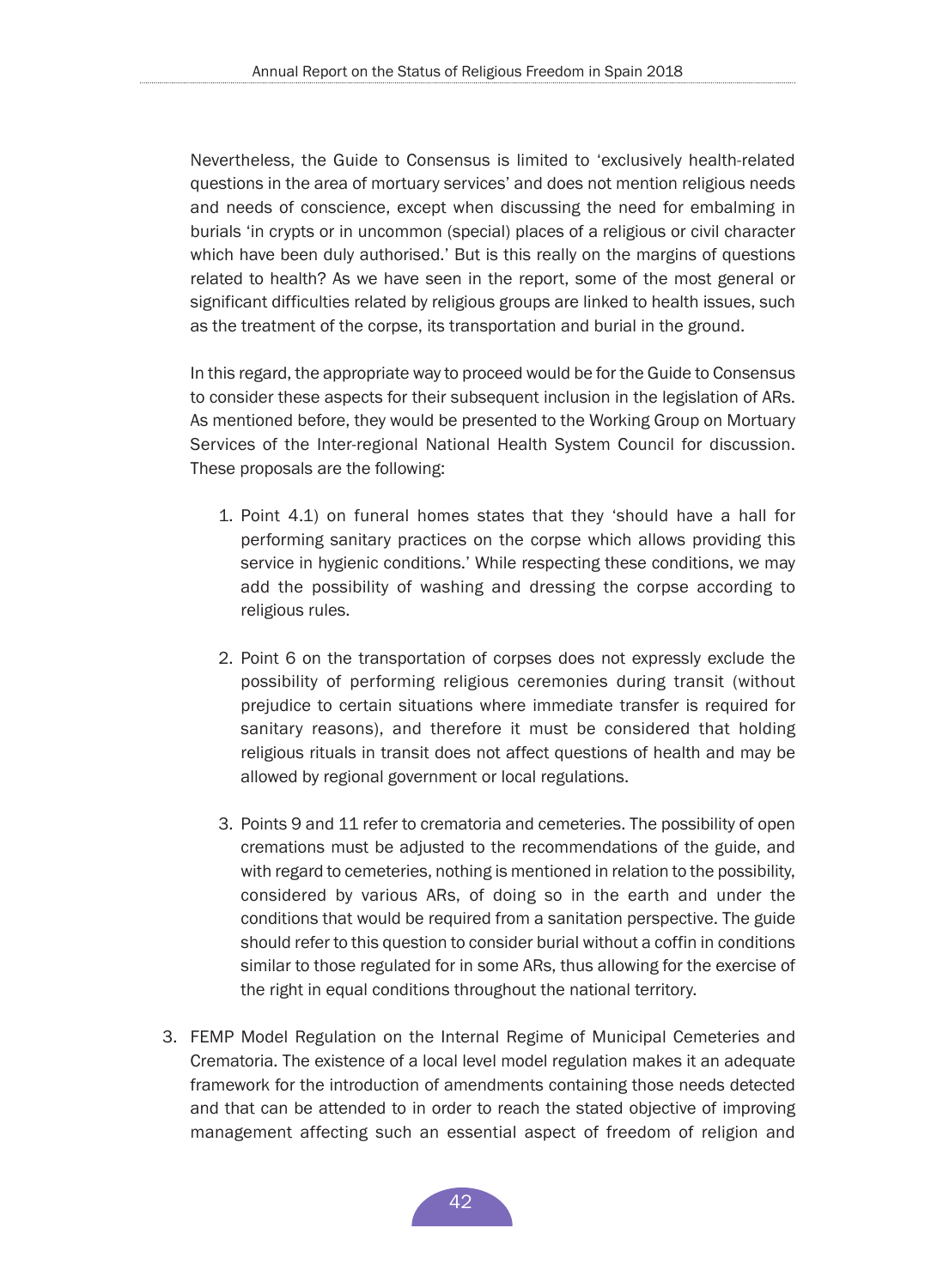Nevertheless, the Guide to Consensus is limited to 'exclusively health-related questions in the area of mortuary services' and does not mention religious needs and needs of conscience, except when discussing the need for embalming in burials 'in crypts or in uncommon (special) places of a religious or civil character which have been duly authorised.' But is this really on the margins of questions related to health? As we have seen in the report, some of the most general or significant difficulties related by religious groups are linked to health issues, such as the treatment of the corpse, its transportation and burial in the ground.

In this regard, the appropriate way to proceed would be for the Guide to Consensus to consider these aspects for their subsequent inclusion in the legislation of ARs. As mentioned before, they would be presented to the Working Group on Mortuary Services of the Inter-regional National Health System Council for discussion. These proposals are the following:

1. Point 4.1) on funeral homes states that they 'should have a hall for performing sanitary practices on the corpse which allows providing this service in hygienic conditions.' While respecting these conditions, we may add the possibility of washing and dressing the corpse according to religious rules.

2. Point 6 on the transportation of corpses does not expressly exclude the possibility of performing religious ceremonies during transit (without prejudice to certain situations where immediate transfer is required for sanitary reasons), and therefore it must be considered that holding religious rituals in transit does not affect questions of health and may be allowed by regional government or local regulations.

3. Points 9 and 11 refer to crematoria and cemeteries. The possibility of open cremations must be adjusted to the recommendations of the guide, and with regard to cemeteries, nothing is mentioned in relation to the possibility, considered by various ARs, of doing so in the earth and under the conditions that would be required from a sanitation perspective. The guide should refer to this question to consider burial without a coffin in conditions similar to those regulated for in some ARs, thus allowing for the exercise of the right in equal conditions throughout the national territory.

3. FEMP Model Regulation on the Internal Regime of Municipal Cemeteries and Crematoria. The existence of a local level model regulation makes it an adequate framework for the introduction of amendments containing those needs detected and that can be attended to in order to reach the stated objective of improving management affecting such an essential aspect of freedom of religion and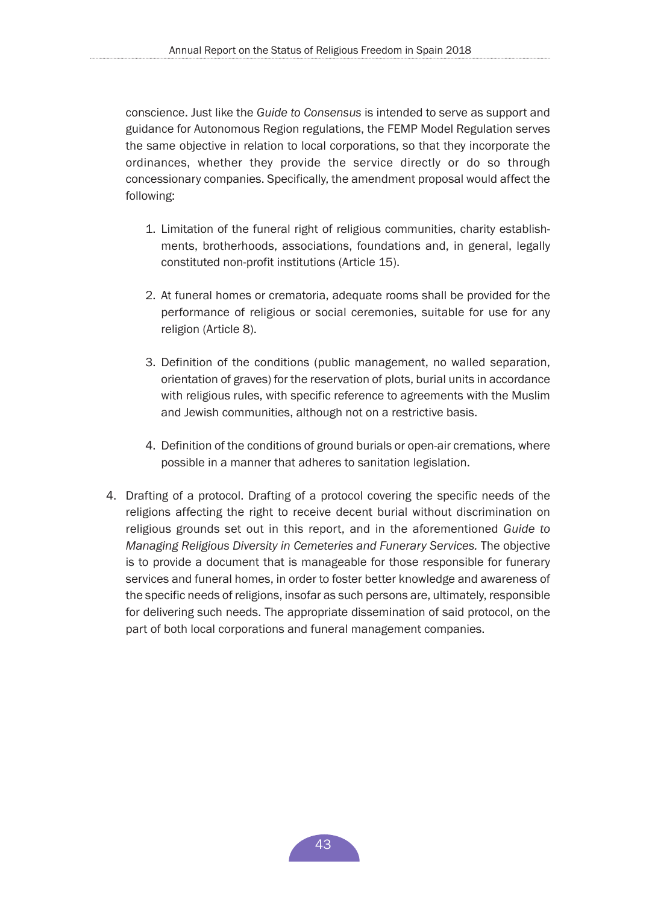conscience. Just like the *Guide to Consensus* is intended to serve as support and guidance for Autonomous Region regulations, the FEMP Model Regulation serves the same objective in relation to local corporations, so that they incorporate the ordinances, whether they provide the service directly or do so through concessionary companies. Specifically, the amendment proposal would affect the following:

1. Limitation of the funeral right of religious communities, charity establishments, brotherhoods, associations, foundations and, in general, legally constituted non-profit institutions (Article 15).

2. At funeral homes or crematoria, adequate rooms shall be provided for the performance of religious or social ceremonies, suitable for use for any religion (Article 8).

3. Definition of the conditions (public management, no walled separation, orientation of graves) for the reservation of plots, burial units in accordance with religious rules, with specific reference to agreements with the Muslim and Jewish communities, although not on a restrictive basis.

4. Definition of the conditions of ground burials or open-air cremations, where possible in a manner that adheres to sanitation legislation.

4. Drafting of a protocol. Drafting of a protocol covering the specific needs of the religions affecting the right to receive decent burial without discrimination on religious grounds set out in this report, and in the aforementioned *Guide to Managing Religious Diversity in Cemeteries and Funerary Services.* The objective is to provide a document that is manageable for those responsible for funerary services and funeral homes, in order to foster better knowledge and awareness of the specific needs of religions, insofar as such persons are, ultimately, responsible for delivering such needs. The appropriate dissemination of said protocol, on the part of both local corporations and funeral management companies.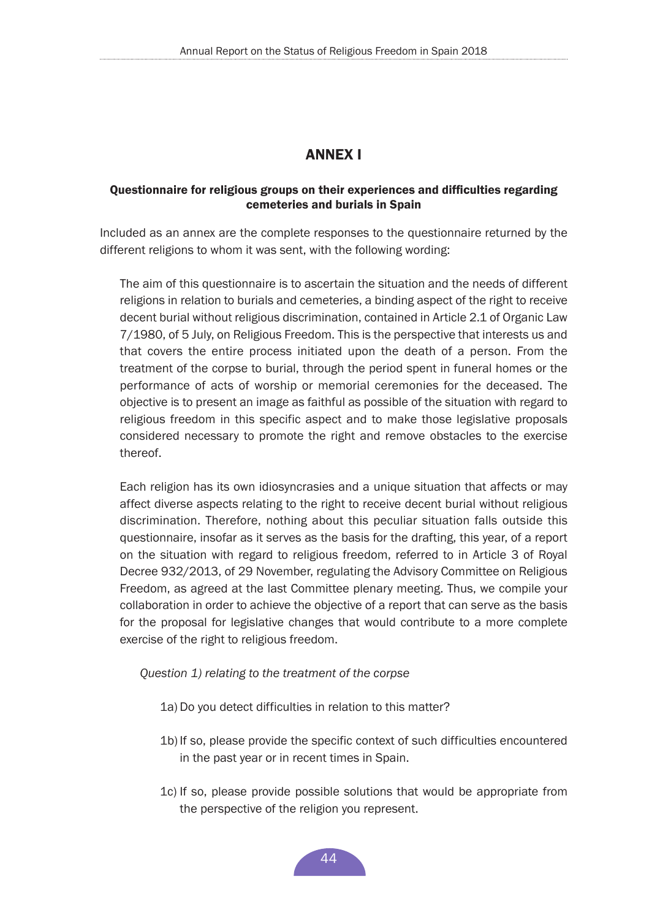# ANNEX I

**Questionnaire for religious groups on their experiences and difficulties regarding cemeteries and burials in Spain**

Included as an annex are the complete responses to the questionnaire returned by the different religions to whom it was sent, with the following wording:

> The aim of this questionnaire is to ascertain the situation and the needs of different religions in relation to burials and cemeteries, a binding aspect of the right to receive decent burial without religious discrimination, contained in Article 2.1 of Organic Law 7/1980, of 5 July, on Religious Freedom. This is the perspective that interests us and that covers the entire process initiated upon the death of a person. From the treatment of the corpse to burial, through the period spent in funeral homes or the performance of acts of worship or memorial ceremonies for the deceased. The objective is to present an image as faithful as possible of the situation with regard to religious freedom in this specific aspect and to make those legislative proposals considered necessary to promote the right and remove obstacles to the exercise thereof.
>
> Each religion has its own idiosyncrasies and a unique situation that affects or may affect diverse aspects relating to the right to receive decent burial without religious discrimination. Therefore, nothing about this peculiar situation falls outside this questionnaire, insofar as it serves as the basis for the drafting, this year, of a report on the situation with regard to religious freedom, referred to in Article 3 of Royal Decree 932/2013, of 29 November, regulating the Advisory Committee on Religious Freedom, as agreed at the last Committee plenary meeting. Thus, we compile your collaboration in order to achieve the objective of a report that can serve as the basis for the proposal for legislative changes that would contribute to a more complete exercise of the right to religious freedom.
>
> *Question 1) relating to the treatment of the corpse*
>
> 1a) Do you detect difficulties in relation to this matter?
>
> 1b) If so, please provide the specific context of such difficulties encountered in the past year or in recent times in Spain.
>
> 1c) If so, please provide possible solutions that would be appropriate from the perspective of the religion you represent.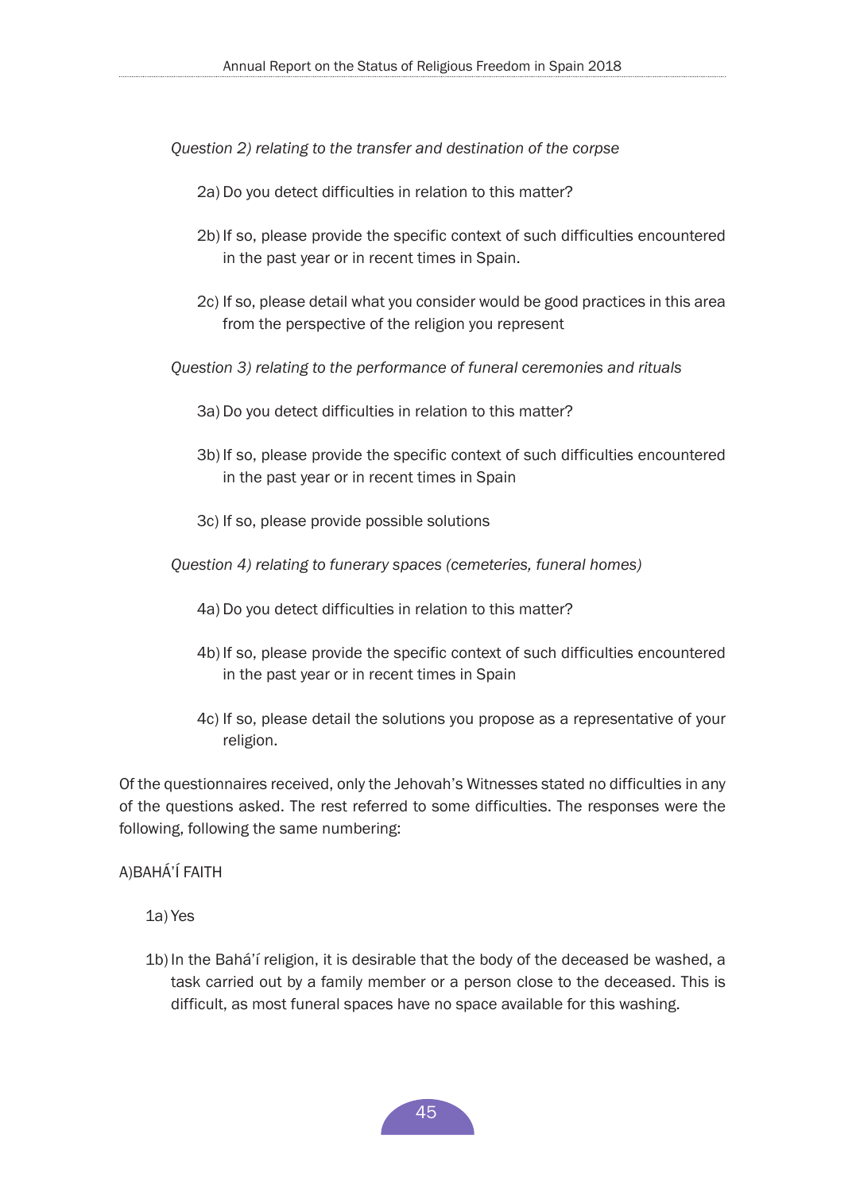*Question 2) relating to the transfer and destination of the corpse*

- 2a) Do you detect difficulties in relation to this matter?
- 2b) If so, please provide the specific context of such difficulties encountered in the past year or in recent times in Spain.
- 2c) If so, please detail what you consider would be good practices in this area from the perspective of the religion you represent

*Question 3) relating to the performance of funeral ceremonies and rituals*

- 3a) Do you detect difficulties in relation to this matter?
- 3b) If so, please provide the specific context of such difficulties encountered in the past year or in recent times in Spain
- 3c) If so, please provide possible solutions

*Question 4) relating to funerary spaces (cemeteries, funeral homes)*

- 4a) Do you detect difficulties in relation to this matter?
- 4b) If so, please provide the specific context of such difficulties encountered in the past year or in recent times in Spain
- 4c) If so, please detail the solutions you propose as a representative of your religion.

Of the questionnaires received, only the Jehovah's Witnesses stated no difficulties in any of the questions asked. The rest referred to some difficulties. The responses were the following, following the same numbering:

A) BAHÁ'Í FAITH

- 1a) Yes
- 1b) In the Bahá'í religion, it is desirable that the body of the deceased be washed, a task carried out by a family member or a person close to the deceased. This is difficult, as most funeral spaces have no space available for this washing.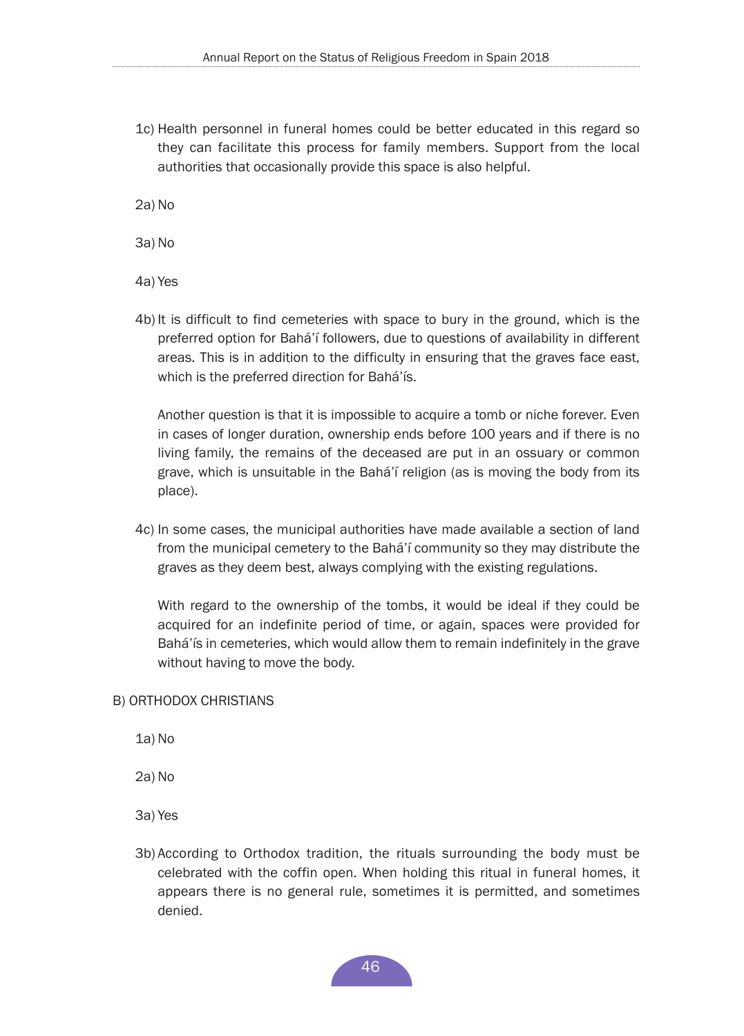1c) Health personnel in funeral homes could be better educated in this regard so they can facilitate this process for family members. Support from the local authorities that occasionally provide this space is also helpful.

2a) No

3a) No

4a) Yes

4b) It is difficult to find cemeteries with space to bury in the ground, which is the preferred option for Bahá'í followers, due to questions of availability in different areas. This is in addition to the difficulty in ensuring that the graves face east, which is the preferred direction for Bahá'ís.

Another question is that it is impossible to acquire a tomb or niche forever. Even in cases of longer duration, ownership ends before 100 years and if there is no living family, the remains of the deceased are put in an ossuary or common grave, which is unsuitable in the Bahá'í religion (as is moving the body from its place).

4c) In some cases, the municipal authorities have made available a section of land from the municipal cemetery to the Bahá'í community so they may distribute the graves as they deem best, always complying with the existing regulations.

With regard to the ownership of the tombs, it would be ideal if they could be acquired for an indefinite period of time, or again, spaces were provided for Bahá'ís in cemeteries, which would allow them to remain indefinitely in the grave without having to move the body.

B) ORTHODOX CHRISTIANS

1a) No

2a) No

3a) Yes

3b) According to Orthodox tradition, the rituals surrounding the body must be celebrated with the coffin open. When holding this ritual in funeral homes, it appears there is no general rule, sometimes it is permitted, and sometimes denied.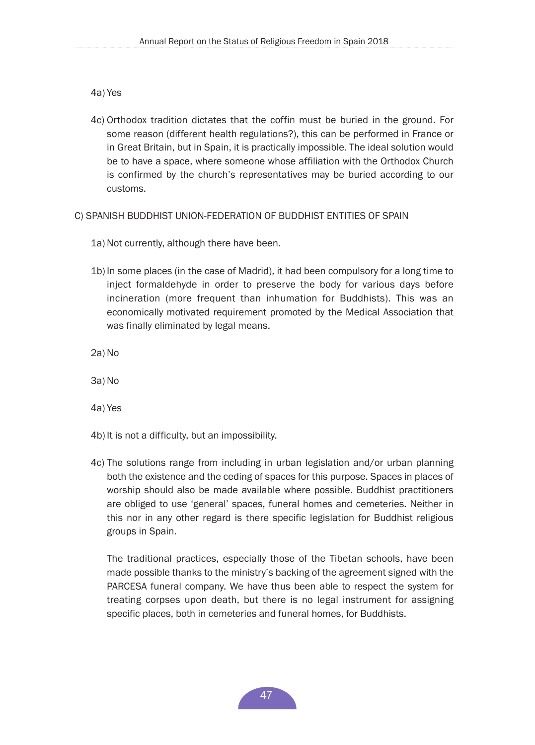4a) Yes

4c) Orthodox tradition dictates that the coffin must be buried in the ground. For some reason (different health regulations?), this can be performed in France or in Great Britain, but in Spain, it is practically impossible. The ideal solution would be to have a space, where someone whose affiliation with the Orthodox Church is confirmed by the church's representatives may be buried according to our customs.

C) SPANISH BUDDHIST UNION-FEDERATION OF BUDDHIST ENTITIES OF SPAIN

1a) Not currently, although there have been.

1b) In some places (in the case of Madrid), it had been compulsory for a long time to inject formaldehyde in order to preserve the body for various days before incineration (more frequent than inhumation for Buddhists). This was an economically motivated requirement promoted by the Medical Association that was finally eliminated by legal means.

2a) No

3a) No

4a) Yes

4b) It is not a difficulty, but an impossibility.

4c) The solutions range from including in urban legislation and/or urban planning both the existence and the ceding of spaces for this purpose. Spaces in places of worship should also be made available where possible. Buddhist practitioners are obliged to use 'general' spaces, funeral homes and cemeteries. Neither in this nor in any other regard is there specific legislation for Buddhist religious groups in Spain.

The traditional practices, especially those of the Tibetan schools, have been made possible thanks to the ministry's backing of the agreement signed with the PARCESA funeral company. We have thus been able to respect the system for treating corpses upon death, but there is no legal instrument for assigning specific places, both in cemeteries and funeral homes, for Buddhists.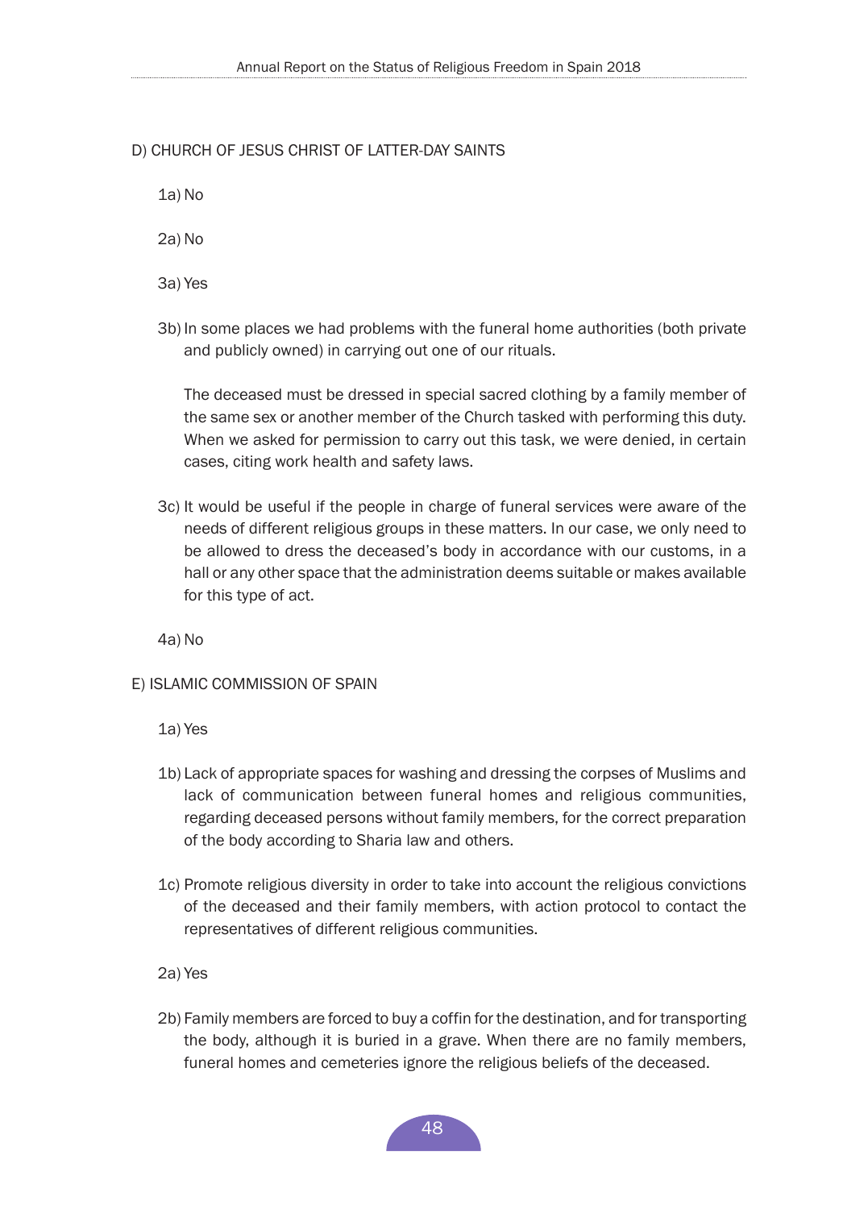D) CHURCH OF JESUS CHRIST OF LATTER-DAY SAINTS

1a) No

2a) No

3a) Yes

3b) In some places we had problems with the funeral home authorities (both private and publicly owned) in carrying out one of our rituals.

The deceased must be dressed in special sacred clothing by a family member of the same sex or another member of the Church tasked with performing this duty. When we asked for permission to carry out this task, we were denied, in certain cases, citing work health and safety laws.

3c) It would be useful if the people in charge of funeral services were aware of the needs of different religious groups in these matters. In our case, we only need to be allowed to dress the deceased's body in accordance with our customs, in a hall or any other space that the administration deems suitable or makes available for this type of act.

4a) No

E) ISLAMIC COMMISSION OF SPAIN

1a) Yes

1b) Lack of appropriate spaces for washing and dressing the corpses of Muslims and lack of communication between funeral homes and religious communities, regarding deceased persons without family members, for the correct preparation of the body according to Sharia law and others.

1c) Promote religious diversity in order to take into account the religious convictions of the deceased and their family members, with action protocol to contact the representatives of different religious communities.

2a) Yes

2b) Family members are forced to buy a coffin for the destination, and for transporting the body, although it is buried in a grave. When there are no family members, funeral homes and cemeteries ignore the religious beliefs of the deceased.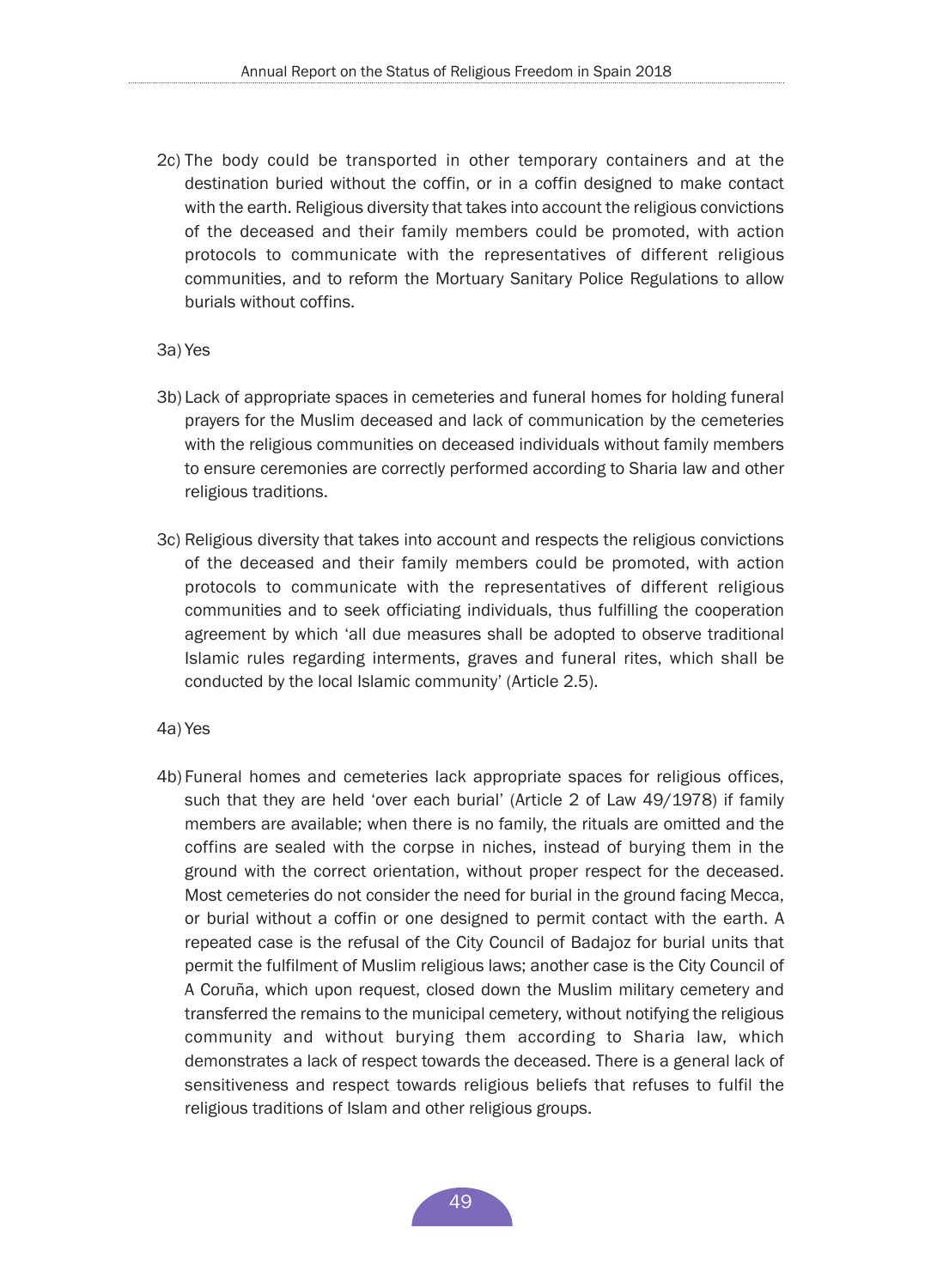2c) The body could be transported in other temporary containers and at the destination buried without the coffin, or in a coffin designed to make contact with the earth. Religious diversity that takes into account the religious convictions of the deceased and their family members could be promoted, with action protocols to communicate with the representatives of different religious communities, and to reform the Mortuary Sanitary Police Regulations to allow burials without coffins.

3a) Yes

3b) Lack of appropriate spaces in cemeteries and funeral homes for holding funeral prayers for the Muslim deceased and lack of communication by the cemeteries with the religious communities on deceased individuals without family members to ensure ceremonies are correctly performed according to Sharia law and other religious traditions.

3c) Religious diversity that takes into account and respects the religious convictions of the deceased and their family members could be promoted, with action protocols to communicate with the representatives of different religious communities and to seek officiating individuals, thus fulfilling the cooperation agreement by which 'all due measures shall be adopted to observe traditional Islamic rules regarding interments, graves and funeral rites, which shall be conducted by the local Islamic community' (Article 2.5).

4a) Yes

4b) Funeral homes and cemeteries lack appropriate spaces for religious offices, such that they are held 'over each burial' (Article 2 of Law 49/1978) if family members are available; when there is no family, the rituals are omitted and the coffins are sealed with the corpse in niches, instead of burying them in the ground with the correct orientation, without proper respect for the deceased. Most cemeteries do not consider the need for burial in the ground facing Mecca, or burial without a coffin or one designed to permit contact with the earth. A repeated case is the refusal of the City Council of Badajoz for burial units that permit the fulfilment of Muslim religious laws; another case is the City Council of A Coruña, which upon request, closed down the Muslim military cemetery and transferred the remains to the municipal cemetery, without notifying the religious community and without burying them according to Sharia law, which demonstrates a lack of respect towards the deceased. There is a general lack of sensitiveness and respect towards religious beliefs that refuses to fulfil the religious traditions of Islam and other religious groups.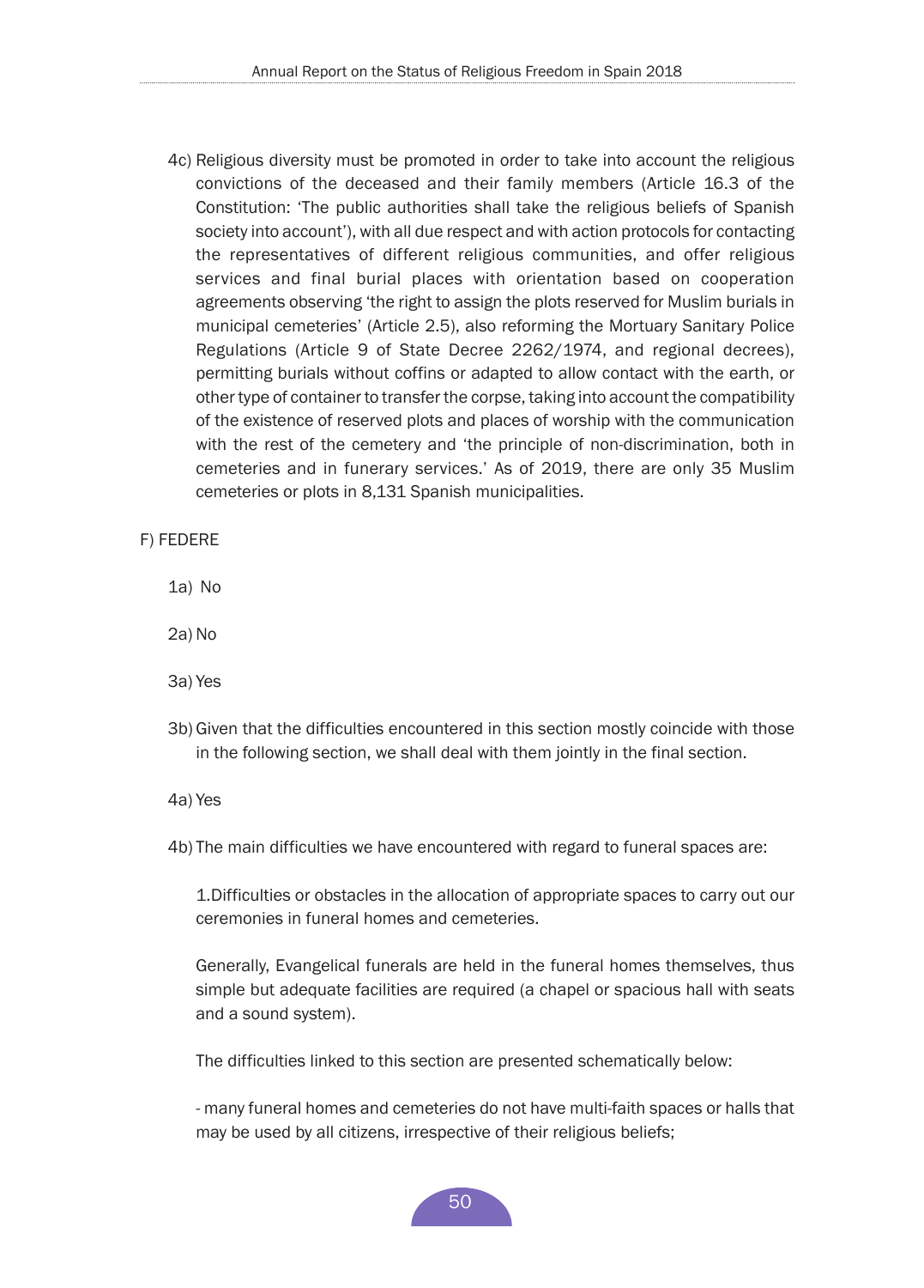4c) Religious diversity must be promoted in order to take into account the religious convictions of the deceased and their family members (Article 16.3 of the Constitution: 'The public authorities shall take the religious beliefs of Spanish society into account'), with all due respect and with action protocols for contacting the representatives of different religious communities, and offer religious services and final burial places with orientation based on cooperation agreements observing 'the right to assign the plots reserved for Muslim burials in municipal cemeteries' (Article 2.5), also reforming the Mortuary Sanitary Police Regulations (Article 9 of State Decree 2262/1974, and regional decrees), permitting burials without coffins or adapted to allow contact with the earth, or other type of container to transfer the corpse, taking into account the compatibility of the existence of reserved plots and places of worship with the communication with the rest of the cemetery and 'the principle of non-discrimination, both in cemeteries and in funerary services.' As of 2019, there are only 35 Muslim cemeteries or plots in 8,131 Spanish municipalities.

F) FEDERE

1a) No

2a) No

3a) Yes

3b) Given that the difficulties encountered in this section mostly coincide with those in the following section, we shall deal with them jointly in the final section.

4a) Yes

4b) The main difficulties we have encountered with regard to funeral spaces are:

1.Difficulties or obstacles in the allocation of appropriate spaces to carry out our ceremonies in funeral homes and cemeteries.

Generally, Evangelical funerals are held in the funeral homes themselves, thus simple but adequate facilities are required (a chapel or spacious hall with seats and a sound system).

The difficulties linked to this section are presented schematically below:

- many funeral homes and cemeteries do not have multi-faith spaces or halls that may be used by all citizens, irrespective of their religious beliefs;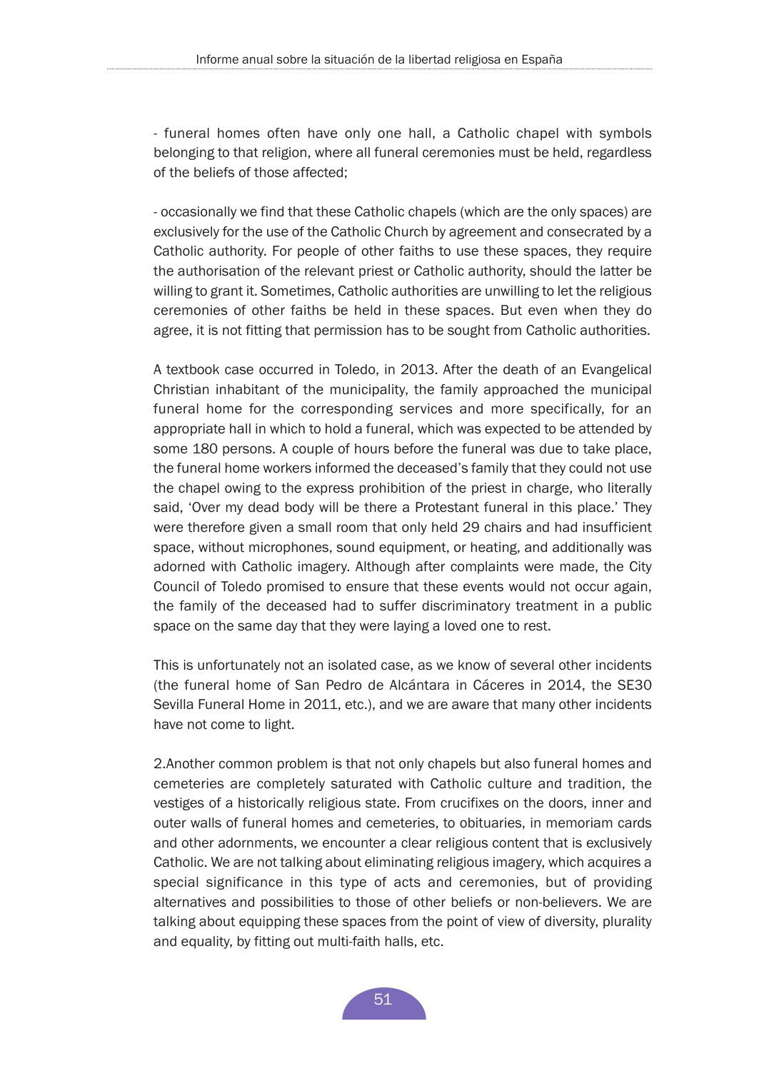- funeral homes often have only one hall, a Catholic chapel with symbols belonging to that religion, where all funeral ceremonies must be held, regardless of the beliefs of those affected;

- occasionally we find that these Catholic chapels (which are the only spaces) are exclusively for the use of the Catholic Church by agreement and consecrated by a Catholic authority. For people of other faiths to use these spaces, they require the authorisation of the relevant priest or Catholic authority, should the latter be willing to grant it. Sometimes, Catholic authorities are unwilling to let the religious ceremonies of other faiths be held in these spaces. But even when they do agree, it is not fitting that permission has to be sought from Catholic authorities.

A textbook case occurred in Toledo, in 2013. After the death of an Evangelical Christian inhabitant of the municipality, the family approached the municipal funeral home for the corresponding services and more specifically, for an appropriate hall in which to hold a funeral, which was expected to be attended by some 180 persons. A couple of hours before the funeral was due to take place, the funeral home workers informed the deceased's family that they could not use the chapel owing to the express prohibition of the priest in charge, who literally said, 'Over my dead body will be there a Protestant funeral in this place.' They were therefore given a small room that only held 29 chairs and had insufficient space, without microphones, sound equipment, or heating, and additionally was adorned with Catholic imagery. Although after complaints were made, the City Council of Toledo promised to ensure that these events would not occur again, the family of the deceased had to suffer discriminatory treatment in a public space on the same day that they were laying a loved one to rest.

This is unfortunately not an isolated case, as we know of several other incidents (the funeral home of San Pedro de Alcántara in Cáceres in 2014, the SE30 Sevilla Funeral Home in 2011, etc.), and we are aware that many other incidents have not come to light.

2.Another common problem is that not only chapels but also funeral homes and cemeteries are completely saturated with Catholic culture and tradition, the vestiges of a historically religious state. From crucifixes on the doors, inner and outer walls of funeral homes and cemeteries, to obituaries, in memoriam cards and other adornments, we encounter a clear religious content that is exclusively Catholic. We are not talking about eliminating religious imagery, which acquires a special significance in this type of acts and ceremonies, but of providing alternatives and possibilities to those of other beliefs or non-believers. We are talking about equipping these spaces from the point of view of diversity, plurality and equality, by fitting out multi-faith halls, etc.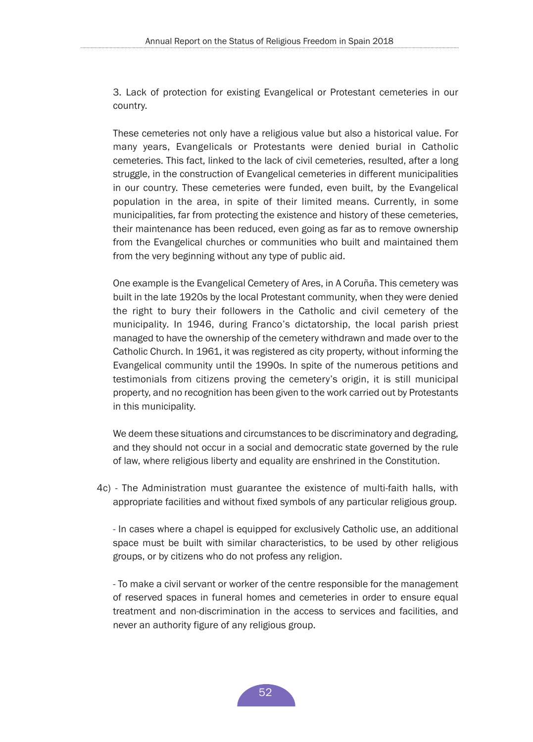3. Lack of protection for existing Evangelical or Protestant cemeteries in our country.

These cemeteries not only have a religious value but also a historical value. For many years, Evangelicals or Protestants were denied burial in Catholic cemeteries. This fact, linked to the lack of civil cemeteries, resulted, after a long struggle, in the construction of Evangelical cemeteries in different municipalities in our country. These cemeteries were funded, even built, by the Evangelical population in the area, in spite of their limited means. Currently, in some municipalities, far from protecting the existence and history of these cemeteries, their maintenance has been reduced, even going as far as to remove ownership from the Evangelical churches or communities who built and maintained them from the very beginning without any type of public aid.

One example is the Evangelical Cemetery of Ares, in A Coruña. This cemetery was built in the late 1920s by the local Protestant community, when they were denied the right to bury their followers in the Catholic and civil cemetery of the municipality. In 1946, during Franco's dictatorship, the local parish priest managed to have the ownership of the cemetery withdrawn and made over to the Catholic Church. In 1961, it was registered as city property, without informing the Evangelical community until the 1990s. In spite of the numerous petitions and testimonials from citizens proving the cemetery's origin, it is still municipal property, and no recognition has been given to the work carried out by Protestants in this municipality.

We deem these situations and circumstances to be discriminatory and degrading, and they should not occur in a social and democratic state governed by the rule of law, where religious liberty and equality are enshrined in the Constitution.

4c) - The Administration must guarantee the existence of multi-faith halls, with appropriate facilities and without fixed symbols of any particular religious group.

- In cases where a chapel is equipped for exclusively Catholic use, an additional space must be built with similar characteristics, to be used by other religious groups, or by citizens who do not profess any religion.

- To make a civil servant or worker of the centre responsible for the management of reserved spaces in funeral homes and cemeteries in order to ensure equal treatment and non-discrimination in the access to services and facilities, and never an authority figure of any religious group.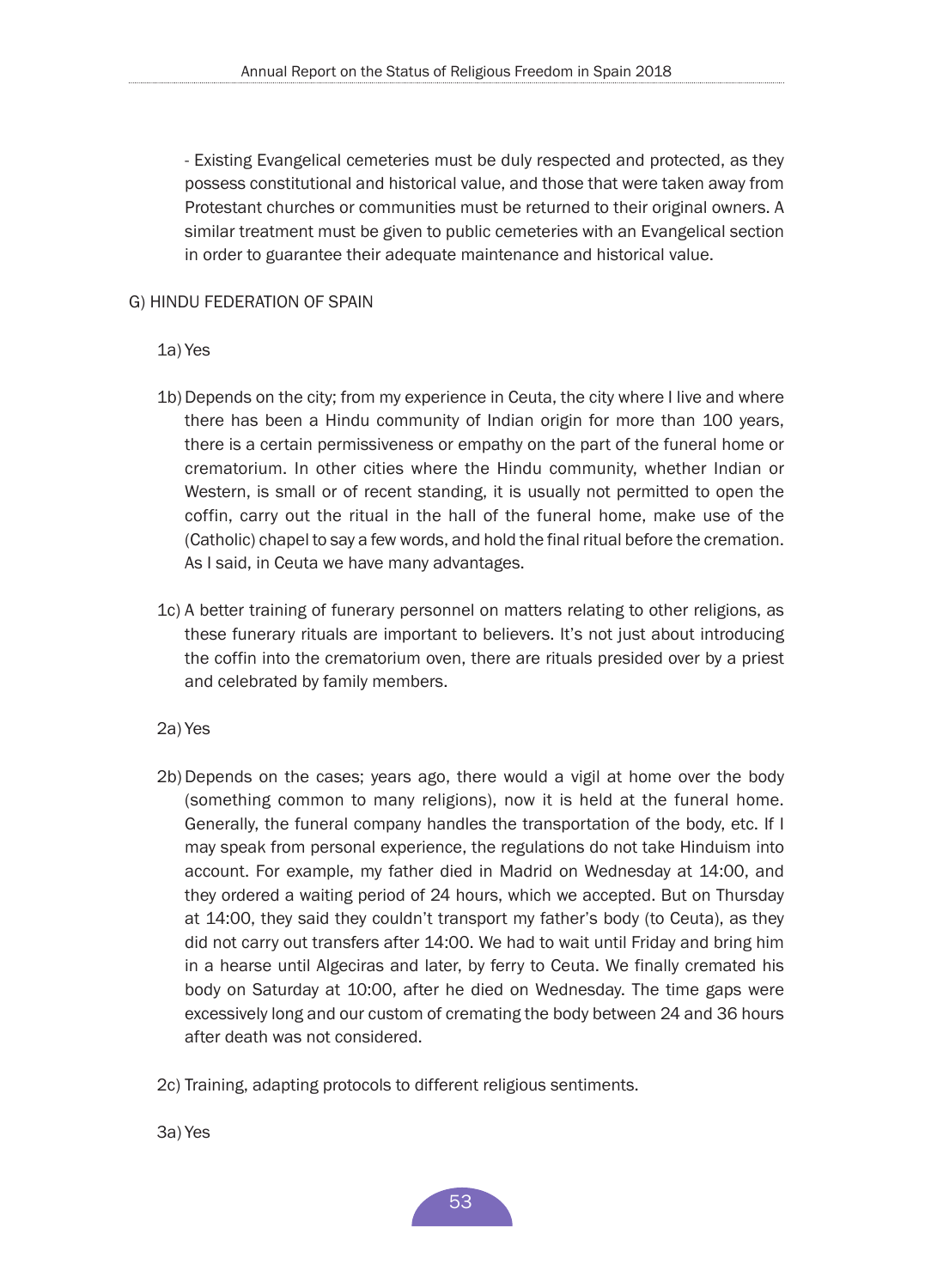- Existing Evangelical cemeteries must be duly respected and protected, as they possess constitutional and historical value, and those that were taken away from Protestant churches or communities must be returned to their original owners. A similar treatment must be given to public cemeteries with an Evangelical section in order to guarantee their adequate maintenance and historical value.

G) HINDU FEDERATION OF SPAIN

1a) Yes

1b) Depends on the city; from my experience in Ceuta, the city where I live and where there has been a Hindu community of Indian origin for more than 100 years, there is a certain permissiveness or empathy on the part of the funeral home or crematorium. In other cities where the Hindu community, whether Indian or Western, is small or of recent standing, it is usually not permitted to open the coffin, carry out the ritual in the hall of the funeral home, make use of the (Catholic) chapel to say a few words, and hold the final ritual before the cremation. As I said, in Ceuta we have many advantages.

1c) A better training of funerary personnel on matters relating to other religions, as these funerary rituals are important to believers. It's not just about introducing the coffin into the crematorium oven, there are rituals presided over by a priest and celebrated by family members.

2a) Yes

2b) Depends on the cases; years ago, there would a vigil at home over the body (something common to many religions), now it is held at the funeral home. Generally, the funeral company handles the transportation of the body, etc. If I may speak from personal experience, the regulations do not take Hinduism into account. For example, my father died in Madrid on Wednesday at 14:00, and they ordered a waiting period of 24 hours, which we accepted. But on Thursday at 14:00, they said they couldn't transport my father's body (to Ceuta), as they did not carry out transfers after 14:00. We had to wait until Friday and bring him in a hearse until Algeciras and later, by ferry to Ceuta. We finally cremated his body on Saturday at 10:00, after he died on Wednesday. The time gaps were excessively long and our custom of cremating the body between 24 and 36 hours after death was not considered.

2c) Training, adapting protocols to different religious sentiments.

3a) Yes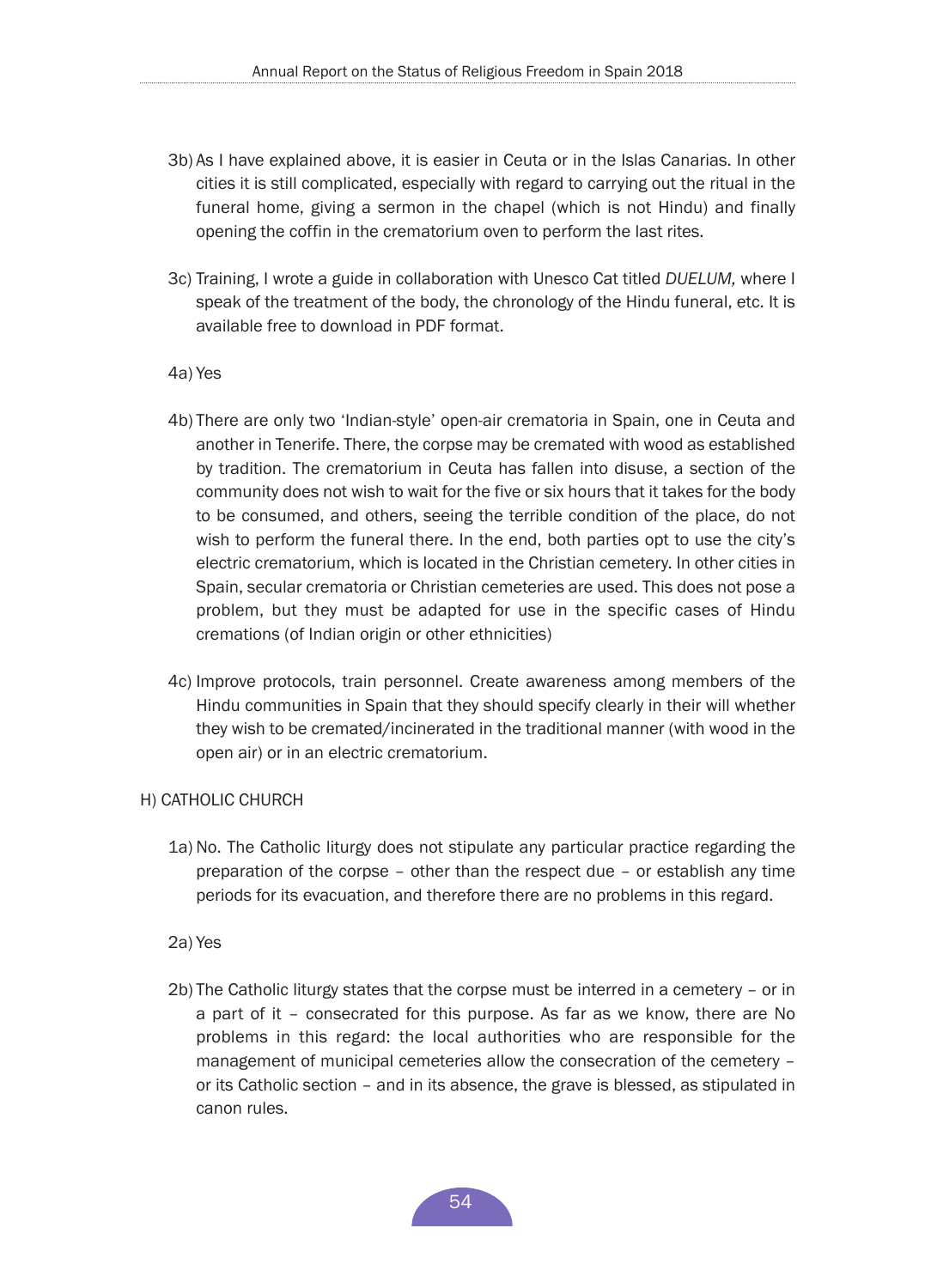3b) As I have explained above, it is easier in Ceuta or in the Islas Canarias. In other cities it is still complicated, especially with regard to carrying out the ritual in the funeral home, giving a sermon in the chapel (which is not Hindu) and finally opening the coffin in the crematorium oven to perform the last rites.

3c) Training, I wrote a guide in collaboration with Unesco Cat titled *DUELUM,* where I speak of the treatment of the body, the chronology of the Hindu funeral, etc. It is available free to download in PDF format.

4a) Yes

4b) There are only two 'Indian-style' open-air crematoria in Spain, one in Ceuta and another in Tenerife. There, the corpse may be cremated with wood as established by tradition. The crematorium in Ceuta has fallen into disuse, a section of the community does not wish to wait for the five or six hours that it takes for the body to be consumed, and others, seeing the terrible condition of the place, do not wish to perform the funeral there. In the end, both parties opt to use the city's electric crematorium, which is located in the Christian cemetery. In other cities in Spain, secular crematoria or Christian cemeteries are used. This does not pose a problem, but they must be adapted for use in the specific cases of Hindu cremations (of Indian origin or other ethnicities)

4c) Improve protocols, train personnel. Create awareness among members of the Hindu communities in Spain that they should specify clearly in their will whether they wish to be cremated/incinerated in the traditional manner (with wood in the open air) or in an electric crematorium.

H) CATHOLIC CHURCH

1a) No. The Catholic liturgy does not stipulate any particular practice regarding the preparation of the corpse – other than the respect due – or establish any time periods for its evacuation, and therefore there are no problems in this regard.

2a) Yes

2b) The Catholic liturgy states that the corpse must be interred in a cemetery – or in a part of it – consecrated for this purpose. As far as we know, there are No problems in this regard: the local authorities who are responsible for the management of municipal cemeteries allow the consecration of the cemetery – or its Catholic section – and in its absence, the grave is blessed, as stipulated in canon rules.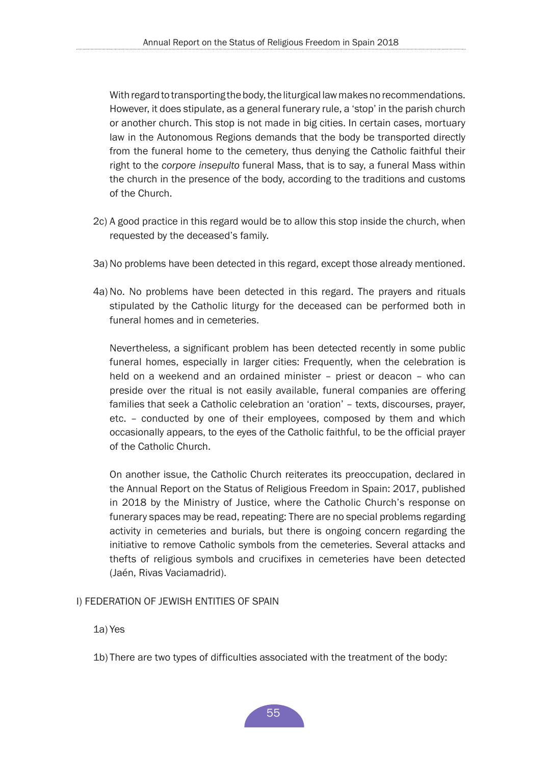With regard to transporting the body, the liturgical law makes no recommendations. However, it does stipulate, as a general funerary rule, a 'stop' in the parish church or another church. This stop is not made in big cities. In certain cases, mortuary law in the Autonomous Regions demands that the body be transported directly from the funeral home to the cemetery, thus denying the Catholic faithful their right to the *corpore insepulto* funeral Mass, that is to say, a funeral Mass within the church in the presence of the body, according to the traditions and customs of the Church.

2c) A good practice in this regard would be to allow this stop inside the church, when requested by the deceased's family.

3a) No problems have been detected in this regard, except those already mentioned.

4a) No. No problems have been detected in this regard. The prayers and rituals stipulated by the Catholic liturgy for the deceased can be performed both in funeral homes and in cemeteries.

Nevertheless, a significant problem has been detected recently in some public funeral homes, especially in larger cities: Frequently, when the celebration is held on a weekend and an ordained minister – priest or deacon – who can preside over the ritual is not easily available, funeral companies are offering families that seek a Catholic celebration an 'oration' – texts, discourses, prayer, etc. – conducted by one of their employees, composed by them and which occasionally appears, to the eyes of the Catholic faithful, to be the official prayer of the Catholic Church.

On another issue, the Catholic Church reiterates its preoccupation, declared in the Annual Report on the Status of Religious Freedom in Spain: 2017, published in 2018 by the Ministry of Justice, where the Catholic Church's response on funerary spaces may be read, repeating: There are no special problems regarding activity in cemeteries and burials, but there is ongoing concern regarding the initiative to remove Catholic symbols from the cemeteries. Several attacks and thefts of religious symbols and crucifixes in cemeteries have been detected (Jaén, Rivas Vaciamadrid).

I) FEDERATION OF JEWISH ENTITIES OF SPAIN

1a) Yes

1b) There are two types of difficulties associated with the treatment of the body: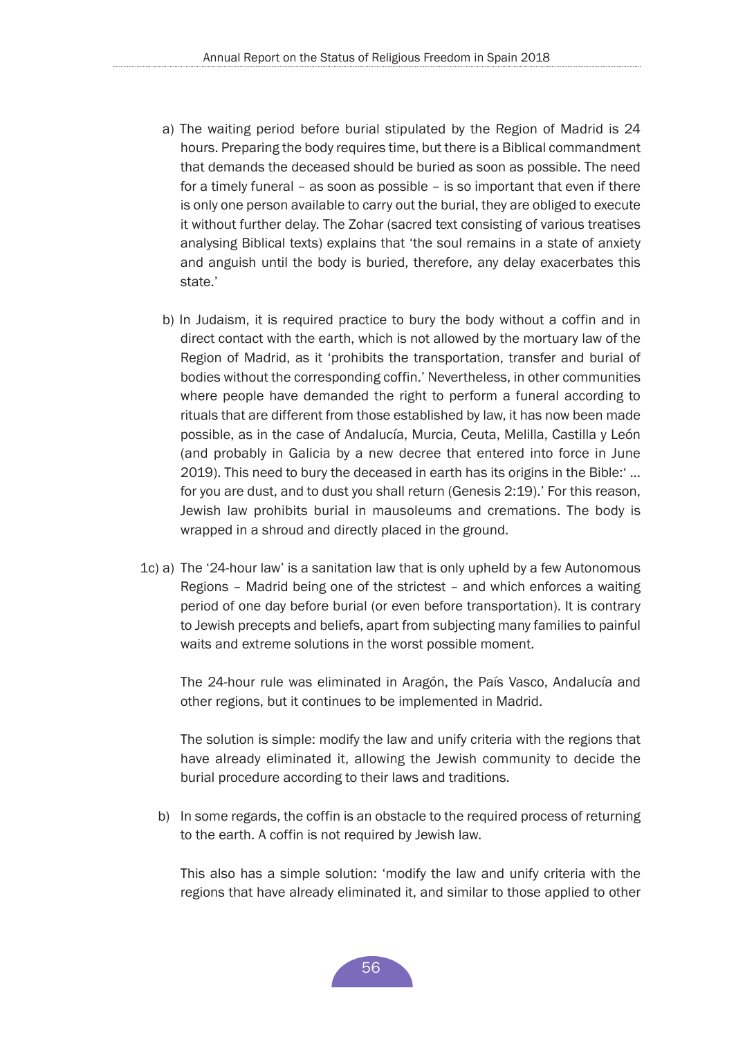a) The waiting period before burial stipulated by the Region of Madrid is 24 hours. Preparing the body requires time, but there is a Biblical commandment that demands the deceased should be buried as soon as possible. The need for a timely funeral – as soon as possible – is so important that even if there is only one person available to carry out the burial, they are obliged to execute it without further delay. The Zohar (sacred text consisting of various treatises analysing Biblical texts) explains that 'the soul remains in a state of anxiety and anguish until the body is buried, therefore, any delay exacerbates this state.'

b) In Judaism, it is required practice to bury the body without a coffin and in direct contact with the earth, which is not allowed by the mortuary law of the Region of Madrid, as it 'prohibits the transportation, transfer and burial of bodies without the corresponding coffin.' Nevertheless, in other communities where people have demanded the right to perform a funeral according to rituals that are different from those established by law, it has now been made possible, as in the case of Andalucía, Murcia, Ceuta, Melilla, Castilla y León (and probably in Galicia by a new decree that entered into force in June 2019). This need to bury the deceased in earth has its origins in the Bible:' ... for you are dust, and to dust you shall return (Genesis 2:19).' For this reason, Jewish law prohibits burial in mausoleums and cremations. The body is wrapped in a shroud and directly placed in the ground.

1c) a) The '24-hour law' is a sanitation law that is only upheld by a few Autonomous Regions – Madrid being one of the strictest – and which enforces a waiting period of one day before burial (or even before transportation). It is contrary to Jewish precepts and beliefs, apart from subjecting many families to painful waits and extreme solutions in the worst possible moment.

The 24-hour rule was eliminated in Aragón, the País Vasco, Andalucía and other regions, but it continues to be implemented in Madrid.

The solution is simple: modify the law and unify criteria with the regions that have already eliminated it, allowing the Jewish community to decide the burial procedure according to their laws and traditions.

b) In some regards, the coffin is an obstacle to the required process of returning to the earth. A coffin is not required by Jewish law.

This also has a simple solution: 'modify the law and unify criteria with the regions that have already eliminated it, and similar to those applied to other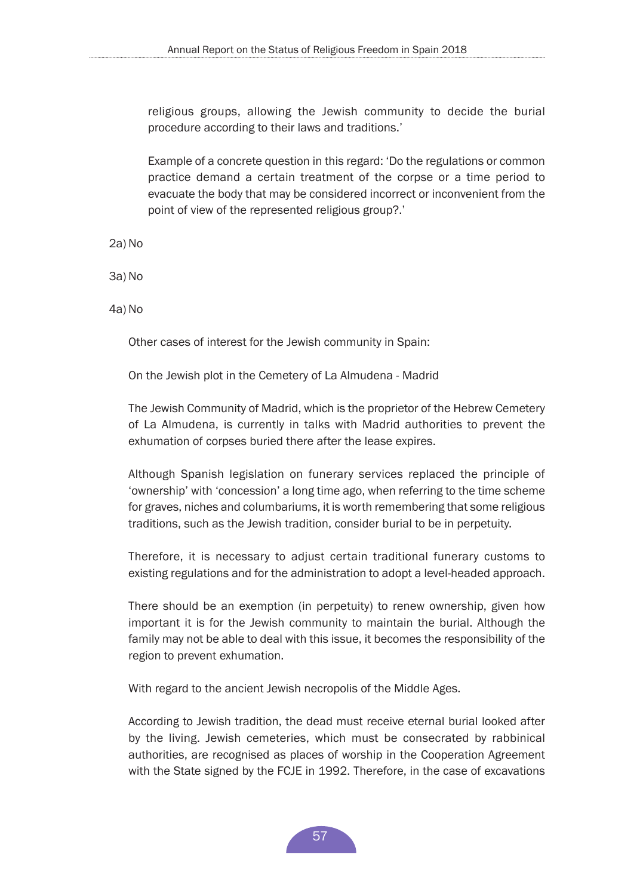religious groups, allowing the Jewish community to decide the burial procedure according to their laws and traditions.'

Example of a concrete question in this regard: 'Do the regulations or common practice demand a certain treatment of the corpse or a time period to evacuate the body that may be considered incorrect or inconvenient from the point of view of the represented religious group?.'

2a) No

3a) No

4a) No

Other cases of interest for the Jewish community in Spain:

On the Jewish plot in the Cemetery of La Almudena - Madrid

The Jewish Community of Madrid, which is the proprietor of the Hebrew Cemetery of La Almudena, is currently in talks with Madrid authorities to prevent the exhumation of corpses buried there after the lease expires.

Although Spanish legislation on funerary services replaced the principle of 'ownership' with 'concession' a long time ago, when referring to the time scheme for graves, niches and columbariums, it is worth remembering that some religious traditions, such as the Jewish tradition, consider burial to be in perpetuity.

Therefore, it is necessary to adjust certain traditional funerary customs to existing regulations and for the administration to adopt a level-headed approach.

There should be an exemption (in perpetuity) to renew ownership, given how important it is for the Jewish community to maintain the burial. Although the family may not be able to deal with this issue, it becomes the responsibility of the region to prevent exhumation.

With regard to the ancient Jewish necropolis of the Middle Ages.

According to Jewish tradition, the dead must receive eternal burial looked after by the living. Jewish cemeteries, which must be consecrated by rabbinical authorities, are recognised as places of worship in the Cooperation Agreement with the State signed by the FCJE in 1992. Therefore, in the case of excavations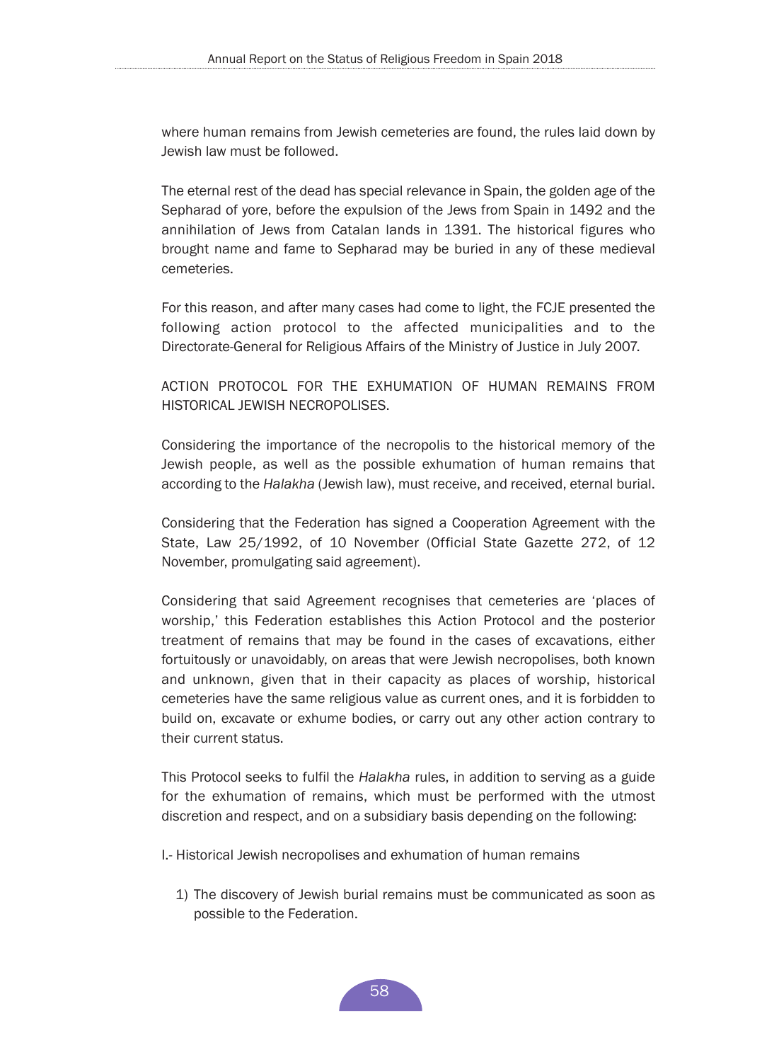where human remains from Jewish cemeteries are found, the rules laid down by Jewish law must be followed.

The eternal rest of the dead has special relevance in Spain, the golden age of the Sepharad of yore, before the expulsion of the Jews from Spain in 1492 and the annihilation of Jews from Catalan lands in 1391. The historical figures who brought name and fame to Sepharad may be buried in any of these medieval cemeteries.

For this reason, and after many cases had come to light, the FCJE presented the following action protocol to the affected municipalities and to the Directorate-General for Religious Affairs of the Ministry of Justice in July 2007.

ACTION PROTOCOL FOR THE EXHUMATION OF HUMAN REMAINS FROM HISTORICAL JEWISH NECROPOLISES.

Considering the importance of the necropolis to the historical memory of the Jewish people, as well as the possible exhumation of human remains that according to the *Halakha* (Jewish law), must receive, and received, eternal burial.

Considering that the Federation has signed a Cooperation Agreement with the State, Law 25/1992, of 10 November (Official State Gazette 272, of 12 November, promulgating said agreement).

Considering that said Agreement recognises that cemeteries are 'places of worship,' this Federation establishes this Action Protocol and the posterior treatment of remains that may be found in the cases of excavations, either fortuitously or unavoidably, on areas that were Jewish necropolises, both known and unknown, given that in their capacity as places of worship, historical cemeteries have the same religious value as current ones, and it is forbidden to build on, excavate or exhume bodies, or carry out any other action contrary to their current status.

This Protocol seeks to fulfil the *Halakha* rules, in addition to serving as a guide for the exhumation of remains, which must be performed with the utmost discretion and respect, and on a subsidiary basis depending on the following:

I.- Historical Jewish necropolises and exhumation of human remains

1) The discovery of Jewish burial remains must be communicated as soon as possible to the Federation.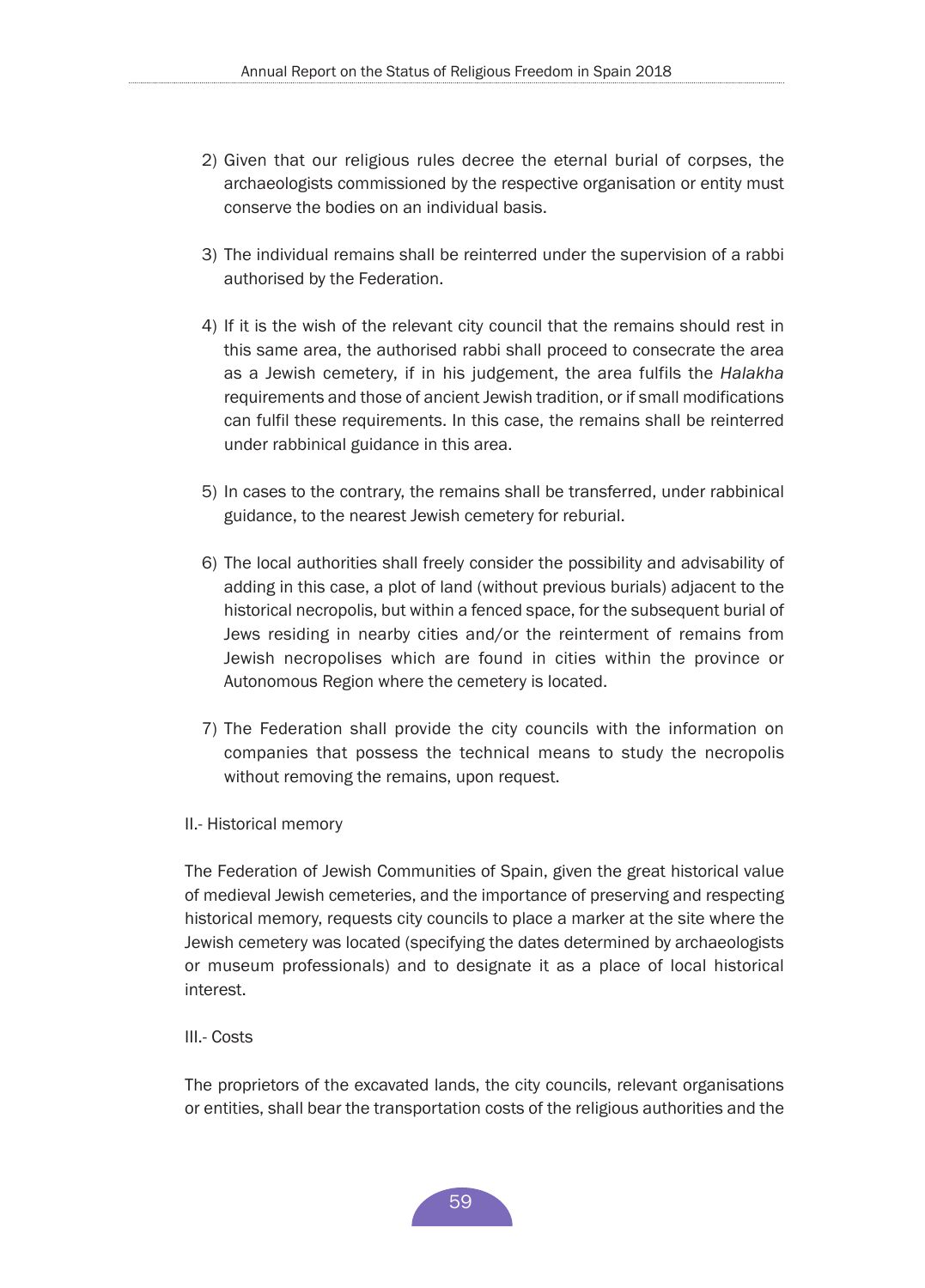2) Given that our religious rules decree the eternal burial of corpses, the archaeologists commissioned by the respective organisation or entity must conserve the bodies on an individual basis.

3) The individual remains shall be reinterred under the supervision of a rabbi authorised by the Federation.

4) If it is the wish of the relevant city council that the remains should rest in this same area, the authorised rabbi shall proceed to consecrate the area as a Jewish cemetery, if in his judgement, the area fulfils the *Halakha* requirements and those of ancient Jewish tradition, or if small modifications can fulfil these requirements. In this case, the remains shall be reinterred under rabbinical guidance in this area.

5) In cases to the contrary, the remains shall be transferred, under rabbinical guidance, to the nearest Jewish cemetery for reburial.

6) The local authorities shall freely consider the possibility and advisability of adding in this case, a plot of land (without previous burials) adjacent to the historical necropolis, but within a fenced space, for the subsequent burial of Jews residing in nearby cities and/or the reinterment of remains from Jewish necropolises which are found in cities within the province or Autonomous Region where the cemetery is located.

7) The Federation shall provide the city councils with the information on companies that possess the technical means to study the necropolis without removing the remains, upon request.

II.- Historical memory

The Federation of Jewish Communities of Spain, given the great historical value of medieval Jewish cemeteries, and the importance of preserving and respecting historical memory, requests city councils to place a marker at the site where the Jewish cemetery was located (specifying the dates determined by archaeologists or museum professionals) and to designate it as a place of local historical interest.

III.- Costs

The proprietors of the excavated lands, the city councils, relevant organisations or entities, shall bear the transportation costs of the religious authorities and the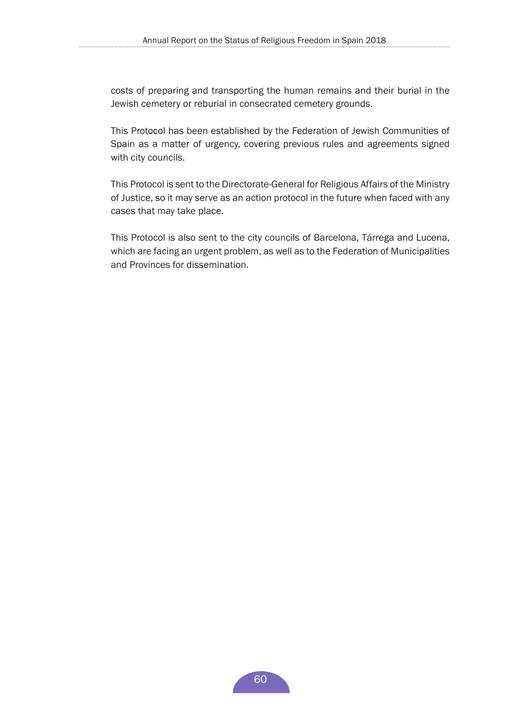costs of preparing and transporting the human remains and their burial in the Jewish cemetery or reburial in consecrated cemetery grounds.

This Protocol has been established by the Federation of Jewish Communities of Spain as a matter of urgency, covering previous rules and agreements signed with city councils.

This Protocol is sent to the Directorate-General for Religious Affairs of the Ministry of Justice, so it may serve as an action protocol in the future when faced with any cases that may take place.

This Protocol is also sent to the city councils of Barcelona, Tárrega and Lucena, which are facing an urgent problem, as well as to the Federation of Municipalities and Provinces for dissemination.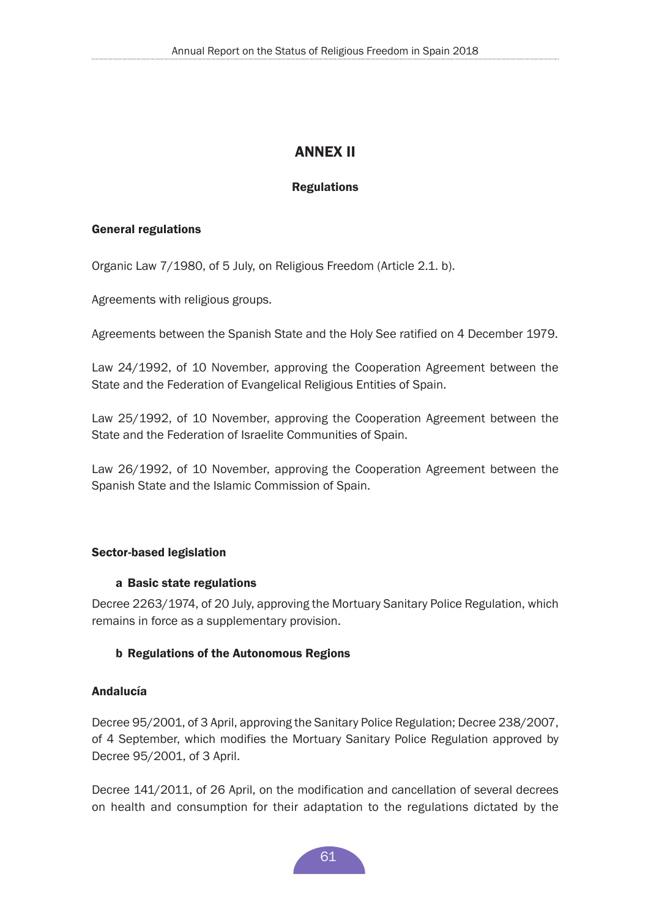# ANNEX II

## Regulations

### General regulations

Organic Law 7/1980, of 5 July, on Religious Freedom (Article 2.1. b).

Agreements with religious groups.

Agreements between the Spanish State and the Holy See ratified on 4 December 1979.

Law 24/1992, of 10 November, approving the Cooperation Agreement between the State and the Federation of Evangelical Religious Entities of Spain.

Law 25/1992, of 10 November, approving the Cooperation Agreement between the State and the Federation of Israelite Communities of Spain.

Law 26/1992, of 10 November, approving the Cooperation Agreement between the Spanish State and the Islamic Commission of Spain.

### Sector-based legislation

#### a Basic state regulations

Decree 2263/1974, of 20 July, approving the Mortuary Sanitary Police Regulation, which remains in force as a supplementary provision.

#### b Regulations of the Autonomous Regions

### Andalucía

Decree 95/2001, of 3 April, approving the Sanitary Police Regulation; Decree 238/2007, of 4 September, which modifies the Mortuary Sanitary Police Regulation approved by Decree 95/2001, of 3 April.

Decree 141/2011, of 26 April, on the modification and cancellation of several decrees on health and consumption for their adaptation to the regulations dictated by the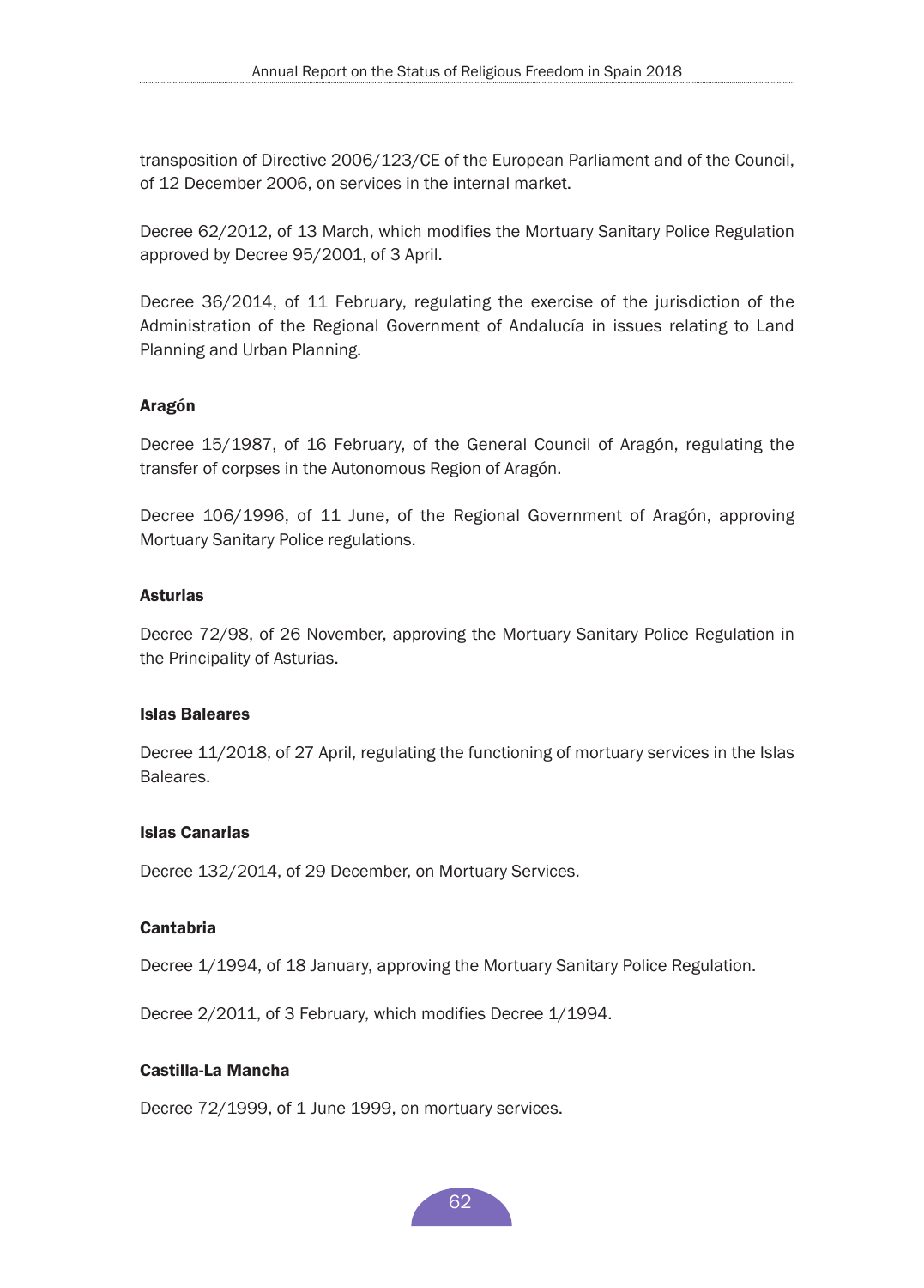transposition of Directive 2006/123/CE of the European Parliament and of the Council, of 12 December 2006, on services in the internal market.

Decree 62/2012, of 13 March, which modifies the Mortuary Sanitary Police Regulation approved by Decree 95/2001, of 3 April.

Decree 36/2014, of 11 February, regulating the exercise of the jurisdiction of the Administration of the Regional Government of Andalucía in issues relating to Land Planning and Urban Planning.

**Aragón**

Decree 15/1987, of 16 February, of the General Council of Aragón, regulating the transfer of corpses in the Autonomous Region of Aragón.

Decree 106/1996, of 11 June, of the Regional Government of Aragón, approving Mortuary Sanitary Police regulations.

**Asturias**

Decree 72/98, of 26 November, approving the Mortuary Sanitary Police Regulation in the Principality of Asturias.

**Islas Baleares**

Decree 11/2018, of 27 April, regulating the functioning of mortuary services in the Islas Baleares.

**Islas Canarias**

Decree 132/2014, of 29 December, on Mortuary Services.

**Cantabria**

Decree 1/1994, of 18 January, approving the Mortuary Sanitary Police Regulation.

Decree 2/2011, of 3 February, which modifies Decree 1/1994.

**Castilla-La Mancha**

Decree 72/1999, of 1 June 1999, on mortuary services.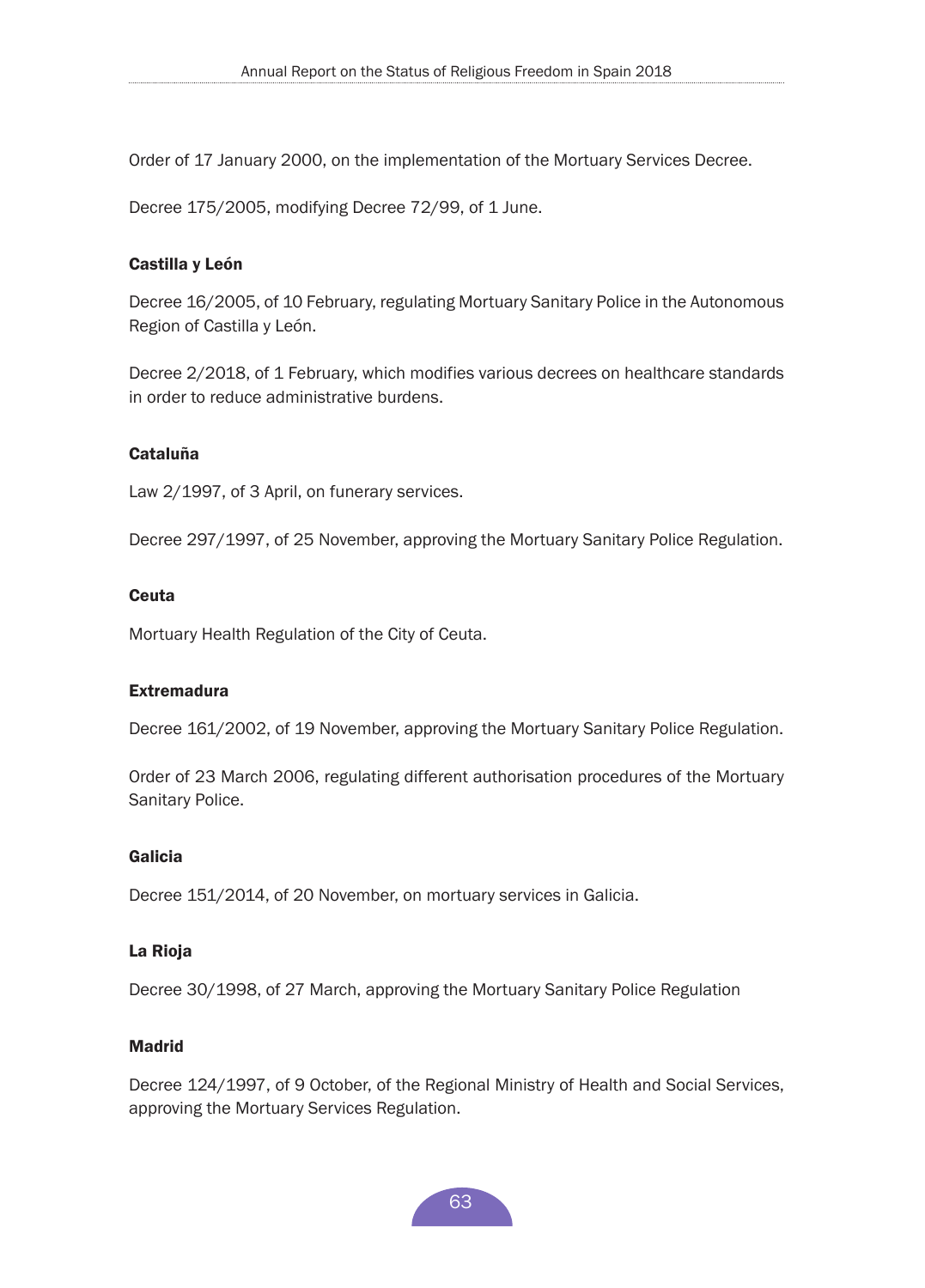Order of 17 January 2000, on the implementation of the Mortuary Services Decree.

Decree 175/2005, modifying Decree 72/99, of 1 June.

#### Castilla y León

Decree 16/2005, of 10 February, regulating Mortuary Sanitary Police in the Autonomous Region of Castilla y León.

Decree 2/2018, of 1 February, which modifies various decrees on healthcare standards in order to reduce administrative burdens.

#### Cataluña

Law 2/1997, of 3 April, on funerary services.

Decree 297/1997, of 25 November, approving the Mortuary Sanitary Police Regulation.

#### Ceuta

Mortuary Health Regulation of the City of Ceuta.

#### Extremadura

Decree 161/2002, of 19 November, approving the Mortuary Sanitary Police Regulation.

Order of 23 March 2006, regulating different authorisation procedures of the Mortuary Sanitary Police.

#### Galicia

Decree 151/2014, of 20 November, on mortuary services in Galicia.

#### La Rioja

Decree 30/1998, of 27 March, approving the Mortuary Sanitary Police Regulation

#### Madrid

Decree 124/1997, of 9 October, of the Regional Ministry of Health and Social Services, approving the Mortuary Services Regulation.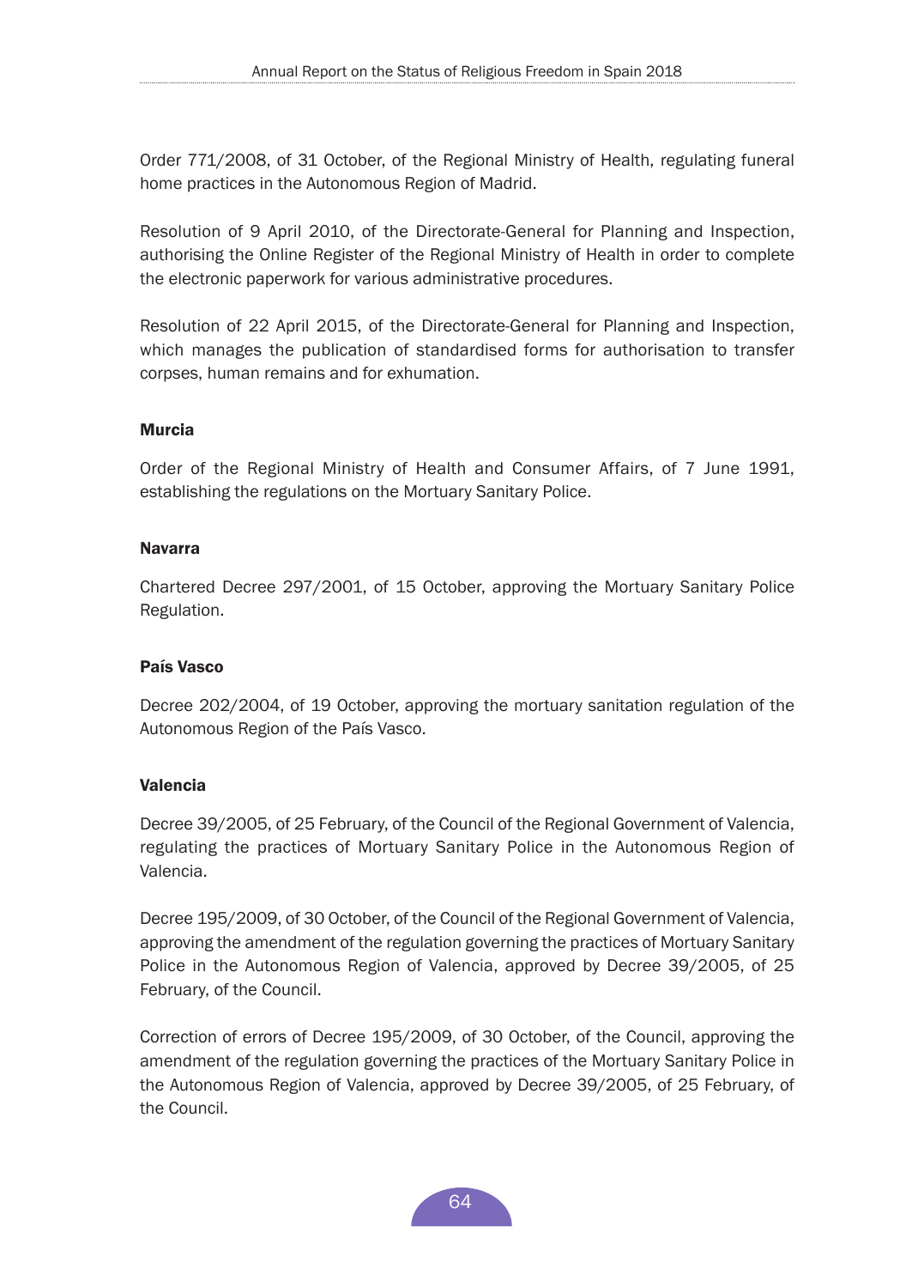Order 771/2008, of 31 October, of the Regional Ministry of Health, regulating funeral home practices in the Autonomous Region of Madrid.

Resolution of 9 April 2010, of the Directorate-General for Planning and Inspection, authorising the Online Register of the Regional Ministry of Health in order to complete the electronic paperwork for various administrative procedures.

Resolution of 22 April 2015, of the Directorate-General for Planning and Inspection, which manages the publication of standardised forms for authorisation to transfer corpses, human remains and for exhumation.

**Murcia**

Order of the Regional Ministry of Health and Consumer Affairs, of 7 June 1991, establishing the regulations on the Mortuary Sanitary Police.

**Navarra**

Chartered Decree 297/2001, of 15 October, approving the Mortuary Sanitary Police Regulation.

**País Vasco**

Decree 202/2004, of 19 October, approving the mortuary sanitation regulation of the Autonomous Region of the País Vasco.

**Valencia**

Decree 39/2005, of 25 February, of the Council of the Regional Government of Valencia, regulating the practices of Mortuary Sanitary Police in the Autonomous Region of Valencia.

Decree 195/2009, of 30 October, of the Council of the Regional Government of Valencia, approving the amendment of the regulation governing the practices of Mortuary Sanitary Police in the Autonomous Region of Valencia, approved by Decree 39/2005, of 25 February, of the Council.

Correction of errors of Decree 195/2009, of 30 October, of the Council, approving the amendment of the regulation governing the practices of the Mortuary Sanitary Police in the Autonomous Region of Valencia, approved by Decree 39/2005, of 25 February, of the Council.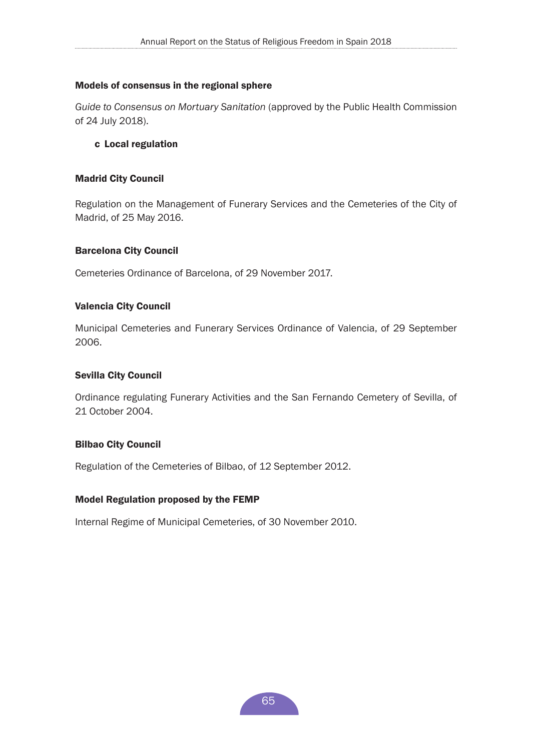#### Models of consensus in the regional sphere

*Guide to Consensus on Mortuary Sanitation* (approved by the Public Health Commission of 24 July 2018).

### c Local regulation

#### Madrid City Council

Regulation on the Management of Funerary Services and the Cemeteries of the City of Madrid, of 25 May 2016.

#### Barcelona City Council

Cemeteries Ordinance of Barcelona, of 29 November 2017.

#### Valencia City Council

Municipal Cemeteries and Funerary Services Ordinance of Valencia, of 29 September 2006.

#### Sevilla City Council

Ordinance regulating Funerary Activities and the San Fernando Cemetery of Sevilla, of 21 October 2004.

#### Bilbao City Council

Regulation of the Cemeteries of Bilbao, of 12 September 2012.

#### Model Regulation proposed by the FEMP

Internal Regime of Municipal Cemeteries, of 30 November 2010.